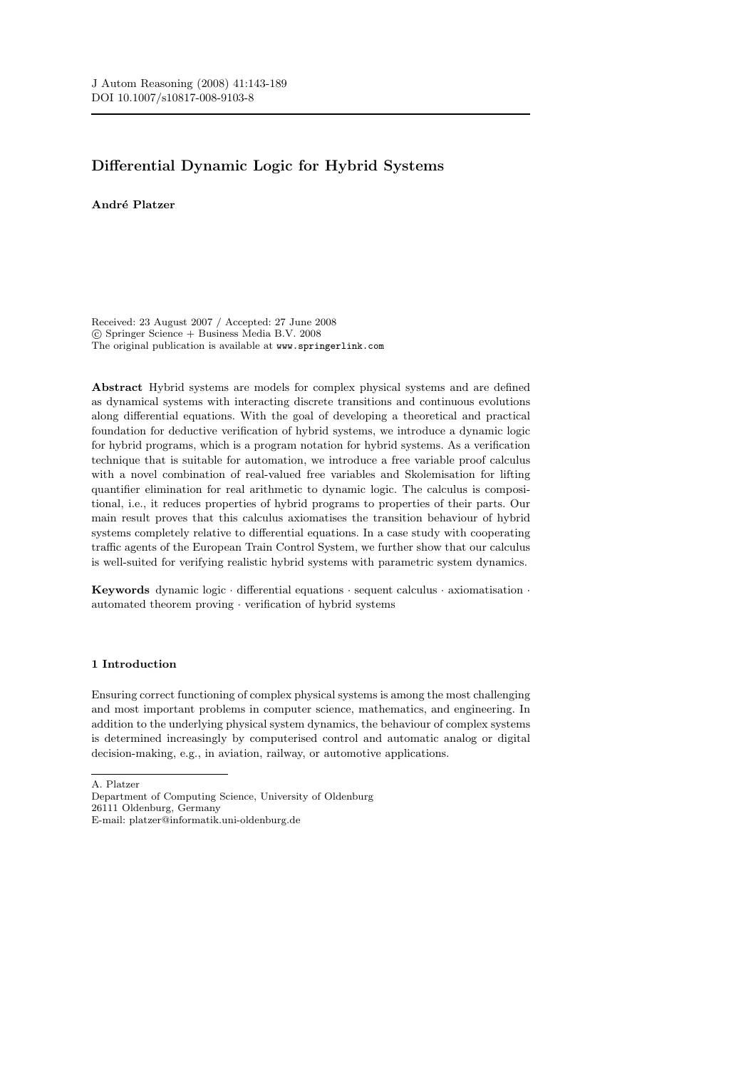J Autom Reasoning (2008) 41:143-189
DOI 10.1007/s10817-008-9103-8

# Differential Dynamic Logic for Hybrid Systems

**André Platzer**

Received: 23 August 2007 / Accepted: 27 June 2008
© Springer Science + Business Media B.V. 2008
The original publication is available at www.springerlink.com

**Abstract** Hybrid systems are models for complex physical systems and are defined as dynamical systems with interacting discrete transitions and continuous evolutions along differential equations. With the goal of developing a theoretical and practical foundation for deductive verification of hybrid systems, we introduce a dynamic logic for hybrid programs, which is a program notation for hybrid systems. As a verification technique that is suitable for automation, we introduce a free variable proof calculus with a novel combination of real-valued free variables and Skolemisation for lifting quantifier elimination for real arithmetic to dynamic logic. The calculus is compositional, i.e., it reduces properties of hybrid programs to properties of their parts. Our main result proves that this calculus axiomatises the transition behaviour of hybrid systems completely relative to differential equations. In a case study with cooperating traffic agents of the European Train Control System, we further show that our calculus is well-suited for verifying realistic hybrid systems with parametric system dynamics.

**Keywords** dynamic logic · differential equations · sequent calculus · axiomatisation · automated theorem proving · verification of hybrid systems

## 1 Introduction

Ensuring correct functioning of complex physical systems is among the most challenging and most important problems in computer science, mathematics, and engineering. In addition to the underlying physical system dynamics, the behaviour of complex systems is determined increasingly by computerised control and automatic analog or digital decision-making, e.g., in aviation, railway, or automotive applications.

---

A. Platzer
Department of Computing Science, University of Oldenburg
26111 Oldenburg, Germany
E-mail: platzer@informatik.uni-oldenburg.de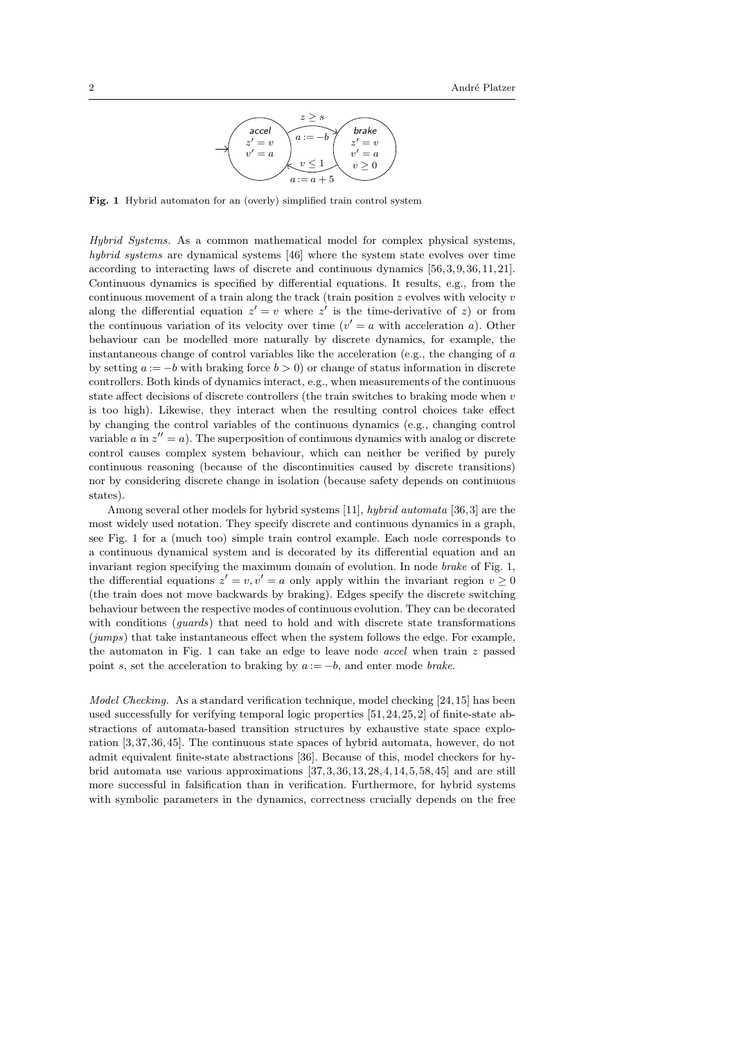accel
$z' = v$
$v' = a$

brake
$z' = v$
$v' = a$
$v \geq 0$

$z \geq s$
$a := -b$

$v \leq 1$
$a := a + 5$

**Fig. 1** Hybrid automaton for an (overly) simplified train control system

*Hybrid Systems.* As a common mathematical model for complex physical systems, *hybrid systems* are dynamical systems [46] where the system state evolves over time according to interacting laws of discrete and continuous dynamics [56,3,9,36,11,21]. Continuous dynamics is specified by differential equations. It results, e.g., from the continuous movement of a train along the track (train position $z$ evolves with velocity $v$ along the differential equation $z' = v$ where $z'$ is the time-derivative of $z$) or from the continuous variation of its velocity over time ($v' = a$ with acceleration $a$). Other behaviour can be modelled more naturally by discrete dynamics, for example, the instantaneous change of control variables like the acceleration (e.g., the changing of $a$ by setting $a := -b$ with braking force $b > 0$) or change of status information in discrete controllers. Both kinds of dynamics interact, e.g., when measurements of the continuous state affect decisions of discrete controllers (the train switches to braking mode when $v$ is too high). Likewise, they interact when the resulting control choices take effect by changing the control variables of the continuous dynamics (e.g., changing control variable $a$ in $z'' = a$). The superposition of continuous dynamics with analog or discrete control causes complex system behaviour, which can neither be verified by purely continuous reasoning (because of the discontinuities caused by discrete transitions) nor by considering discrete change in isolation (because safety depends on continuous states).

Among several other models for hybrid systems [11], *hybrid automata* [36,3] are the most widely used notation. They specify discrete and continuous dynamics in a graph, see Fig. 1 for a (much too) simple train control example. Each node corresponds to a continuous dynamical system and is decorated by its differential equation and an invariant region specifying the maximum domain of evolution. In node *brake* of Fig. 1, the differential equations $z' = v, v' = a$ only apply within the invariant region $v \geq 0$ (the train does not move backwards by braking). Edges specify the discrete switching behaviour between the respective modes of continuous evolution. They can be decorated with conditions (*guards*) that need to hold and with discrete state transformations (*jumps*) that take instantaneous effect when the system follows the edge. For example, the automaton in Fig. 1 can take an edge to leave node *accel* when train $z$ passed point $s$, set the acceleration to braking by $a := -b$, and enter mode *brake*.

*Model Checking.* As a standard verification technique, model checking [24,15] has been used successfully for verifying temporal logic properties [51,24,25,2] of finite-state abstractions of automata-based transition structures by exhaustive state space exploration [3,37,36,45]. The continuous state spaces of hybrid automata, however, do not admit equivalent finite-state abstractions [36]. Because of this, model checkers for hybrid automata use various approximations [37,3,36,13,28,4,14,5,58,45] and are still more successful in falsification than in verification. Furthermore, for hybrid systems with symbolic parameters in the dynamics, correctness crucially depends on the free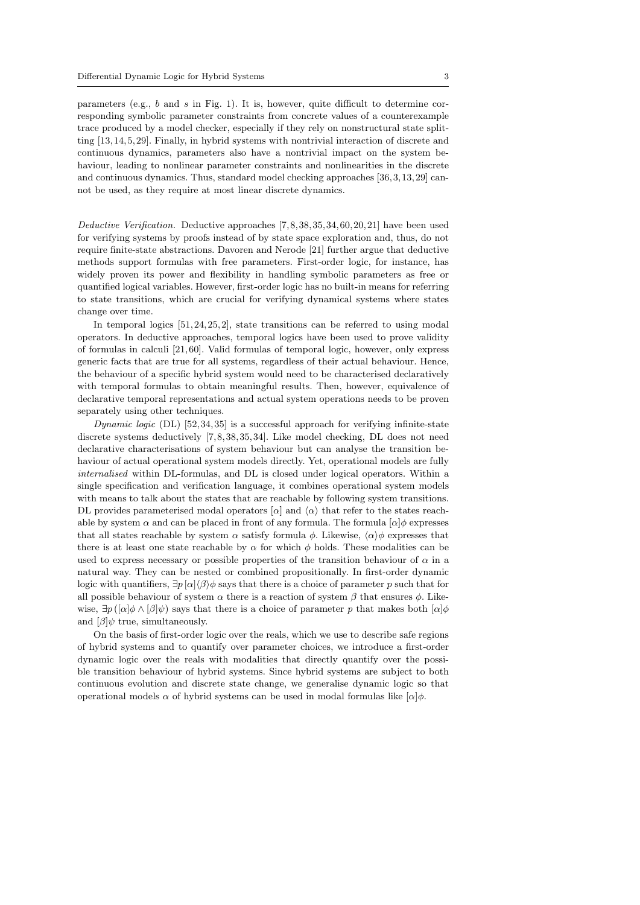parameters (e.g., $b$ and $s$ in Fig. 1). It is, however, quite difficult to determine corresponding symbolic parameter constraints from concrete values of a counterexample trace produced by a model checker, especially if they rely on nonstructural state splitting [13, 14, 5, 29]. Finally, in hybrid systems with nontrivial interaction of discrete and continuous dynamics, parameters also have a nontrivial impact on the system behaviour, leading to nonlinear parameter constraints and nonlinearities in the discrete and continuous dynamics. Thus, standard model checking approaches [36, 3, 13, 29] cannot be used, as they require at most linear discrete dynamics.

*Deductive Verification.* Deductive approaches [7, 8, 38, 35, 34, 60, 20, 21] have been used for verifying systems by proofs instead of by state space exploration and, thus, do not require finite-state abstractions. Davoren and Nerode [21] further argue that deductive methods support formulas with free parameters. First-order logic, for instance, has widely proven its power and flexibility in handling symbolic parameters as free or quantified logical variables. However, first-order logic has no built-in means for referring to state transitions, which are crucial for verifying dynamical systems where states change over time.

In temporal logics [51, 24, 25, 2], state transitions can be referred to using modal operators. In deductive approaches, temporal logics have been used to prove validity of formulas in calculi [21, 60]. Valid formulas of temporal logic, however, only express generic facts that are true for all systems, regardless of their actual behaviour. Hence, the behaviour of a specific hybrid system would need to be characterised declaratively with temporal formulas to obtain meaningful results. Then, however, equivalence of declarative temporal representations and actual system operations needs to be proven separately using other techniques.

*Dynamic logic* (DL) [52, 34, 35] is a successful approach for verifying infinite-state discrete systems deductively [7, 8, 38, 35, 34]. Like model checking, DL does not need declarative characterisations of system behaviour but can analyse the transition behaviour of actual operational system models directly. Yet, operational models are fully *internalised* within DL-formulas, and DL is closed under logical operators. Within a single specification and verification language, it combines operational system models with means to talk about the states that are reachable by following system transitions. DL provides parameterised modal operators $[\alpha]$ and $\langle\alpha\rangle$ that refer to the states reachable by system $\alpha$ and can be placed in front of any formula. The formula $[\alpha]\phi$ expresses that all states reachable by system $\alpha$ satisfy formula $\phi$. Likewise, $\langle\alpha\rangle\phi$ expresses that there is at least one state reachable by $\alpha$ for which $\phi$ holds. These modalities can be used to express necessary or possible properties of the transition behaviour of $\alpha$ in a natural way. They can be nested or combined propositionally. In first-order dynamic logic with quantifiers, $\exists p\,[\alpha]\langle\beta\rangle\phi$ says that there is a choice of parameter $p$ such that for all possible behaviour of system $\alpha$ there is a reaction of system $\beta$ that ensures $\phi$. Likewise, $\exists p\,([\alpha]\phi \wedge [\beta]\psi)$ says that there is a choice of parameter $p$ that makes both $[\alpha]\phi$ and $[\beta]\psi$ true, simultaneously.

On the basis of first-order logic over the reals, which we use to describe safe regions of hybrid systems and to quantify over parameter choices, we introduce a first-order dynamic logic over the reals with modalities that directly quantify over the possible transition behaviour of hybrid systems. Since hybrid systems are subject to both continuous evolution and discrete state change, we generalise dynamic logic so that operational models $\alpha$ of hybrid systems can be used in modal formulas like $[\alpha]\phi$.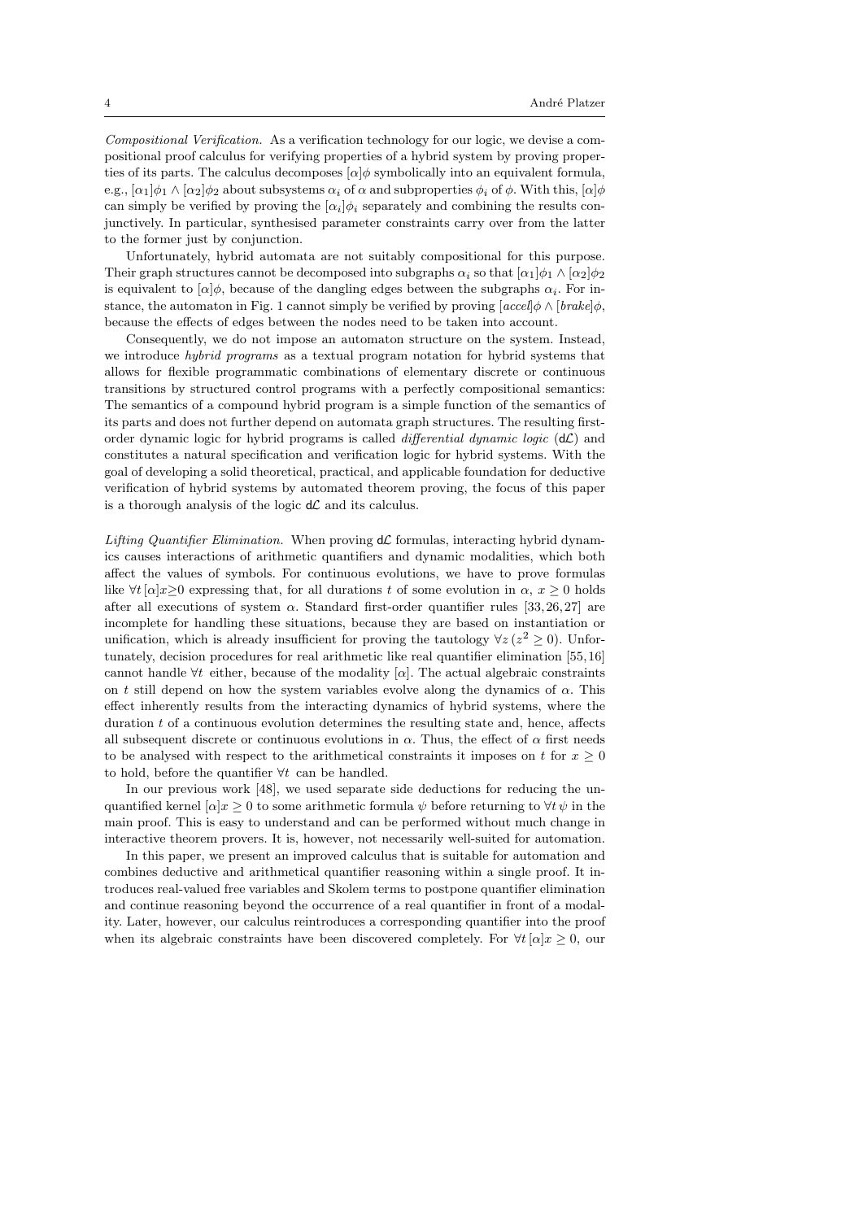*Compositional Verification.* As a verification technology for our logic, we devise a compositional proof calculus for verifying properties of a hybrid system by proving properties of its parts. The calculus decomposes $[\alpha]\phi$ symbolically into an equivalent formula, e.g., $[\alpha_1]\phi_1 \wedge [\alpha_2]\phi_2$ about subsystems $\alpha_i$ of $\alpha$ and subproperties $\phi_i$ of $\phi$. With this, $[\alpha]\phi$ can simply be verified by proving the $[\alpha_i]\phi_i$ separately and combining the results conjunctively. In particular, synthesised parameter constraints carry over from the latter to the former just by conjunction.

Unfortunately, hybrid automata are not suitably compositional for this purpose. Their graph structures cannot be decomposed into subgraphs $\alpha_i$ so that $[\alpha_1]\phi_1 \wedge [\alpha_2]\phi_2$ is equivalent to $[\alpha]\phi$, because of the dangling edges between the subgraphs $\alpha_i$. For instance, the automaton in Fig. 1 cannot simply be verified by proving $[accel]\phi \wedge [brake]\phi$, because the effects of edges between the nodes need to be taken into account.

Consequently, we do not impose an automaton structure on the system. Instead, we introduce *hybrid programs* as a textual program notation for hybrid systems that allows for flexible programmatic combinations of elementary discrete or continuous transitions by structured control programs with a perfectly compositional semantics: The semantics of a compound hybrid program is a simple function of the semantics of its parts and does not further depend on automata graph structures. The resulting first-order dynamic logic for hybrid programs is called *differential dynamic logic* (d$\mathcal{L}$) and constitutes a natural specification and verification logic for hybrid systems. With the goal of developing a solid theoretical, practical, and applicable foundation for deductive verification of hybrid systems by automated theorem proving, the focus of this paper is a thorough analysis of the logic d$\mathcal{L}$ and its calculus.

*Lifting Quantifier Elimination.* When proving d$\mathcal{L}$ formulas, interacting hybrid dynamics causes interactions of arithmetic quantifiers and dynamic modalities, which both affect the values of symbols. For continuous evolutions, we have to prove formulas like $\forall t\, [\alpha] x \geq 0$ expressing that, for all durations $t$ of some evolution in $\alpha$, $x \geq 0$ holds after all executions of system $\alpha$. Standard first-order quantifier rules [33, 26, 27] are incomplete for handling these situations, because they are based on instantiation or unification, which is already insufficient for proving the tautology $\forall z\, (z^2 \geq 0)$. Unfortunately, decision procedures for real arithmetic like real quantifier elimination [55, 16] cannot handle $\forall t$ either, because of the modality $[\alpha]$. The actual algebraic constraints on $t$ still depend on how the system variables evolve along the dynamics of $\alpha$. This effect inherently results from the interacting dynamics of hybrid systems, where the duration $t$ of a continuous evolution determines the resulting state and, hence, affects all subsequent discrete or continuous evolutions in $\alpha$. Thus, the effect of $\alpha$ first needs to be analysed with respect to the arithmetical constraints it imposes on $t$ for $x \geq 0$ to hold, before the quantifier $\forall t$ can be handled.

In our previous work [48], we used separate side deductions for reducing the unquantified kernel $[\alpha] x \geq 0$ to some arithmetic formula $\psi$ before returning to $\forall t\, \psi$ in the main proof. This is easy to understand and can be performed without much change in interactive theorem provers. It is, however, not necessarily well-suited for automation.

In this paper, we present an improved calculus that is suitable for automation and combines deductive and arithmetical quantifier reasoning within a single proof. It introduces real-valued free variables and Skolem terms to postpone quantifier elimination and continue reasoning beyond the occurrence of a real quantifier in front of a modality. Later, however, our calculus reintroduces a corresponding quantifier into the proof when its algebraic constraints have been discovered completely. For $\forall t\, [\alpha] x \geq 0$, our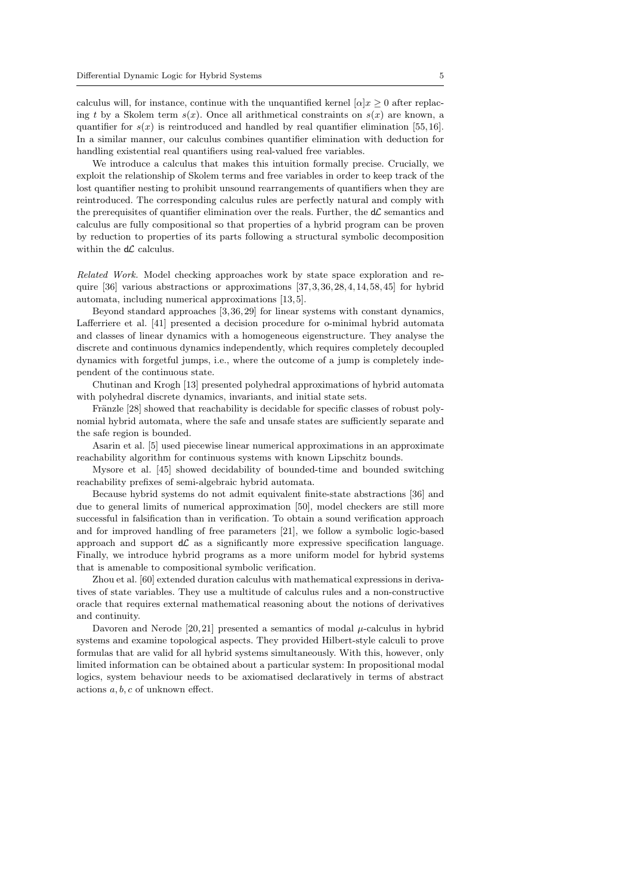calculus will, for instance, continue with the unquantified kernel $[\alpha]x \geq 0$ after replacing $t$ by a Skolem term $s(x)$. Once all arithmetical constraints on $s(x)$ are known, a quantifier for $s(x)$ is reintroduced and handled by real quantifier elimination [55, 16]. In a similar manner, our calculus combines quantifier elimination with deduction for handling existential real quantifiers using real-valued free variables.

We introduce a calculus that makes this intuition formally precise. Crucially, we exploit the relationship of Skolem terms and free variables in order to keep track of the lost quantifier nesting to prohibit unsound rearrangements of quantifiers when they are reintroduced. The corresponding calculus rules are perfectly natural and comply with the prerequisites of quantifier elimination over the reals. Further, the $\mathsf{d}\mathcal{L}$ semantics and calculus are fully compositional so that properties of a hybrid program can be proven by reduction to properties of its parts following a structural symbolic decomposition within the $\mathsf{d}\mathcal{L}$ calculus.

*Related Work.* Model checking approaches work by state space exploration and require [36] various abstractions or approximations [37, 3, 36, 28, 4, 14, 58, 45] for hybrid automata, including numerical approximations [13, 5].

Beyond standard approaches [3, 36, 29] for linear systems with constant dynamics, Lafferriere et al. [41] presented a decision procedure for o-minimal hybrid automata and classes of linear dynamics with a homogeneous eigenstructure. They analyse the discrete and continuous dynamics independently, which requires completely decoupled dynamics with forgetful jumps, i.e., where the outcome of a jump is completely independent of the continuous state.

Chutinan and Krogh [13] presented polyhedral approximations of hybrid automata with polyhedral discrete dynamics, invariants, and initial state sets.

Fränzle [28] showed that reachability is decidable for specific classes of robust polynomial hybrid automata, where the safe and unsafe states are sufficiently separate and the safe region is bounded.

Asarin et al. [5] used piecewise linear numerical approximations in an approximate reachability algorithm for continuous systems with known Lipschitz bounds.

Mysore et al. [45] showed decidability of bounded-time and bounded switching reachability prefixes of semi-algebraic hybrid automata.

Because hybrid systems do not admit equivalent finite-state abstractions [36] and due to general limits of numerical approximation [50], model checkers are still more successful in falsification than in verification. To obtain a sound verification approach and for improved handling of free parameters [21], we follow a symbolic logic-based approach and support $\mathsf{d}\mathcal{L}$ as a significantly more expressive specification language. Finally, we introduce hybrid programs as a more uniform model for hybrid systems that is amenable to compositional symbolic verification.

Zhou et al. [60] extended duration calculus with mathematical expressions in derivatives of state variables. They use a multitude of calculus rules and a non-constructive oracle that requires external mathematical reasoning about the notions of derivatives and continuity.

Davoren and Nerode [20, 21] presented a semantics of modal $\mu$-calculus in hybrid systems and examine topological aspects. They provided Hilbert-style calculi to prove formulas that are valid for all hybrid systems simultaneously. With this, however, only limited information can be obtained about a particular system: In propositional modal logics, system behaviour needs to be axiomatised declaratively in terms of abstract actions $a, b, c$ of unknown effect.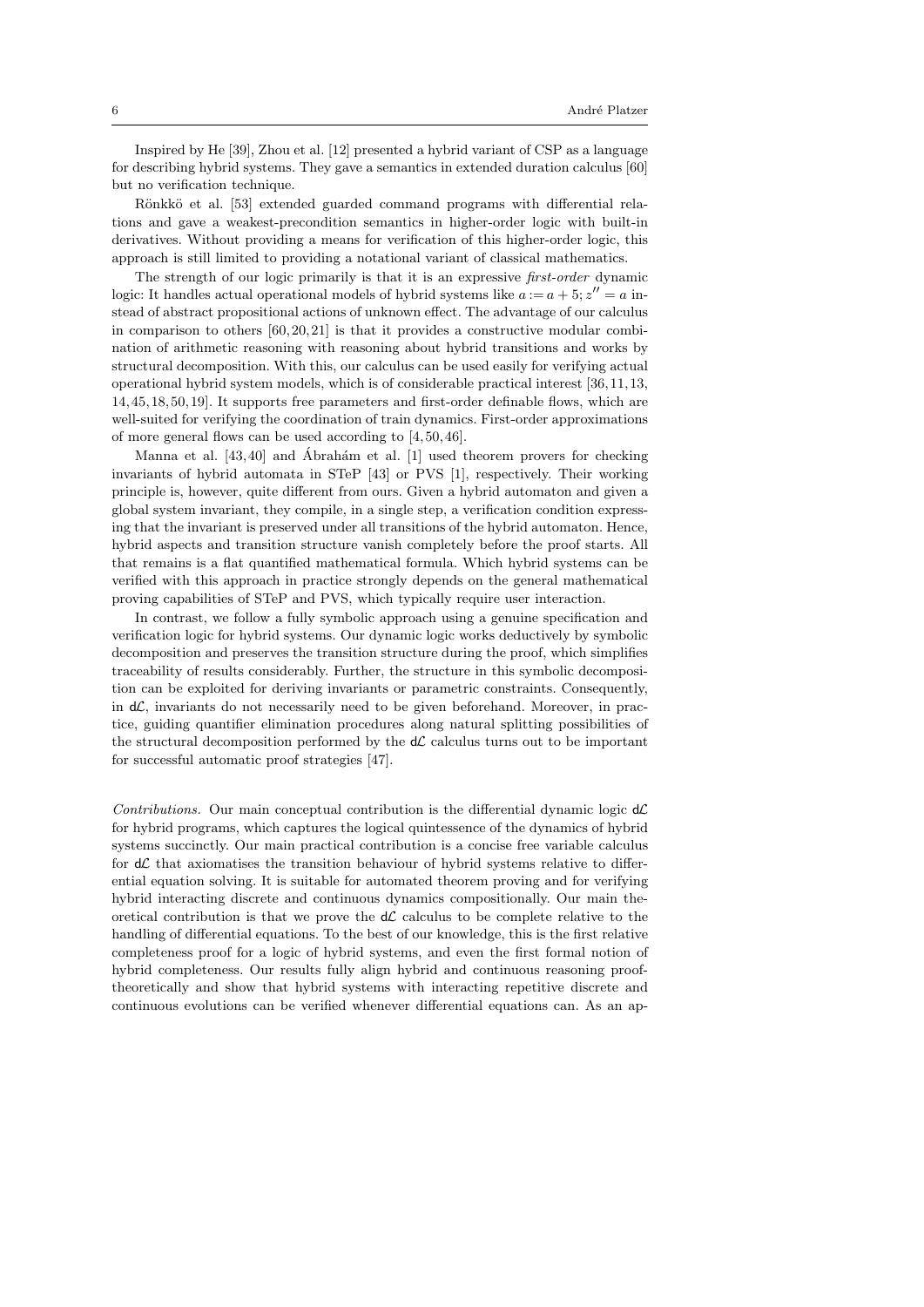Inspired by He [39], Zhou et al. [12] presented a hybrid variant of CSP as a language for describing hybrid systems. They gave a semantics in extended duration calculus [60] but no verification technique.

Rönkkö et al. [53] extended guarded command programs with differential relations and gave a weakest-precondition semantics in higher-order logic with built-in derivatives. Without providing a means for verification of this higher-order logic, this approach is still limited to providing a notational variant of classical mathematics.

The strength of our logic primarily is that it is an expressive *first-order* dynamic logic: It handles actual operational models of hybrid systems like $a := a + 5; z'' = a$ instead of abstract propositional actions of unknown effect. The advantage of our calculus in comparison to others [60, 20, 21] is that it provides a constructive modular combination of arithmetic reasoning with reasoning about hybrid transitions and works by structural decomposition. With this, our calculus can be used easily for verifying actual operational hybrid system models, which is of considerable practical interest [36, 11, 13, 14, 45, 18, 50, 19]. It supports free parameters and first-order definable flows, which are well-suited for verifying the coordination of train dynamics. First-order approximations of more general flows can be used according to [4, 50, 46].

Manna et al. [43, 40] and Ábrahám et al. [1] used theorem provers for checking invariants of hybrid automata in STeP [43] or PVS [1], respectively. Their working principle is, however, quite different from ours. Given a hybrid automaton and given a global system invariant, they compile, in a single step, a verification condition expressing that the invariant is preserved under all transitions of the hybrid automaton. Hence, hybrid aspects and transition structure vanish completely before the proof starts. All that remains is a flat quantified mathematical formula. Which hybrid systems can be verified with this approach in practice strongly depends on the general mathematical proving capabilities of STeP and PVS, which typically require user interaction.

In contrast, we follow a fully symbolic approach using a genuine specification and verification logic for hybrid systems. Our dynamic logic works deductively by symbolic decomposition and preserves the transition structure during the proof, which simplifies traceability of results considerably. Further, the structure in this symbolic decomposition can be exploited for deriving invariants or parametric constraints. Consequently, in $\mathsf{d}\mathcal{L}$, invariants do not necessarily need to be given beforehand. Moreover, in practice, guiding quantifier elimination procedures along natural splitting possibilities of the structural decomposition performed by the $\mathsf{d}\mathcal{L}$ calculus turns out to be important for successful automatic proof strategies [47].

*Contributions.* Our main conceptual contribution is the differential dynamic logic $\mathsf{d}\mathcal{L}$ for hybrid programs, which captures the logical quintessence of the dynamics of hybrid systems succinctly. Our main practical contribution is a concise free variable calculus for $\mathsf{d}\mathcal{L}$ that axiomatises the transition behaviour of hybrid systems relative to differential equation solving. It is suitable for automated theorem proving and for verifying hybrid interacting discrete and continuous dynamics compositionally. Our main theoretical contribution is that we prove the $\mathsf{d}\mathcal{L}$ calculus to be complete relative to the handling of differential equations. To the best of our knowledge, this is the first relative completeness proof for a logic of hybrid systems, and even the first formal notion of hybrid completeness. Our results fully align hybrid and continuous reasoning proof-theoretically and show that hybrid systems with interacting repetitive discrete and continuous evolutions can be verified whenever differential equations can. As an ap-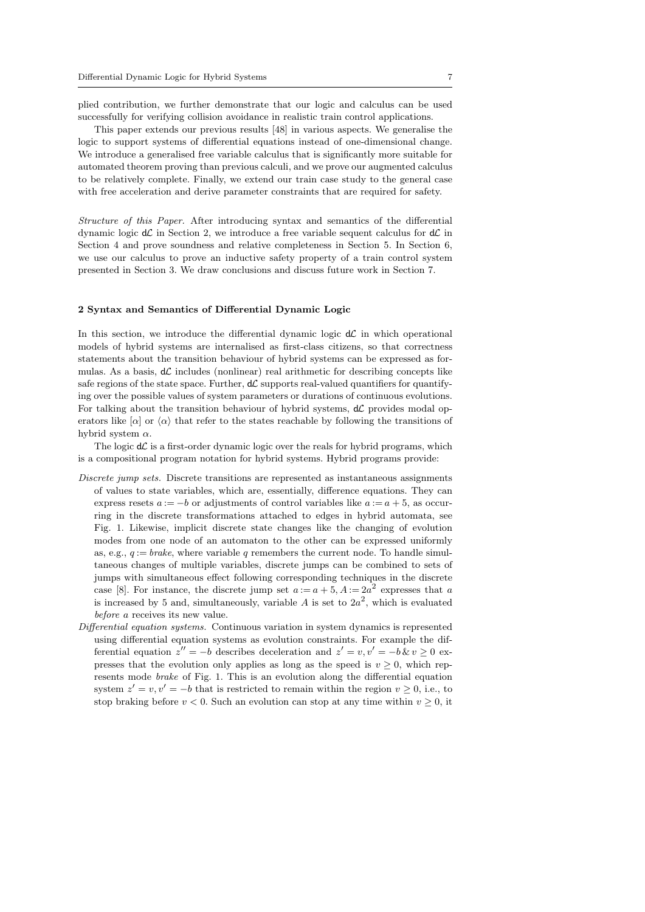plied contribution, we further demonstrate that our logic and calculus can be used successfully for verifying collision avoidance in realistic train control applications.

This paper extends our previous results [48] in various aspects. We generalise the logic to support systems of differential equations instead of one-dimensional change. We introduce a generalised free variable calculus that is significantly more suitable for automated theorem proving than previous calculi, and we prove our augmented calculus to be relatively complete. Finally, we extend our train case study to the general case with free acceleration and derive parameter constraints that are required for safety.

*Structure of this Paper.* After introducing syntax and semantics of the differential dynamic logic $d\mathcal{L}$ in Section 2, we introduce a free variable sequent calculus for $d\mathcal{L}$ in Section 4 and prove soundness and relative completeness in Section 5. In Section 6, we use our calculus to prove an inductive safety property of a train control system presented in Section 3. We draw conclusions and discuss future work in Section 7.

## 2 Syntax and Semantics of Differential Dynamic Logic

In this section, we introduce the differential dynamic logic $d\mathcal{L}$ in which operational models of hybrid systems are internalised as first-class citizens, so that correctness statements about the transition behaviour of hybrid systems can be expressed as formulas. As a basis, $d\mathcal{L}$ includes (nonlinear) real arithmetic for describing concepts like safe regions of the state space. Further, $d\mathcal{L}$ supports real-valued quantifiers for quantifying over the possible values of system parameters or durations of continuous evolutions. For talking about the transition behaviour of hybrid systems, $d\mathcal{L}$ provides modal operators like $[\alpha]$ or $\langle\alpha\rangle$ that refer to the states reachable by following the transitions of hybrid system $\alpha$.

The logic $d\mathcal{L}$ is a first-order dynamic logic over the reals for hybrid programs, which is a compositional program notation for hybrid systems. Hybrid programs provide:

*Discrete jump sets.* Discrete transitions are represented as instantaneous assignments of values to state variables, which are, essentially, difference equations. They can express resets $a := -b$ or adjustments of control variables like $a := a + 5$, as occurring in the discrete transformations attached to edges in hybrid automata, see Fig. 1. Likewise, implicit discrete state changes like the changing of evolution modes from one node of an automaton to the other can be expressed uniformly as, e.g., $q := brake$, where variable $q$ remembers the current node. To handle simultaneous changes of multiple variables, discrete jumps can be combined to sets of jumps with simultaneous effect following corresponding techniques in the discrete case [8]. For instance, the discrete jump set $a := a + 5, A := 2a^2$ expresses that $a$ is increased by 5 and, simultaneously, variable $A$ is set to $2a^2$, which is evaluated *before* $a$ receives its new value.

*Differential equation systems.* Continuous variation in system dynamics is represented using differential equation systems as evolution constraints. For example the differential equation $z'' = -b$ describes deceleration and $z' = v, v' = -b \,\&\, v \geq 0$ expresses that the evolution only applies as long as the speed is $v \geq 0$, which represents mode *brake* of Fig. 1. This is an evolution along the differential equation system $z' = v, v' = -b$ that is restricted to remain within the region $v \geq 0$, i.e., to stop braking before $v < 0$. Such an evolution can stop at any time within $v \geq 0$, it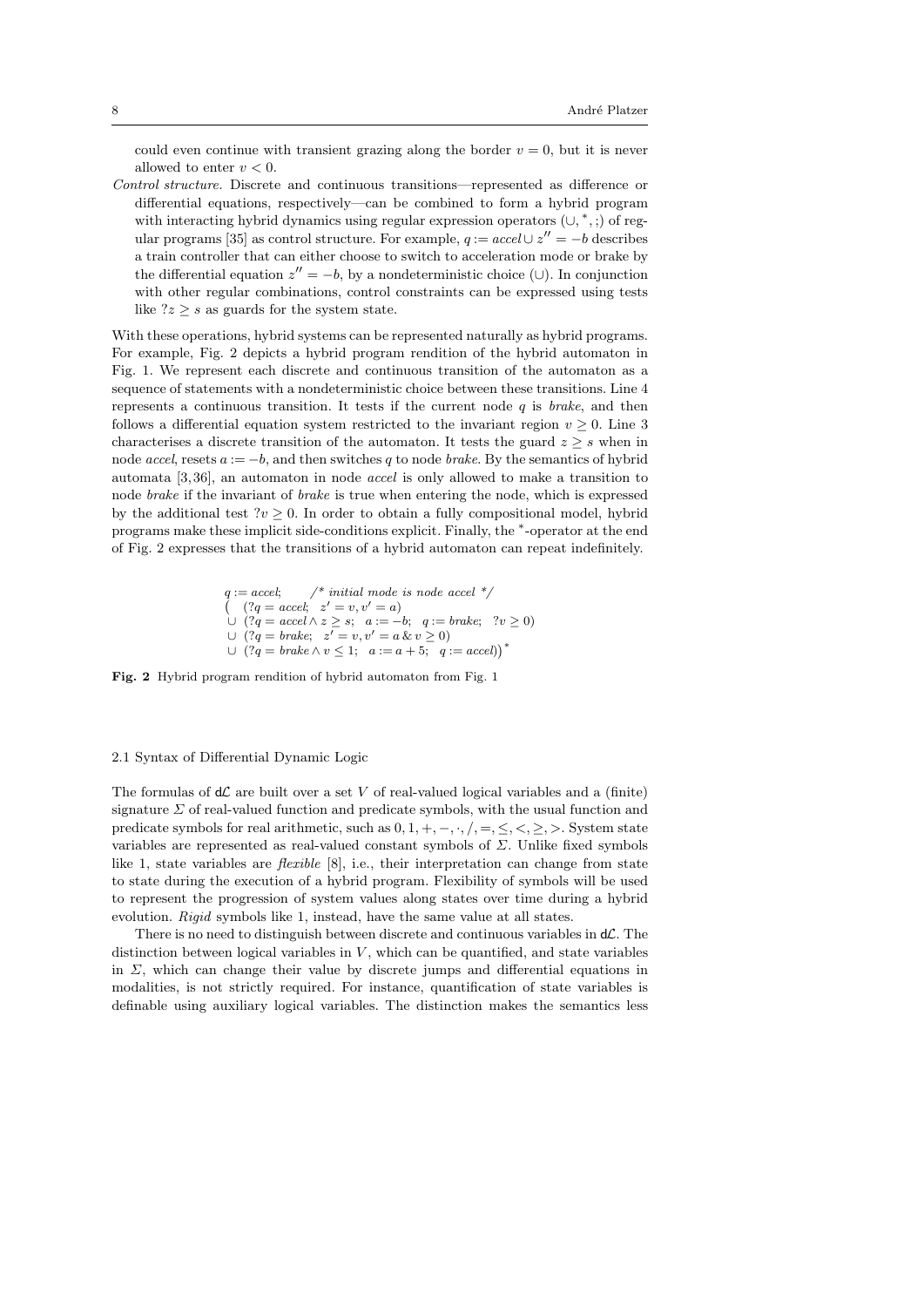could even continue with transient grazing along the border $v = 0$, but it is never allowed to enter $v < 0$.

*Control structure.* Discrete and continuous transitions—represented as difference or differential equations, respectively—can be combined to form a hybrid program with interacting hybrid dynamics using regular expression operators ($\cup, ^*, ;$) of regular programs [35] as control structure. For example, $q := accel \cup z'' = -b$ describes a train controller that can either choose to switch to acceleration mode or brake by the differential equation $z'' = -b$, by a nondeterministic choice ($\cup$). In conjunction with other regular combinations, control constraints can be expressed using tests like $?z \geq s$ as guards for the system state.

With these operations, hybrid systems can be represented naturally as hybrid programs. For example, Fig. 2 depicts a hybrid program rendition of the hybrid automaton in Fig. 1. We represent each discrete and continuous transition of the automaton as a sequence of statements with a nondeterministic choice between these transitions. Line 4 represents a continuous transition. It tests if the current node $q$ is *brake*, and then follows a differential equation system restricted to the invariant region $v \geq 0$. Line 3 characterises a discrete transition of the automaton. It tests the guard $z \geq s$ when in node *accel*, resets $a := -b$, and then switches $q$ to node *brake*. By the semantics of hybrid automata [3, 36], an automaton in node *accel* is only allowed to make a transition to node *brake* if the invariant of *brake* is true when entering the node, which is expressed by the additional test $?v \geq 0$. In order to obtain a fully compositional model, hybrid programs make these implicit side-conditions explicit. Finally, the $^*$-operator at the end of Fig. 2 expresses that the transitions of a hybrid automaton can repeat indefinitely.

$$
\begin{array}{l}
q := accel; \qquad /*\ \textit{initial mode is node accel}\ */\\
\big(\ \ (?q = accel;\ \ z' = v, v' = a)\\
\cup\ (?q = accel \land z \geq s;\ \ a := -b;\ \ q := brake;\ \ ?v \geq 0)\\
\cup\ (?q = brake;\ \ z' = v, v' = a\ \&\ v \geq 0)\\
\cup\ (?q = brake \land v \leq 1;\ \ a := a + 5;\ \ q := accel)\big)^*
\end{array}
$$

**Fig. 2** Hybrid program rendition of hybrid automaton from Fig. 1

### 2.1 Syntax of Differential Dynamic Logic

The formulas of $\mathsf{d}\mathcal{L}$ are built over a set $V$ of real-valued logical variables and a (finite) signature $\Sigma$ of real-valued function and predicate symbols, with the usual function and predicate symbols for real arithmetic, such as $0, 1, +, -, \cdot, /, =, \leq, <, \geq, >$. System state variables are represented as real-valued constant symbols of $\Sigma$. Unlike fixed symbols like 1, state variables are *flexible* [8], i.e., their interpretation can change from state to state during the execution of a hybrid program. Flexibility of symbols will be used to represent the progression of system values along states over time during a hybrid evolution. *Rigid* symbols like 1, instead, have the same value at all states.

There is no need to distinguish between discrete and continuous variables in $\mathsf{d}\mathcal{L}$. The distinction between logical variables in $V$, which can be quantified, and state variables in $\Sigma$, which can change their value by discrete jumps and differential equations in modalities, is not strictly required. For instance, quantification of state variables is definable using auxiliary logical variables. The distinction makes the semantics less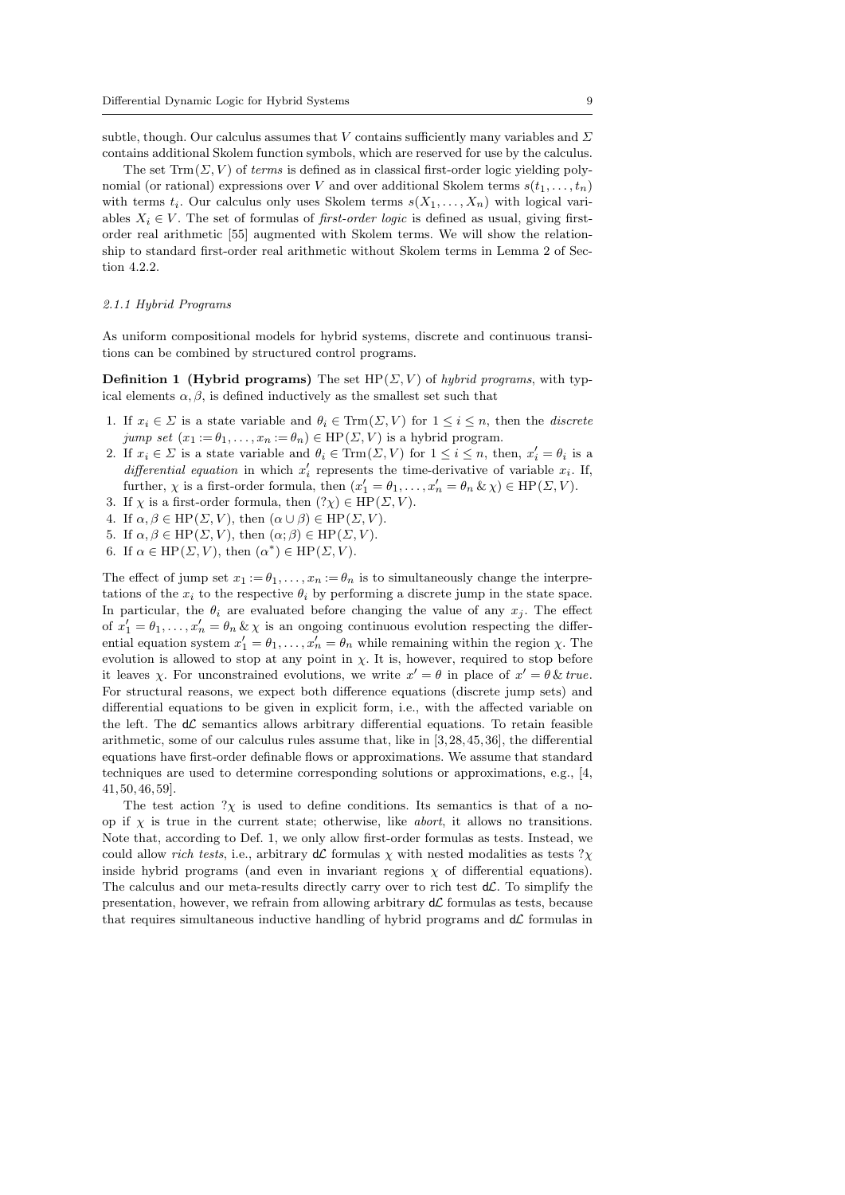subtle, though. Our calculus assumes that $V$ contains sufficiently many variables and $\Sigma$ contains additional Skolem function symbols, which are reserved for use by the calculus.

The set $\mathrm{Trm}(\Sigma, V)$ of *terms* is defined as in classical first-order logic yielding polynomial (or rational) expressions over $V$ and over additional Skolem terms $s(t_1, \ldots, t_n)$ with terms $t_i$. Our calculus only uses Skolem terms $s(X_1, \ldots, X_n)$ with logical variables $X_i \in V$. The set of formulas of *first-order logic* is defined as usual, giving first-order real arithmetic [55] augmented with Skolem terms. We will show the relationship to standard first-order real arithmetic without Skolem terms in Lemma 2 of Section 4.2.2.

### 2.1.1 Hybrid Programs

As uniform compositional models for hybrid systems, discrete and continuous transitions can be combined by structured control programs.

**Definition 1 (Hybrid programs)** The set $\mathrm{HP}(\Sigma, V)$ of *hybrid programs*, with typical elements $\alpha, \beta$, is defined inductively as the smallest set such that

1. If $x_i \in \Sigma$ is a state variable and $\theta_i \in \mathrm{Trm}(\Sigma, V)$ for $1 \leq i \leq n$, then the *discrete jump set* $(x_1 := \theta_1, \ldots, x_n := \theta_n) \in \mathrm{HP}(\Sigma, V)$ is a hybrid program.
2. If $x_i \in \Sigma$ is a state variable and $\theta_i \in \mathrm{Trm}(\Sigma, V)$ for $1 \leq i \leq n$, then, $x_i' = \theta_i$ is a *differential equation* in which $x_i'$ represents the time-derivative of variable $x_i$. If, further, $\chi$ is a first-order formula, then $(x_1' = \theta_1, \ldots, x_n' = \theta_n \,\&\, \chi) \in \mathrm{HP}(\Sigma, V)$.
3. If $\chi$ is a first-order formula, then $(?\chi) \in \mathrm{HP}(\Sigma, V)$.
4. If $\alpha, \beta \in \mathrm{HP}(\Sigma, V)$, then $(\alpha \cup \beta) \in \mathrm{HP}(\Sigma, V)$.
5. If $\alpha, \beta \in \mathrm{HP}(\Sigma, V)$, then $(\alpha; \beta) \in \mathrm{HP}(\Sigma, V)$.
6. If $\alpha \in \mathrm{HP}(\Sigma, V)$, then $(\alpha^*) \in \mathrm{HP}(\Sigma, V)$.

The effect of jump set $x_1 := \theta_1, \ldots, x_n := \theta_n$ is to simultaneously change the interpretations of the $x_i$ to the respective $\theta_i$ by performing a discrete jump in the state space. In particular, the $\theta_i$ are evaluated before changing the value of any $x_j$. The effect of $x_1' = \theta_1, \ldots, x_n' = \theta_n \,\&\, \chi$ is an ongoing continuous evolution respecting the differential equation system $x_1' = \theta_1, \ldots, x_n' = \theta_n$ while remaining within the region $\chi$. The evolution is allowed to stop at any point in $\chi$. It is, however, required to stop before it leaves $\chi$. For unconstrained evolutions, we write $x' = \theta$ in place of $x' = \theta \,\&\, true$. For structural reasons, we expect both difference equations (discrete jump sets) and differential equations to be given in explicit form, i.e., with the affected variable on the left. The d$\mathcal{L}$ semantics allows arbitrary differential equations. To retain feasible arithmetic, some of our calculus rules assume that, like in [3, 28, 45, 36], the differential equations have first-order definable flows or approximations. We assume that standard techniques are used to determine corresponding solutions or approximations, e.g., [4, 41, 50, 46, 59].

The test action $?\chi$ is used to define conditions. Its semantics is that of a no-op if $\chi$ is true in the current state; otherwise, like *abort*, it allows no transitions. Note that, according to Def. 1, we only allow first-order formulas as tests. Instead, we could allow *rich tests*, i.e., arbitrary d$\mathcal{L}$ formulas $\chi$ with nested modalities as tests $?\chi$ inside hybrid programs (and even in invariant regions $\chi$ of differential equations). The calculus and our meta-results directly carry over to rich test d$\mathcal{L}$. To simplify the presentation, however, we refrain from allowing arbitrary d$\mathcal{L}$ formulas as tests, because that requires simultaneous inductive handling of hybrid programs and d$\mathcal{L}$ formulas in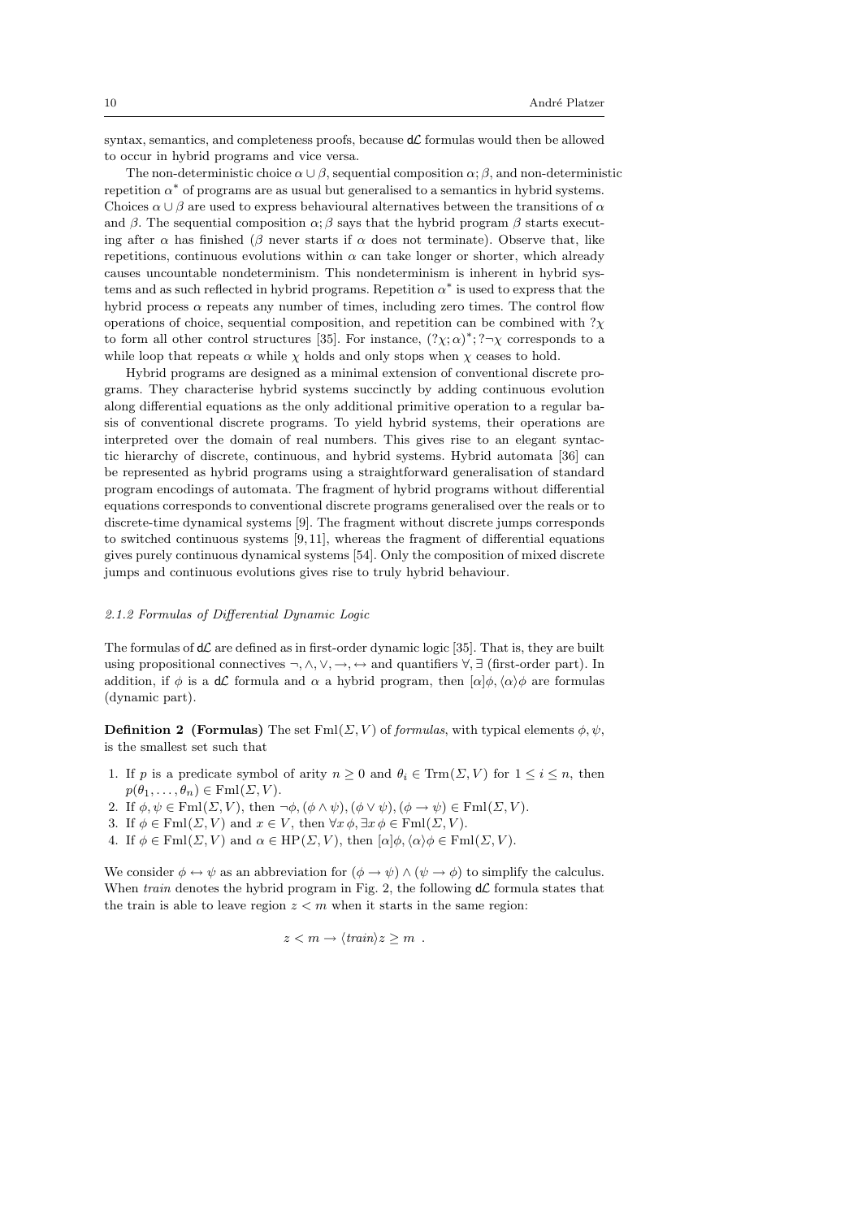syntax, semantics, and completeness proofs, because d$\mathcal{L}$ formulas would then be allowed to occur in hybrid programs and vice versa.

The non-deterministic choice $\alpha \cup \beta$, sequential composition $\alpha; \beta$, and non-deterministic repetition $\alpha^*$ of programs are as usual but generalised to a semantics in hybrid systems. Choices $\alpha \cup \beta$ are used to express behavioural alternatives between the transitions of $\alpha$ and $\beta$. The sequential composition $\alpha; \beta$ says that the hybrid program $\beta$ starts executing after $\alpha$ has finished ($\beta$ never starts if $\alpha$ does not terminate). Observe that, like repetitions, continuous evolutions within $\alpha$ can take longer or shorter, which already causes uncountable nondeterminism. This nondeterminism is inherent in hybrid systems and as such reflected in hybrid programs. Repetition $\alpha^*$ is used to express that the hybrid process $\alpha$ repeats any number of times, including zero times. The control flow operations of choice, sequential composition, and repetition can be combined with $?\chi$ to form all other control structures [35]. For instance, $(?\chi; \alpha)^*; ?\neg\chi$ corresponds to a while loop that repeats $\alpha$ while $\chi$ holds and only stops when $\chi$ ceases to hold.

Hybrid programs are designed as a minimal extension of conventional discrete programs. They characterise hybrid systems succinctly by adding continuous evolution along differential equations as the only additional primitive operation to a regular basis of conventional discrete programs. To yield hybrid systems, their operations are interpreted over the domain of real numbers. This gives rise to an elegant syntactic hierarchy of discrete, continuous, and hybrid systems. Hybrid automata [36] can be represented as hybrid programs using a straightforward generalisation of standard program encodings of automata. The fragment of hybrid programs without differential equations corresponds to conventional discrete programs generalised over the reals or to discrete-time dynamical systems [9]. The fragment without discrete jumps corresponds to switched continuous systems [9,11], whereas the fragment of differential equations gives purely continuous dynamical systems [54]. Only the composition of mixed discrete jumps and continuous evolutions gives rise to truly hybrid behaviour.

#### *2.1.2 Formulas of Differential Dynamic Logic*

The formulas of d$\mathcal{L}$ are defined as in first-order dynamic logic [35]. That is, they are built using propositional connectives $\neg, \wedge, \vee, \rightarrow, \leftrightarrow$ and quantifiers $\forall, \exists$ (first-order part). In addition, if $\phi$ is a d$\mathcal{L}$ formula and $\alpha$ a hybrid program, then $[\alpha]\phi, \langle\alpha\rangle\phi$ are formulas (dynamic part).

**Definition 2 (Formulas)** The set $\mathrm{Fml}(\Sigma, V)$ of *formulas*, with typical elements $\phi, \psi$, is the smallest set such that

1. If $p$ is a predicate symbol of arity $n \geq 0$ and $\theta_i \in \mathrm{Trm}(\Sigma, V)$ for $1 \leq i \leq n$, then $p(\theta_1, \ldots, \theta_n) \in \mathrm{Fml}(\Sigma, V)$.
2. If $\phi, \psi \in \mathrm{Fml}(\Sigma, V)$, then $\neg\phi, (\phi \wedge \psi), (\phi \vee \psi), (\phi \rightarrow \psi) \in \mathrm{Fml}(\Sigma, V)$.
3. If $\phi \in \mathrm{Fml}(\Sigma, V)$ and $x \in V$, then $\forall x\, \phi, \exists x\, \phi \in \mathrm{Fml}(\Sigma, V)$.
4. If $\phi \in \mathrm{Fml}(\Sigma, V)$ and $\alpha \in \mathrm{HP}(\Sigma, V)$, then $[\alpha]\phi, \langle\alpha\rangle\phi \in \mathrm{Fml}(\Sigma, V)$.

We consider $\phi \leftrightarrow \psi$ as an abbreviation for $(\phi \rightarrow \psi) \wedge (\psi \rightarrow \phi)$ to simplify the calculus. When *train* denotes the hybrid program in Fig. 2, the following d$\mathcal{L}$ formula states that the train is able to leave region $z < m$ when it starts in the same region:

$$z < m \rightarrow \langle train \rangle z \geq m \ .$$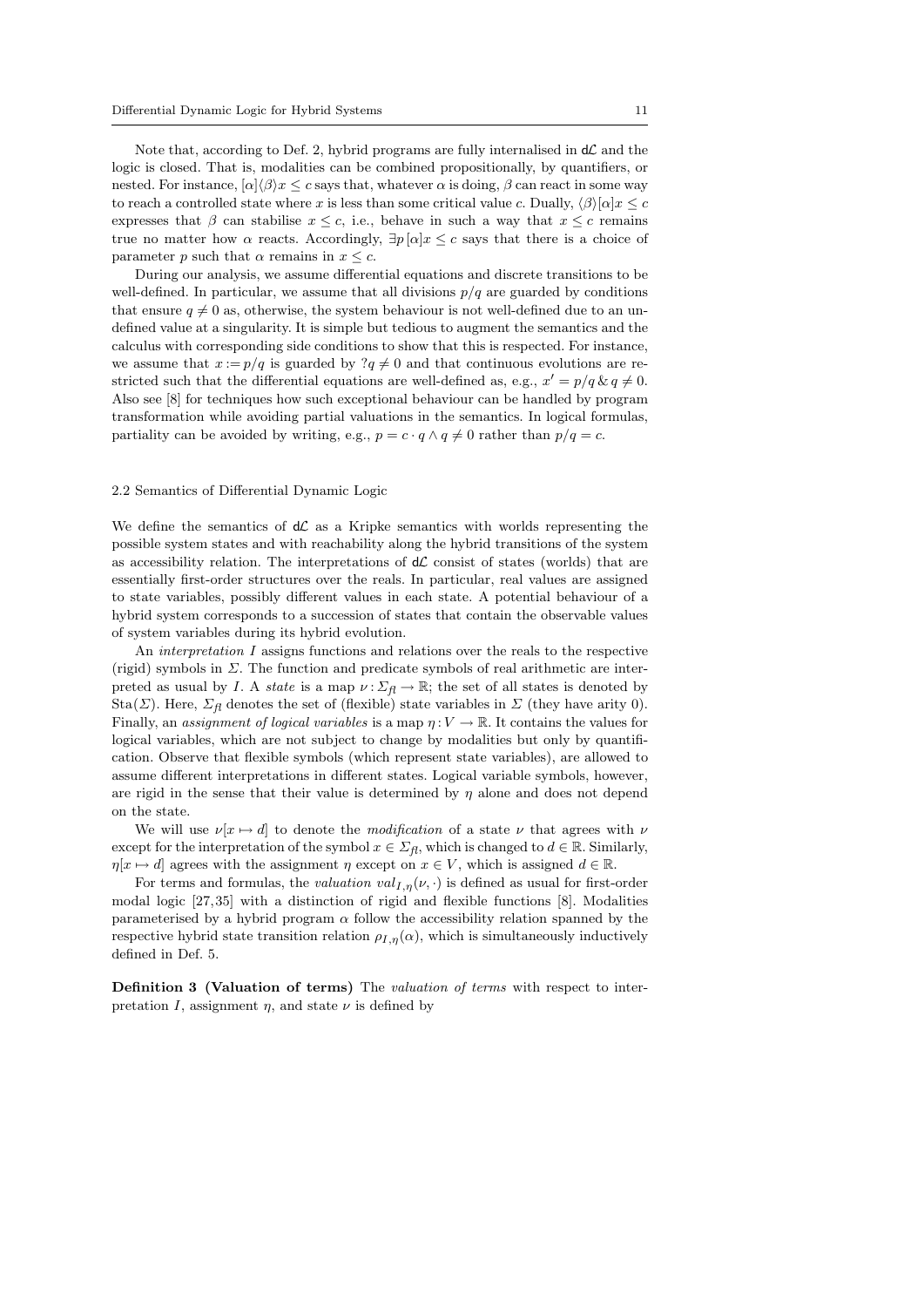Note that, according to Def. 2, hybrid programs are fully internalised in $\mathsf{d}\mathcal{L}$ and the logic is closed. That is, modalities can be combined propositionally, by quantifiers, or nested. For instance, $[\alpha]\langle\beta\rangle x \leq c$ says that, whatever $\alpha$ is doing, $\beta$ can react in some way to reach a controlled state where $x$ is less than some critical value $c$. Dually, $\langle\beta\rangle[\alpha]x \leq c$ expresses that $\beta$ can stabilise $x \leq c$, i.e., behave in such a way that $x \leq c$ remains true no matter how $\alpha$ reacts. Accordingly, $\exists p\,[\alpha]x \leq c$ says that there is a choice of parameter $p$ such that $\alpha$ remains in $x \leq c$.

During our analysis, we assume differential equations and discrete transitions to be well-defined. In particular, we assume that all divisions $p/q$ are guarded by conditions that ensure $q \neq 0$ as, otherwise, the system behaviour is not well-defined due to an undefined value at a singularity. It is simple but tedious to augment the semantics and the calculus with corresponding side conditions to show that this is respected. For instance, we assume that $x := p/q$ is guarded by $?q \neq 0$ and that continuous evolutions are restricted such that the differential equations are well-defined as, e.g., $x' = p/q \,\&\, q \neq 0$. Also see [8] for techniques how such exceptional behaviour can be handled by program transformation while avoiding partial valuations in the semantics. In logical formulas, partiality can be avoided by writing, e.g., $p = c \cdot q \wedge q \neq 0$ rather than $p/q = c$.

### 2.2 Semantics of Differential Dynamic Logic

We define the semantics of $\mathsf{d}\mathcal{L}$ as a Kripke semantics with worlds representing the possible system states and with reachability along the hybrid transitions of the system as accessibility relation. The interpretations of $\mathsf{d}\mathcal{L}$ consist of states (worlds) that are essentially first-order structures over the reals. In particular, real values are assigned to state variables, possibly different values in each state. A potential behaviour of a hybrid system corresponds to a succession of states that contain the observable values of system variables during its hybrid evolution.

An *interpretation* $I$ assigns functions and relations over the reals to the respective (rigid) symbols in $\Sigma$. The function and predicate symbols of real arithmetic are interpreted as usual by $I$. A *state* is a map $\nu : \Sigma_{fl} \to \mathbb{R}$; the set of all states is denoted by $\mathrm{Sta}(\Sigma)$. Here, $\Sigma_{fl}$ denotes the set of (flexible) state variables in $\Sigma$ (they have arity 0). Finally, an *assignment of logical variables* is a map $\eta : V \to \mathbb{R}$. It contains the values for logical variables, which are not subject to change by modalities but only by quantification. Observe that flexible symbols (which represent state variables), are allowed to assume different interpretations in different states. Logical variable symbols, however, are rigid in the sense that their value is determined by $\eta$ alone and does not depend on the state.

We will use $\nu[x \mapsto d]$ to denote the *modification* of a state $\nu$ that agrees with $\nu$ except for the interpretation of the symbol $x \in \Sigma_{fl}$, which is changed to $d \in \mathbb{R}$. Similarly, $\eta[x \mapsto d]$ agrees with the assignment $\eta$ except on $x \in V$, which is assigned $d \in \mathbb{R}$.

For terms and formulas, the *valuation* $val_{I,\eta}(\nu, \cdot)$ is defined as usual for first-order modal logic [27,35] with a distinction of rigid and flexible functions [8]. Modalities parameterised by a hybrid program $\alpha$ follow the accessibility relation spanned by the respective hybrid state transition relation $\rho_{I,\eta}(\alpha)$, which is simultaneously inductively defined in Def. 5.

**Definition 3 (Valuation of terms)** The *valuation of terms* with respect to interpretation $I$, assignment $\eta$, and state $\nu$ is defined by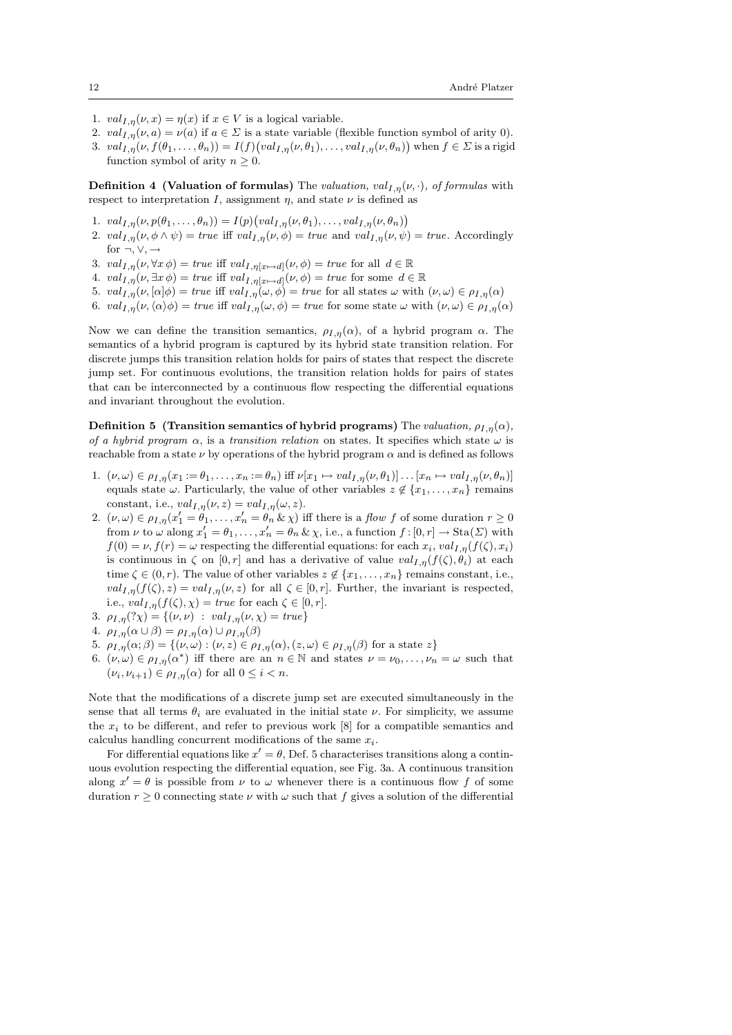1. $val_{I,\eta}(\nu, x) = \eta(x)$ if $x \in V$ is a logical variable.
2. $val_{I,\eta}(\nu, a) = \nu(a)$ if $a \in \Sigma$ is a state variable (flexible function symbol of arity 0).
3. $val_{I,\eta}(\nu, f(\theta_1, \ldots, \theta_n)) = I(f)\big(val_{I,\eta}(\nu, \theta_1), \ldots, val_{I,\eta}(\nu, \theta_n)\big)$ when $f \in \Sigma$ is a rigid function symbol of arity $n \geq 0$.

**Definition 4 (Valuation of formulas)** The *valuation, $val_{I,\eta}(\nu, \cdot)$, of formulas* with respect to interpretation $I$, assignment $\eta$, and state $\nu$ is defined as

1. $val_{I,\eta}(\nu, p(\theta_1, \ldots, \theta_n)) = I(p)\big(val_{I,\eta}(\nu, \theta_1), \ldots, val_{I,\eta}(\nu, \theta_n)\big)$
2. $val_{I,\eta}(\nu, \phi \wedge \psi) = true$ iff $val_{I,\eta}(\nu, \phi) = true$ and $val_{I,\eta}(\nu, \psi) = true$. Accordingly for $\neg, \vee, \rightarrow$
3. $val_{I,\eta}(\nu, \forall x\, \phi) = true$ iff $val_{I,\eta[x \mapsto d]}(\nu, \phi) = true$ for all $d \in \mathbb{R}$
4. $val_{I,\eta}(\nu, \exists x\, \phi) = true$ iff $val_{I,\eta[x \mapsto d]}(\nu, \phi) = true$ for some $d \in \mathbb{R}$
5. $val_{I,\eta}(\nu, [\alpha]\phi) = true$ iff $val_{I,\eta}(\omega, \phi) = true$ for all states $\omega$ with $(\nu, \omega) \in \rho_{I,\eta}(\alpha)$
6. $val_{I,\eta}(\nu, \langle\alpha\rangle\phi) = true$ iff $val_{I,\eta}(\omega, \phi) = true$ for some state $\omega$ with $(\nu, \omega) \in \rho_{I,\eta}(\alpha)$

Now we can define the transition semantics, $\rho_{I,\eta}(\alpha)$, of a hybrid program $\alpha$. The semantics of a hybrid program is captured by its hybrid state transition relation. For discrete jumps this transition relation holds for pairs of states that respect the discrete jump set. For continuous evolutions, the transition relation holds for pairs of states that can be interconnected by a continuous flow respecting the differential equations and invariant throughout the evolution.

**Definition 5 (Transition semantics of hybrid programs)** The *valuation, $\rho_{I,\eta}(\alpha)$, of a hybrid program $\alpha$*, is a *transition relation* on states. It specifies which state $\omega$ is reachable from a state $\nu$ by operations of the hybrid program $\alpha$ and is defined as follows

1. $(\nu, \omega) \in \rho_{I,\eta}(x_1 := \theta_1, \ldots, x_n := \theta_n)$ iff $\nu[x_1 \mapsto val_{I,\eta}(\nu, \theta_1)] \ldots [x_n \mapsto val_{I,\eta}(\nu, \theta_n)]$ equals state $\omega$. Particularly, the value of other variables $z \notin \{x_1, \ldots, x_n\}$ remains constant, i.e., $val_{I,\eta}(\nu, z) = val_{I,\eta}(\omega, z)$.
2. $(\nu, \omega) \in \rho_{I,\eta}(x_1' = \theta_1, \ldots, x_n' = \theta_n \,\&\, \chi)$ iff there is a *flow* $f$ of some duration $r \geq 0$ from $\nu$ to $\omega$ along $x_1' = \theta_1, \ldots, x_n' = \theta_n \,\&\, \chi$, i.e., a function $f : [0, r] \to \mathrm{Sta}(\Sigma)$ with $f(0) = \nu$, $f(r) = \omega$ respecting the differential equations: for each $x_i$, $val_{I,\eta}(f(\zeta), x_i)$ is continuous in $\zeta$ on $[0, r]$ and has a derivative of value $val_{I,\eta}(f(\zeta), \theta_i)$ at each time $\zeta \in (0, r)$. The value of other variables $z \notin \{x_1, \ldots, x_n\}$ remains constant, i.e., $val_{I,\eta}(f(\zeta), z) = val_{I,\eta}(\nu, z)$ for all $\zeta \in [0, r]$. Further, the invariant is respected, i.e., $val_{I,\eta}(f(\zeta), \chi) = true$ for each $\zeta \in [0, r]$.
3. $\rho_{I,\eta}(?\chi) = \{(\nu, \nu) \;:\; val_{I,\eta}(\nu, \chi) = true\}$
4. $\rho_{I,\eta}(\alpha \cup \beta) = \rho_{I,\eta}(\alpha) \cup \rho_{I,\eta}(\beta)$
5. $\rho_{I,\eta}(\alpha; \beta) = \{(\nu, \omega) : (\nu, z) \in \rho_{I,\eta}(\alpha), (z, \omega) \in \rho_{I,\eta}(\beta) \text{ for a state } z\}$
6. $(\nu, \omega) \in \rho_{I,\eta}(\alpha^*)$ iff there are an $n \in \mathbb{N}$ and states $\nu = \nu_0, \ldots, \nu_n = \omega$ such that $(\nu_i, \nu_{i+1}) \in \rho_{I,\eta}(\alpha)$ for all $0 \leq i < n$.

Note that the modifications of a discrete jump set are executed simultaneously in the sense that all terms $\theta_i$ are evaluated in the initial state $\nu$. For simplicity, we assume the $x_i$ to be different, and refer to previous work [8] for a compatible semantics and calculus handling concurrent modifications of the same $x_i$.

For differential equations like $x' = \theta$, Def. 5 characterises transitions along a continuous evolution respecting the differential equation, see Fig. 3a. A continuous transition along $x' = \theta$ is possible from $\nu$ to $\omega$ whenever there is a continuous flow $f$ of some duration $r \geq 0$ connecting state $\nu$ with $\omega$ such that $f$ gives a solution of the differential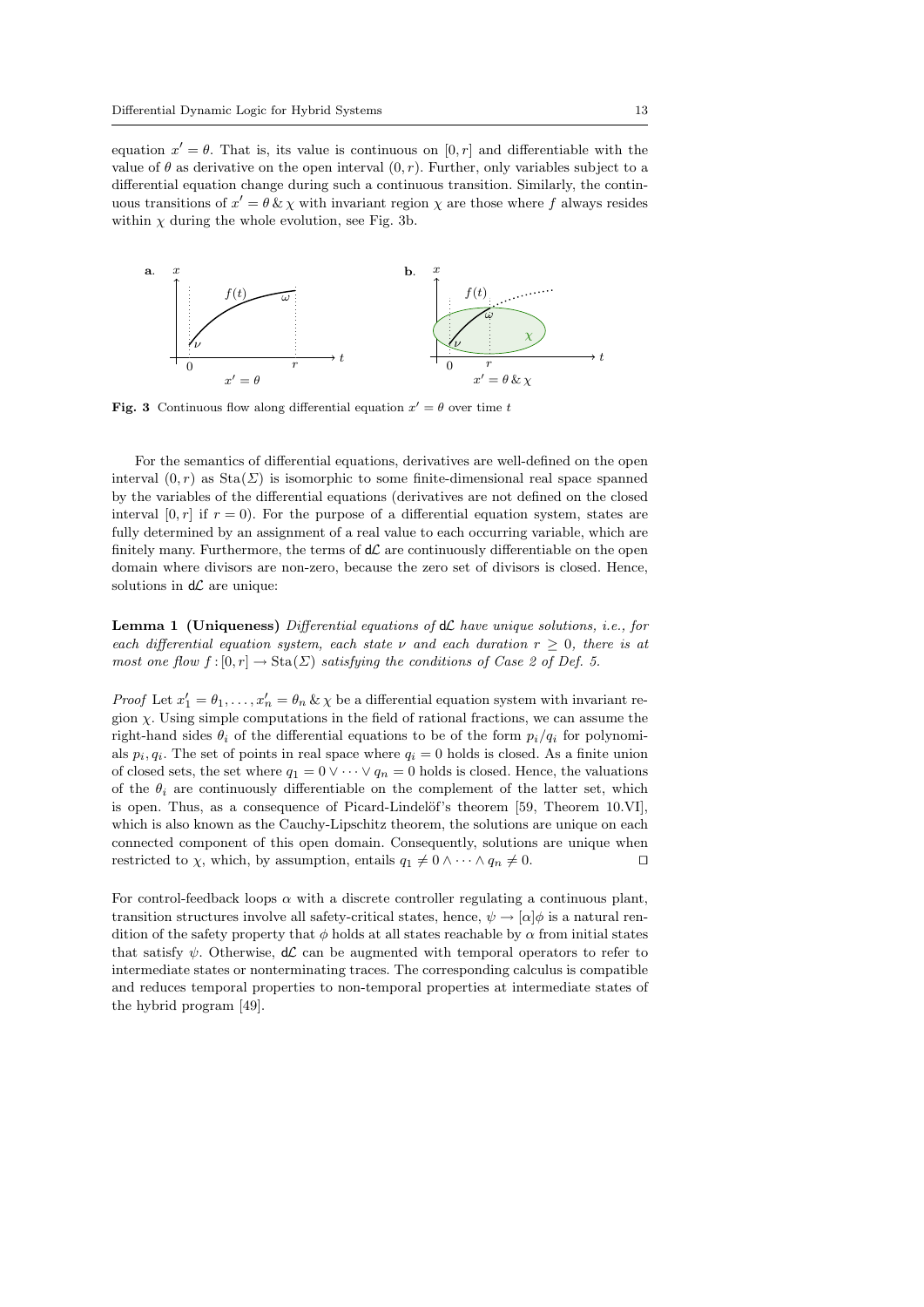equation $x' = \theta$. That is, its value is continuous on $[0, r]$ and differentiable with the value of $\theta$ as derivative on the open interval $(0, r)$. Further, only variables subject to a differential equation change during such a continuous transition. Similarly, the continuous transitions of $x' = \theta \,\&\, \chi$ with invariant region $\chi$ are those where $f$ always resides within $\chi$ during the whole evolution, see Fig. 3b.

**Fig. 3** Continuous flow along differential equation $x' = \theta$ over time $t$

For the semantics of differential equations, derivatives are well-defined on the open interval $(0, r)$ as $\mathrm{Sta}(\Sigma)$ is isomorphic to some finite-dimensional real space spanned by the variables of the differential equations (derivatives are not defined on the closed interval $[0, r]$ if $r = 0$). For the purpose of a differential equation system, states are fully determined by an assignment of a real value to each occurring variable, which are finitely many. Furthermore, the terms of $\mathsf{d}\mathcal{L}$ are continuously differentiable on the open domain where divisors are non-zero, because the zero set of divisors is closed. Hence, solutions in $\mathsf{d}\mathcal{L}$ are unique:

**Lemma 1 (Uniqueness)** *Differential equations of* $\mathsf{d}\mathcal{L}$ *have unique solutions, i.e., for each differential equation system, each state* $\nu$ *and each duration* $r \geq 0$*, there is at most one flow* $f : [0, r] \to \mathrm{Sta}(\Sigma)$ *satisfying the conditions of Case 2 of Def. 5.*

*Proof* Let $x_1' = \theta_1, \ldots, x_n' = \theta_n \,\&\, \chi$ be a differential equation system with invariant region $\chi$. Using simple computations in the field of rational fractions, we can assume the right-hand sides $\theta_i$ of the differential equations to be of the form $p_i/q_i$ for polynomials $p_i, q_i$. The set of points in real space where $q_i = 0$ holds is closed. As a finite union of closed sets, the set where $q_1 = 0 \vee \cdots \vee q_n = 0$ holds is closed. Hence, the valuations of the $\theta_i$ are continuously differentiable on the complement of the latter set, which is open. Thus, as a consequence of Picard-Lindelöf's theorem [59, Theorem 10.VI], which is also known as the Cauchy-Lipschitz theorem, the solutions are unique on each connected component of this open domain. Consequently, solutions are unique when restricted to $\chi$, which, by assumption, entails $q_1 \neq 0 \wedge \cdots \wedge q_n \neq 0$. $\square$

For control-feedback loops $\alpha$ with a discrete controller regulating a continuous plant, transition structures involve all safety-critical states, hence, $\psi \to [\alpha]\phi$ is a natural rendition of the safety property that $\phi$ holds at all states reachable by $\alpha$ from initial states that satisfy $\psi$. Otherwise, $\mathsf{d}\mathcal{L}$ can be augmented with temporal operators to refer to intermediate states or nonterminating traces. The corresponding calculus is compatible and reduces temporal properties to non-temporal properties at intermediate states of the hybrid program [49].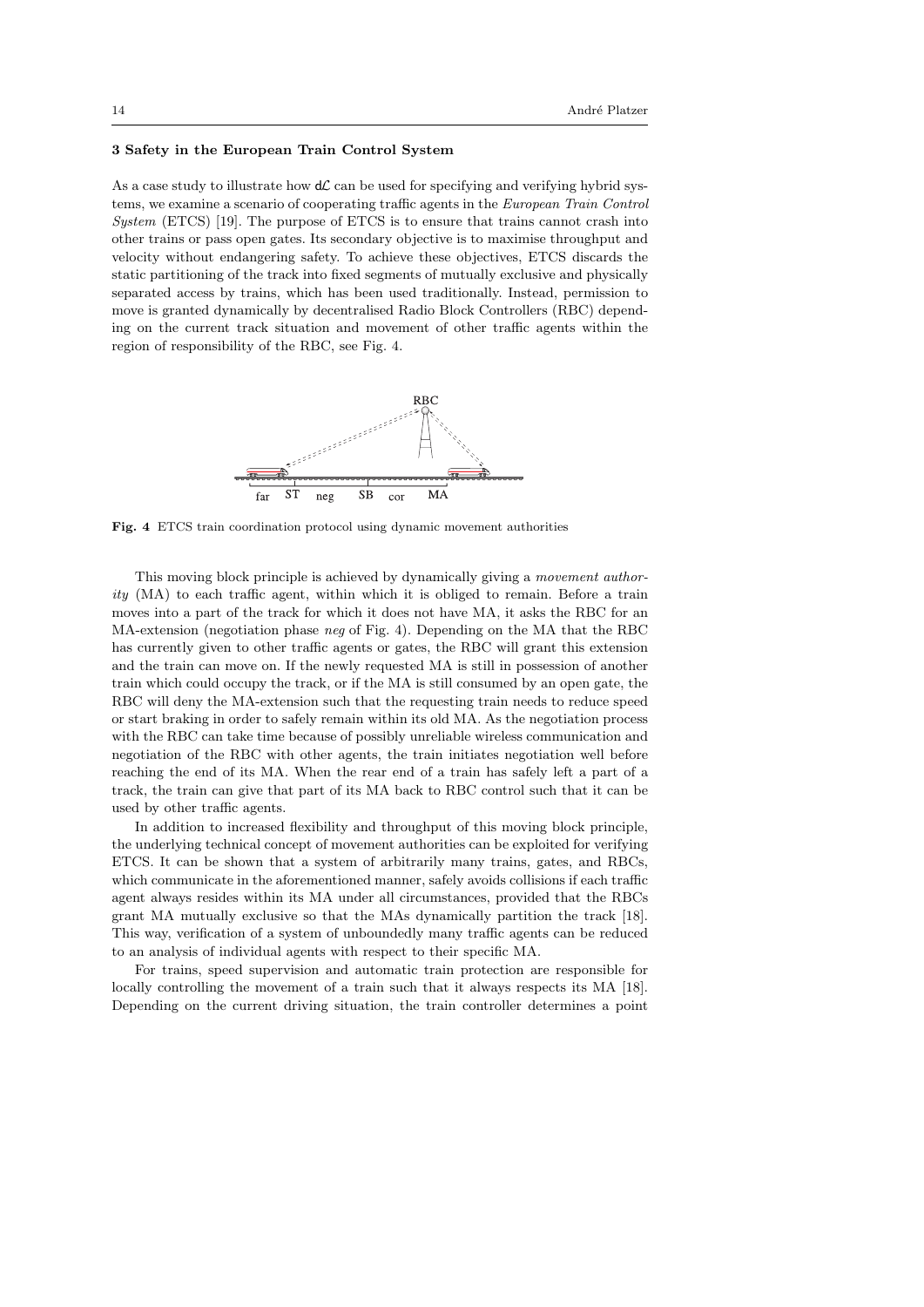### 3 Safety in the European Train Control System

As a case study to illustrate how $\mathsf{d}\mathcal{L}$ can be used for specifying and verifying hybrid systems, we examine a scenario of cooperating traffic agents in the *European Train Control System* (ETCS) [19]. The purpose of ETCS is to ensure that trains cannot crash into other trains or pass open gates. Its secondary objective is to maximise throughput and velocity without endangering safety. To achieve these objectives, ETCS discards the static partitioning of the track into fixed segments of mutually exclusive and physically separated access by trains, which has been used traditionally. Instead, permission to move is granted dynamically by decentralised Radio Block Controllers (RBC) depending on the current track situation and movement of other traffic agents within the region of responsibility of the RBC, see Fig. 4.

RBC

far ST neg SB cor MA

**Fig. 4** ETCS train coordination protocol using dynamic movement authorities

This moving block principle is achieved by dynamically giving a *movement authority* (MA) to each traffic agent, within which it is obliged to remain. Before a train moves into a part of the track for which it does not have MA, it asks the RBC for an MA-extension (negotiation phase *neg* of Fig. 4). Depending on the MA that the RBC has currently given to other traffic agents or gates, the RBC will grant this extension and the train can move on. If the newly requested MA is still in possession of another train which could occupy the track, or if the MA is still consumed by an open gate, the RBC will deny the MA-extension such that the requesting train needs to reduce speed or start braking in order to safely remain within its old MA. As the negotiation process with the RBC can take time because of possibly unreliable wireless communication and negotiation of the RBC with other agents, the train initiates negotiation well before reaching the end of its MA. When the rear end of a train has safely left a part of a track, the train can give that part of its MA back to RBC control such that it can be used by other traffic agents.

In addition to increased flexibility and throughput of this moving block principle, the underlying technical concept of movement authorities can be exploited for verifying ETCS. It can be shown that a system of arbitrarily many trains, gates, and RBCs, which communicate in the aforementioned manner, safely avoids collisions if each traffic agent always resides within its MA under all circumstances, provided that the RBCs grant MA mutually exclusive so that the MAs dynamically partition the track [18]. This way, verification of a system of unboundedly many traffic agents can be reduced to an analysis of individual agents with respect to their specific MA.

For trains, speed supervision and automatic train protection are responsible for locally controlling the movement of a train such that it always respects its MA [18]. Depending on the current driving situation, the train controller determines a point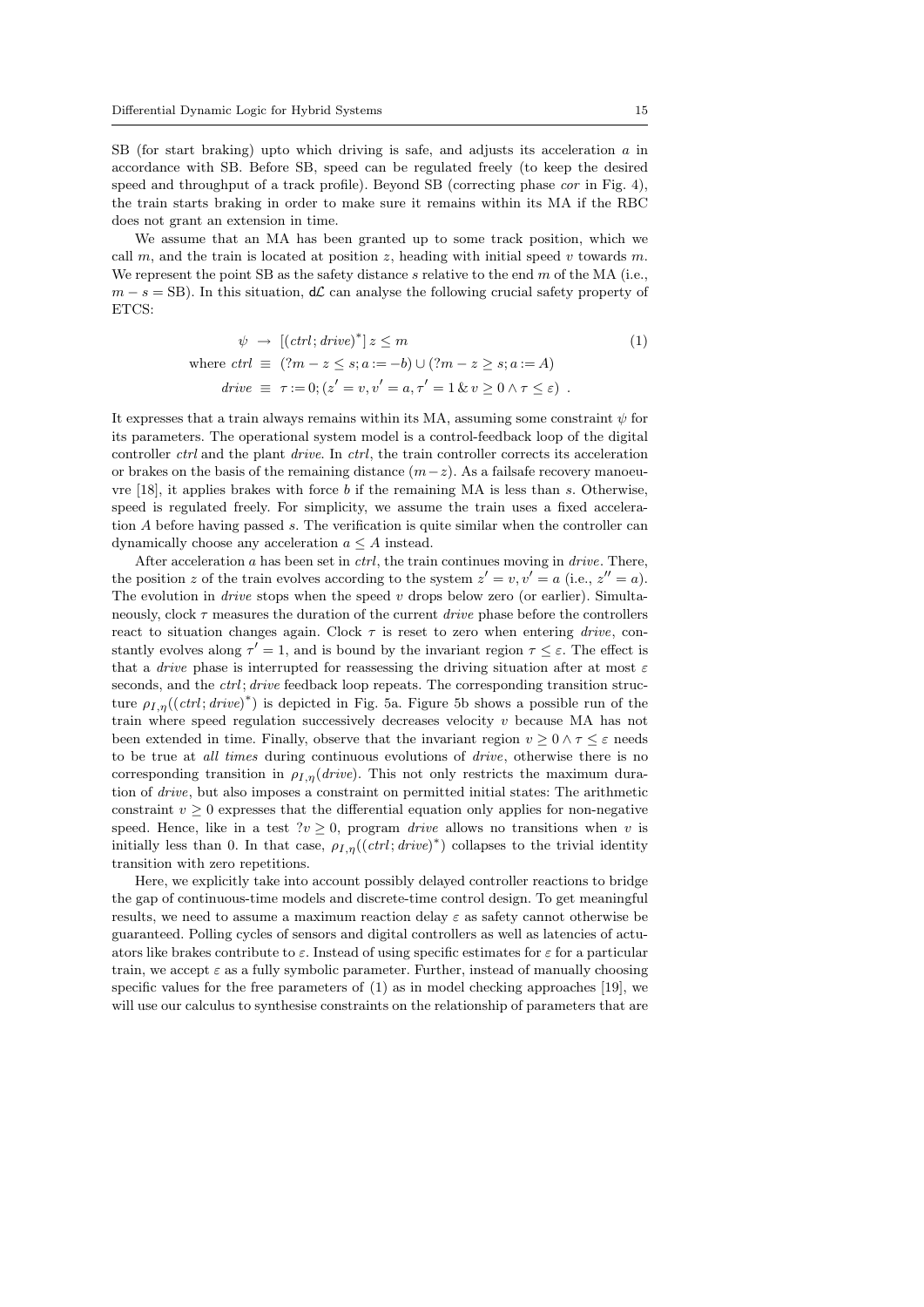SB (for start braking) upto which driving is safe, and adjusts its acceleration $a$ in accordance with SB. Before SB, speed can be regulated freely (to keep the desired speed and throughput of a track profile). Beyond SB (correcting phase *cor* in Fig. 4), the train starts braking in order to make sure it remains within its MA if the RBC does not grant an extension in time.

We assume that an MA has been granted up to some track position, which we call $m$, and the train is located at position $z$, heading with initial speed $v$ towards $m$. We represent the point SB as the safety distance $s$ relative to the end $m$ of the MA (i.e., $m - s = \text{SB}$). In this situation, $\mathsf{d}\mathcal{L}$ can analyse the following crucial safety property of ETCS:

$$\begin{aligned} \psi \;&\rightarrow\; [(ctrl; drive)^*]\, z \leq m \qquad\qquad (1)\\ \text{where } ctrl \;&\equiv\; (?m - z \leq s; a := -b) \cup (?m - z \geq s; a := A)\\ drive \;&\equiv\; \tau := 0; (z' = v, v' = a, \tau' = 1 \,\&\, v \geq 0 \wedge \tau \leq \varepsilon)\ . \end{aligned}$$

It expresses that a train always remains within its MA, assuming some constraint $\psi$ for its parameters. The operational system model is a control-feedback loop of the digital controller *ctrl* and the plant *drive*. In *ctrl*, the train controller corrects its acceleration or brakes on the basis of the remaining distance $(m-z)$. As a failsafe recovery manoeuvre [18], it applies brakes with force $b$ if the remaining MA is less than $s$. Otherwise, speed is regulated freely. For simplicity, we assume the train uses a fixed acceleration $A$ before having passed $s$. The verification is quite similar when the controller can dynamically choose any acceleration $a \leq A$ instead.

After acceleration $a$ has been set in *ctrl*, the train continues moving in *drive*. There, the position $z$ of the train evolves according to the system $z' = v, v' = a$ (i.e., $z'' = a$). The evolution in *drive* stops when the speed $v$ drops below zero (or earlier). Simultaneously, clock $\tau$ measures the duration of the current *drive* phase before the controllers react to situation changes again. Clock $\tau$ is reset to zero when entering *drive*, constantly evolves along $\tau' = 1$, and is bound by the invariant region $\tau \leq \varepsilon$. The effect is that a *drive* phase is interrupted for reassessing the driving situation after at most $\varepsilon$ seconds, and the *ctrl*; *drive* feedback loop repeats. The corresponding transition structure $\rho_{I,\eta}((ctrl; drive)^*)$ is depicted in Fig. 5a. Figure 5b shows a possible run of the train where speed regulation successively decreases velocity $v$ because MA has not been extended in time. Finally, observe that the invariant region $v \geq 0 \wedge \tau \leq \varepsilon$ needs to be true at *all times* during continuous evolutions of *drive*, otherwise there is no corresponding transition in $\rho_{I,\eta}(drive)$. This not only restricts the maximum duration of *drive*, but also imposes a constraint on permitted initial states: The arithmetic constraint $v \geq 0$ expresses that the differential equation only applies for non-negative speed. Hence, like in a test $?v \geq 0$, program *drive* allows no transitions when $v$ is initially less than 0. In that case, $\rho_{I,\eta}((ctrl; drive)^*)$ collapses to the trivial identity transition with zero repetitions.

Here, we explicitly take into account possibly delayed controller reactions to bridge the gap of continuous-time models and discrete-time control design. To get meaningful results, we need to assume a maximum reaction delay $\varepsilon$ as safety cannot otherwise be guaranteed. Polling cycles of sensors and digital controllers as well as latencies of actuators like brakes contribute to $\varepsilon$. Instead of using specific estimates for $\varepsilon$ for a particular train, we accept $\varepsilon$ as a fully symbolic parameter. Further, instead of manually choosing specific values for the free parameters of (1) as in model checking approaches [19], we will use our calculus to synthesise constraints on the relationship of parameters that are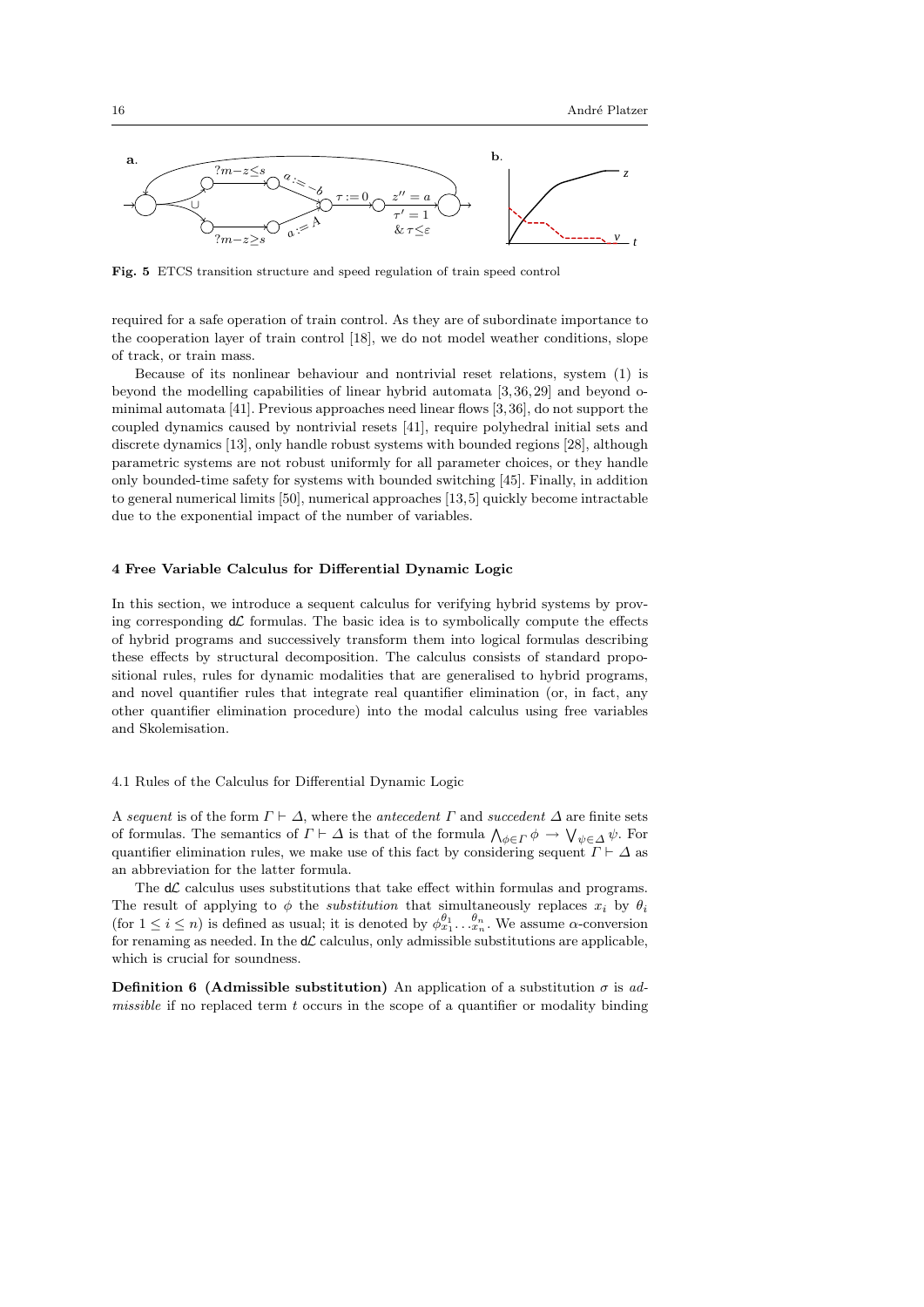**Fig. 5** ETCS transition structure and speed regulation of train speed control

required for a safe operation of train control. As they are of subordinate importance to the cooperation layer of train control [18], we do not model weather conditions, slope of track, or train mass.

Because of its nonlinear behaviour and nontrivial reset relations, system (1) is beyond the modelling capabilities of linear hybrid automata [3, 36, 29] and beyond o-minimal automata [41]. Previous approaches need linear flows [3, 36], do not support the coupled dynamics caused by nontrivial resets [41], require polyhedral initial sets and discrete dynamics [13], only handle robust systems with bounded regions [28], although parametric systems are not robust uniformly for all parameter choices, or they handle only bounded-time safety for systems with bounded switching [45]. Finally, in addition to general numerical limits [50], numerical approaches [13, 5] quickly become intractable due to the exponential impact of the number of variables.

## 4 Free Variable Calculus for Differential Dynamic Logic

In this section, we introduce a sequent calculus for verifying hybrid systems by proving corresponding $d\mathcal{L}$ formulas. The basic idea is to symbolically compute the effects of hybrid programs and successively transform them into logical formulas describing these effects by structural decomposition. The calculus consists of standard propositional rules, rules for dynamic modalities that are generalised to hybrid programs, and novel quantifier rules that integrate real quantifier elimination (or, in fact, any other quantifier elimination procedure) into the modal calculus using free variables and Skolemisation.

### 4.1 Rules of the Calculus for Differential Dynamic Logic

A *sequent* is of the form $\Gamma \vdash \Delta$, where the *antecedent* $\Gamma$ and *succedent* $\Delta$ are finite sets of formulas. The semantics of $\Gamma \vdash \Delta$ is that of the formula $\bigwedge_{\phi\in\Gamma} \phi \rightarrow \bigvee_{\psi\in\Delta} \psi$. For quantifier elimination rules, we make use of this fact by considering sequent $\Gamma \vdash \Delta$ as an abbreviation for the latter formula.

The $d\mathcal{L}$ calculus uses substitutions that take effect within formulas and programs. The result of applying to $\phi$ the *substitution* that simultaneously replaces $x_i$ by $\theta_i$ (for $1 \leq i \leq n$) is defined as usual; it is denoted by $\phi_{x_1}^{\theta_1} \dots {}_{x_n}^{\theta_n}$. We assume $\alpha$-conversion for renaming as needed. In the $d\mathcal{L}$ calculus, only admissible substitutions are applicable, which is crucial for soundness.

**Definition 6 (Admissible substitution)** An application of a substitution $\sigma$ is *admissible* if no replaced term $t$ occurs in the scope of a quantifier or modality binding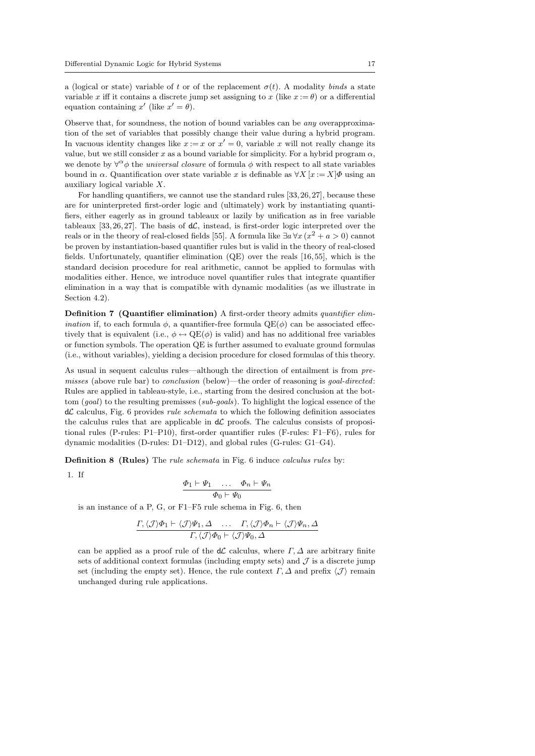a (logical or state) variable of $t$ or of the replacement $\sigma(t)$. A modality *binds* a state variable $x$ iff it contains a discrete jump set assigning to $x$ (like $x := \theta$) or a differential equation containing $x'$ (like $x' = \theta$).

Observe that, for soundness, the notion of bound variables can be *any* overapproximation of the set of variables that possibly change their value during a hybrid program. In vacuous identity changes like $x := x$ or $x' = 0$, variable $x$ will not really change its value, but we still consider $x$ as a bound variable for simplicity. For a hybrid program $\alpha$, we denote by $\forall^{\alpha}\phi$ the *universal closure* of formula $\phi$ with respect to all state variables bound in $\alpha$. Quantification over state variable $x$ is definable as $\forall X\, [x := X]\Phi$ using an auxiliary logical variable $X$.

For handling quantifiers, we cannot use the standard rules [33, 26, 27], because these are for uninterpreted first-order logic and (ultimately) work by instantiating quantifiers, either eagerly as in ground tableaux or lazily by unification as in free variable tableaux [33, 26, 27]. The basis of d$\mathcal{L}$, instead, is first-order logic interpreted over the reals or in the theory of real-closed fields [55]. A formula like $\exists a\, \forall x\, (x^2 + a > 0)$ cannot be proven by instantiation-based quantifier rules but is valid in the theory of real-closed fields. Unfortunately, quantifier elimination (QE) over the reals [16, 55], which is the standard decision procedure for real arithmetic, cannot be applied to formulas with modalities either. Hence, we introduce novel quantifier rules that integrate quantifier elimination in a way that is compatible with dynamic modalities (as we illustrate in Section 4.2).

**Definition 7 (Quantifier elimination)** A first-order theory admits *quantifier elimination* if, to each formula $\phi$, a quantifier-free formula $\mathrm{QE}(\phi)$ can be associated effectively that is equivalent (i.e., $\phi \leftrightarrow \mathrm{QE}(\phi)$ is valid) and has no additional free variables or function symbols. The operation QE is further assumed to evaluate ground formulas (i.e., without variables), yielding a decision procedure for closed formulas of this theory.

As usual in sequent calculus rules—although the direction of entailment is from *premisses* (above rule bar) to *conclusion* (below)—the order of reasoning is *goal-directed*: Rules are applied in tableau-style, i.e., starting from the desired conclusion at the bottom (*goal*) to the resulting premisses (*sub-goals*). To highlight the logical essence of the d$\mathcal{L}$ calculus, Fig. 6 provides *rule schemata* to which the following definition associates the calculus rules that are applicable in d$\mathcal{L}$ proofs. The calculus consists of propositional rules (P-rules: P1–P10), first-order quantifier rules (F-rules: F1–F6), rules for dynamic modalities (D-rules: D1–D12), and global rules (G-rules: G1–G4).

**Definition 8 (Rules)** The *rule schemata* in Fig. 6 induce *calculus rules* by:

1. If

$$\frac{\Phi_1 \vdash \Psi_1 \quad \dots \quad \Phi_n \vdash \Psi_n}{\Phi_0 \vdash \Psi_0}$$

is an instance of a P, G, or F1–F5 rule schema in Fig. 6, then

$$\frac{\Gamma, \langle \mathcal{J} \rangle \Phi_1 \vdash \langle \mathcal{J} \rangle \Psi_1, \Delta \quad \dots \quad \Gamma, \langle \mathcal{J} \rangle \Phi_n \vdash \langle \mathcal{J} \rangle \Psi_n, \Delta}{\Gamma, \langle \mathcal{J} \rangle \Phi_0 \vdash \langle \mathcal{J} \rangle \Psi_0, \Delta}$$

can be applied as a proof rule of the d$\mathcal{L}$ calculus, where $\Gamma, \Delta$ are arbitrary finite sets of additional context formulas (including empty sets) and $\mathcal{J}$ is a discrete jump set (including the empty set). Hence, the rule context $\Gamma, \Delta$ and prefix $\langle \mathcal{J} \rangle$ remain unchanged during rule applications.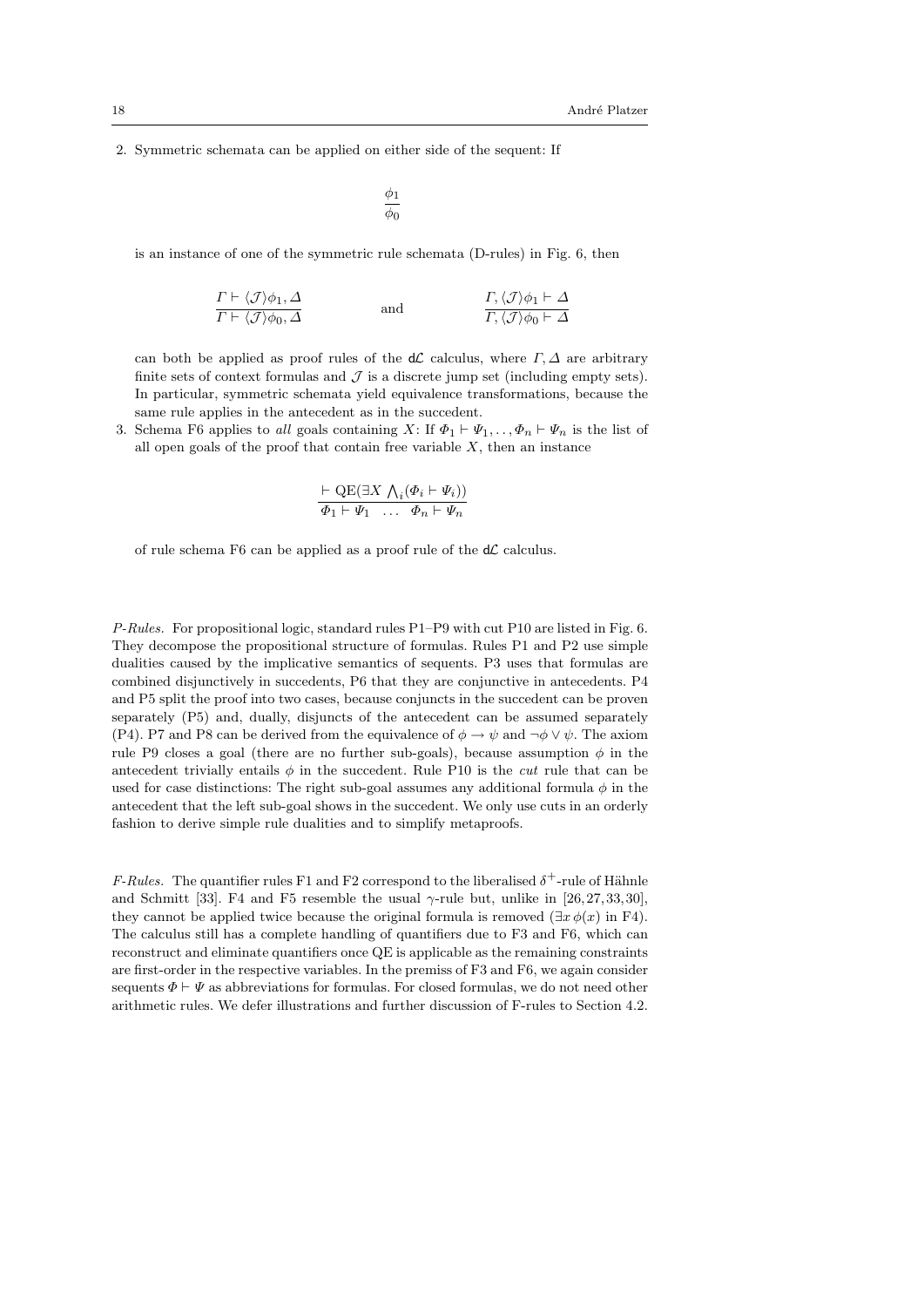2. Symmetric schemata can be applied on either side of the sequent: If

$$\frac{\phi_1}{\phi_0}$$

is an instance of one of the symmetric rule schemata (D-rules) in Fig. 6, then

$$\frac{\Gamma \vdash \langle \mathcal{J} \rangle \phi_1, \Delta}{\Gamma \vdash \langle \mathcal{J} \rangle \phi_0, \Delta} \qquad \text{and} \qquad \frac{\Gamma, \langle \mathcal{J} \rangle \phi_1 \vdash \Delta}{\Gamma, \langle \mathcal{J} \rangle \phi_0 \vdash \Delta}$$

can both be applied as proof rules of the d$\mathcal{L}$ calculus, where $\Gamma, \Delta$ are arbitrary finite sets of context formulas and $\mathcal{J}$ is a discrete jump set (including empty sets). In particular, symmetric schemata yield equivalence transformations, because the same rule applies in the antecedent as in the succedent.

3. Schema F6 applies to *all* goals containing $X$: If $\Phi_1 \vdash \Psi_1, \ldots, \Phi_n \vdash \Psi_n$ is the list of all open goals of the proof that contain free variable $X$, then an instance

$$\frac{\vdash \mathrm{QE}(\exists X \bigwedge_i (\Phi_i \vdash \Psi_i))}{\Phi_1 \vdash \Psi_1 \quad \ldots \quad \Phi_n \vdash \Psi_n}$$

of rule schema F6 can be applied as a proof rule of the d$\mathcal{L}$ calculus.

*P-Rules.* For propositional logic, standard rules P1–P9 with cut P10 are listed in Fig. 6. They decompose the propositional structure of formulas. Rules P1 and P2 use simple dualities caused by the implicative semantics of sequents. P3 uses that formulas are combined disjunctively in succedents, P6 that they are conjunctive in antecedents. P4 and P5 split the proof into two cases, because conjuncts in the succedent can be proven separately (P5) and, dually, disjuncts of the antecedent can be assumed separately (P4). P7 and P8 can be derived from the equivalence of $\phi \to \psi$ and $\neg\phi \vee \psi$. The axiom rule P9 closes a goal (there are no further sub-goals), because assumption $\phi$ in the antecedent trivially entails $\phi$ in the succedent. Rule P10 is the *cut* rule that can be used for case distinctions: The right sub-goal assumes any additional formula $\phi$ in the antecedent that the left sub-goal shows in the succedent. We only use cuts in an orderly fashion to derive simple rule dualities and to simplify metaproofs.

*F-Rules.* The quantifier rules F1 and F2 correspond to the liberalised $\delta^+$-rule of Hähnle and Schmitt [33]. F4 and F5 resemble the usual $\gamma$-rule but, unlike in [26, 27, 33, 30], they cannot be applied twice because the original formula is removed ($\exists x\, \phi(x)$ in F4). The calculus still has a complete handling of quantifiers due to F3 and F6, which can reconstruct and eliminate quantifiers once QE is applicable as the remaining constraints are first-order in the respective variables. In the premiss of F3 and F6, we again consider sequents $\Phi \vdash \Psi$ as abbreviations for formulas. For closed formulas, we do not need other arithmetic rules. We defer illustrations and further discussion of F-rules to Section 4.2.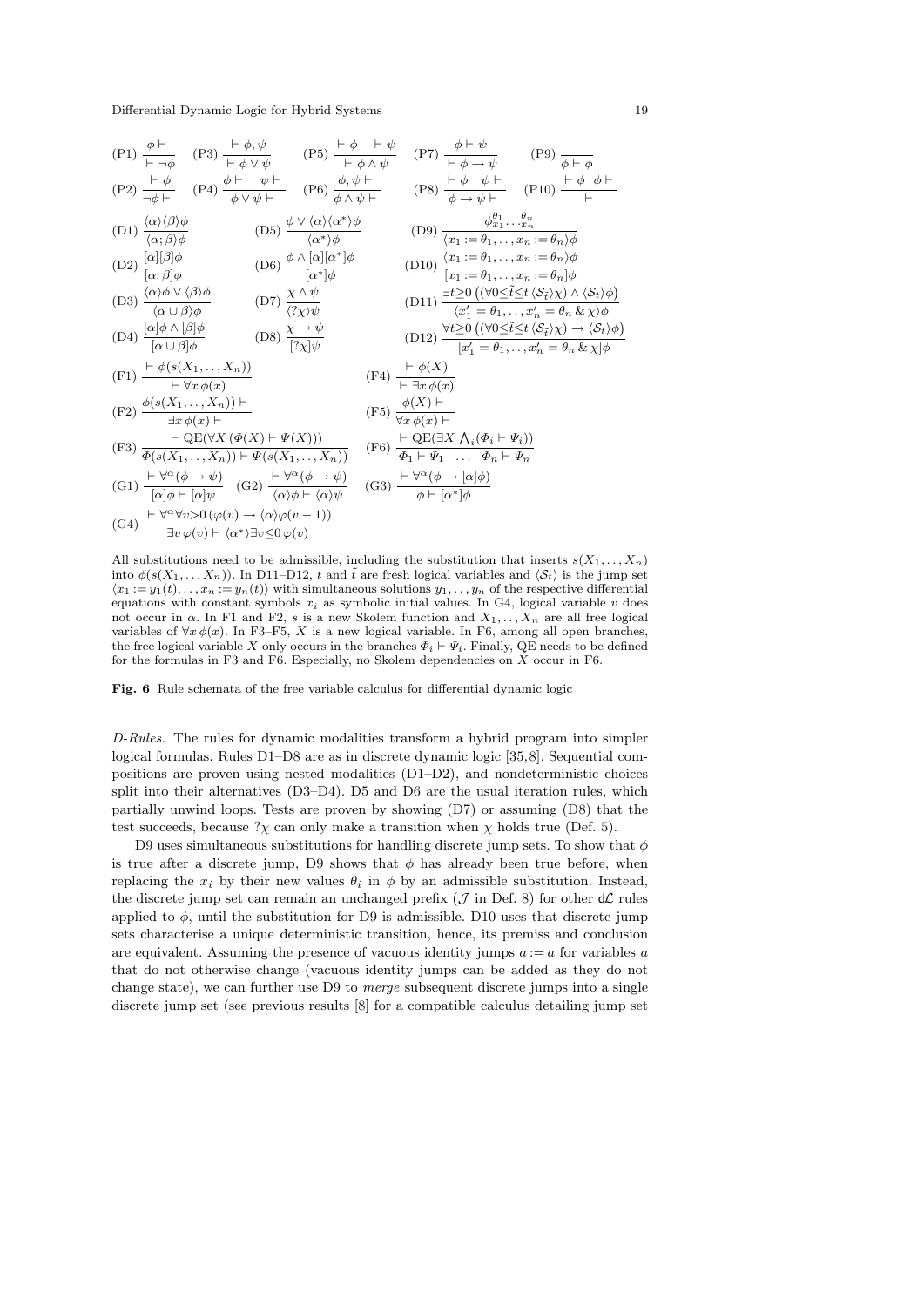$$\text{(P1)}\ \frac{\phi \vdash}{\vdash \neg\phi} \quad \text{(P3)}\ \frac{\vdash \phi, \psi}{\vdash \phi \vee \psi} \quad \text{(P5)}\ \frac{\vdash \phi \quad \vdash \psi}{\vdash \phi \wedge \psi} \quad \text{(P7)}\ \frac{\phi \vdash \psi}{\vdash \phi \to \psi} \quad \text{(P9)}\ \frac{}{\phi \vdash \phi}$$

$$\text{(P2)}\ \frac{\vdash \phi}{\neg\phi \vdash} \quad \text{(P4)}\ \frac{\phi \vdash \quad \psi \vdash}{\phi \vee \psi \vdash} \quad \text{(P6)}\ \frac{\phi, \psi \vdash}{\phi \wedge \psi \vdash} \quad \text{(P8)}\ \frac{\vdash \phi \quad \psi \vdash}{\phi \to \psi \vdash} \quad \text{(P10)}\ \frac{\vdash \phi \quad \phi \vdash}{\vdash}$$

$$\text{(D1)}\ \frac{\langle\alpha\rangle\langle\beta\rangle\phi}{\langle\alpha;\beta\rangle\phi} \quad \text{(D5)}\ \frac{\phi \vee \langle\alpha\rangle\langle\alpha^*\rangle\phi}{\langle\alpha^*\rangle\phi} \quad \text{(D9)}\ \frac{\phi_{x_1}^{\theta_1} \dots {}_{x_n}^{\theta_n}}{\langle x_1 := \theta_1, \dots, x_n := \theta_n\rangle\phi}$$

$$\text{(D2)}\ \frac{[\alpha][\beta]\phi}{[\alpha;\beta]\phi} \quad \text{(D6)}\ \frac{\phi \wedge [\alpha][\alpha^*]\phi}{[\alpha^*]\phi} \quad \text{(D10)}\ \frac{\langle x_1 := \theta_1, \dots, x_n := \theta_n\rangle\phi}{[x_1 := \theta_1, \dots, x_n := \theta_n]\phi}$$

$$\text{(D3)}\ \frac{\langle\alpha\rangle\phi \vee \langle\beta\rangle\phi}{\langle\alpha \cup \beta\rangle\phi} \quad \text{(D7)}\ \frac{\chi \wedge \psi}{\langle ?\chi\rangle\psi} \quad \text{(D11)}\ \frac{\exists t{\geq}0\,\big((\forall 0{\leq}\tilde{t}{\leq}t\,\langle\mathcal{S}_{\tilde{t}}\rangle\chi) \wedge \langle\mathcal{S}_t\rangle\phi\big)}{\langle x_1' = \theta_1, \dots, x_n' = \theta_n \,\&\, \chi\rangle\phi}$$

$$\text{(D4)}\ \frac{[\alpha]\phi \wedge [\beta]\phi}{[\alpha \cup \beta]\phi} \quad \text{(D8)}\ \frac{\chi \to \psi}{[?\chi]\psi} \quad \text{(D12)}\ \frac{\forall t{\geq}0\,\big((\forall 0{\leq}\tilde{t}{\leq}t\,\langle\mathcal{S}_{\tilde{t}}\rangle\chi) \to \langle\mathcal{S}_t\rangle\phi\big)}{[x_1' = \theta_1, \dots, x_n' = \theta_n \,\&\, \chi]\phi}$$

$$\text{(F1)}\ \frac{\vdash \phi(s(X_1, \dots, X_n))}{\vdash \forall x\, \phi(x)} \qquad \text{(F4)}\ \frac{\vdash \phi(X)}{\vdash \exists x\, \phi(x)}$$

$$\text{(F2)}\ \frac{\phi(s(X_1, \dots, X_n)) \vdash}{\exists x\, \phi(x) \vdash} \qquad \text{(F5)}\ \frac{\phi(X) \vdash}{\forall x\, \phi(x) \vdash}$$

$$\text{(F3)}\ \frac{\vdash \mathrm{QE}(\forall X\, (\Phi(X) \vdash \Psi(X)))}{\Phi(s(X_1, \dots, X_n)) \vdash \Psi(s(X_1, \dots, X_n))} \qquad \text{(F6)}\ \frac{\vdash \mathrm{QE}(\exists X \bigwedge_i (\Phi_i \vdash \Psi_i))}{\Phi_1 \vdash \Psi_1 \quad \dots \quad \Phi_n \vdash \Psi_n}$$

$$\text{(G1)}\ \frac{\vdash \forall^\alpha(\phi \to \psi)}{[\alpha]\phi \vdash [\alpha]\psi} \quad \text{(G2)}\ \frac{\vdash \forall^\alpha(\phi \to \psi)}{\langle\alpha\rangle\phi \vdash \langle\alpha\rangle\psi} \quad \text{(G3)}\ \frac{\vdash \forall^\alpha(\phi \to [\alpha]\phi)}{\phi \vdash [\alpha^*]\phi}$$

$$\text{(G4)}\ \frac{\vdash \forall^\alpha \forall v{>}0\, (\varphi(v) \to \langle\alpha\rangle\varphi(v-1))}{\exists v\, \varphi(v) \vdash \langle\alpha^*\rangle\exists v{\leq}0\, \varphi(v)}$$

All substitutions need to be admissible, including the substitution that inserts $s(X_1, \dots, X_n)$ into $\phi(s(X_1, \dots, X_n))$. In D11–D12, $t$ and $\tilde{t}$ are fresh logical variables and $\langle\mathcal{S}_t\rangle$ is the jump set $\langle x_1 := y_1(t), \dots, x_n := y_n(t)\rangle$ with simultaneous solutions $y_1, \dots, y_n$ of the respective differential equations with constant symbols $x_i$ as symbolic initial values. In G4, logical variable $v$ does not occur in $\alpha$. In F1 and F2, $s$ is a new Skolem function and $X_1, \dots, X_n$ are all free logical variables of $\forall x\, \phi(x)$. In F3–F5, $X$ is a new logical variable. In F6, among all open branches, the free logical variable $X$ only occurs in the branches $\Phi_i \vdash \Psi_i$. Finally, QE needs to be defined for the formulas in F3 and F6. Especially, no Skolem dependencies on $X$ occur in F6.

**Fig. 6** Rule schemata of the free variable calculus for differential dynamic logic

*D-Rules.* The rules for dynamic modalities transform a hybrid program into simpler logical formulas. Rules D1–D8 are as in discrete dynamic logic [35,8]. Sequential compositions are proven using nested modalities (D1–D2), and nondeterministic choices split into their alternatives (D3–D4). D5 and D6 are the usual iteration rules, which partially unwind loops. Tests are proven by showing (D7) or assuming (D8) that the test succeeds, because $?\chi$ can only make a transition when $\chi$ holds true (Def. 5).

D9 uses simultaneous substitutions for handling discrete jump sets. To show that $\phi$ is true after a discrete jump, D9 shows that $\phi$ has already been true before, when replacing the $x_i$ by their new values $\theta_i$ in $\phi$ by an admissible substitution. Instead, the discrete jump set can remain an unchanged prefix ($\mathcal{J}$ in Def. 8) for other $\mathsf{d}\mathcal{L}$ rules applied to $\phi$, until the substitution for D9 is admissible. D10 uses that discrete jump sets characterise a unique deterministic transition, hence, its premiss and conclusion are equivalent. Assuming the presence of vacuous identity jumps $a := a$ for variables $a$ that do not otherwise change (vacuous identity jumps can be added as they do not change state), we can further use D9 to *merge* subsequent discrete jumps into a single discrete jump set (see previous results [8] for a compatible calculus detailing jump set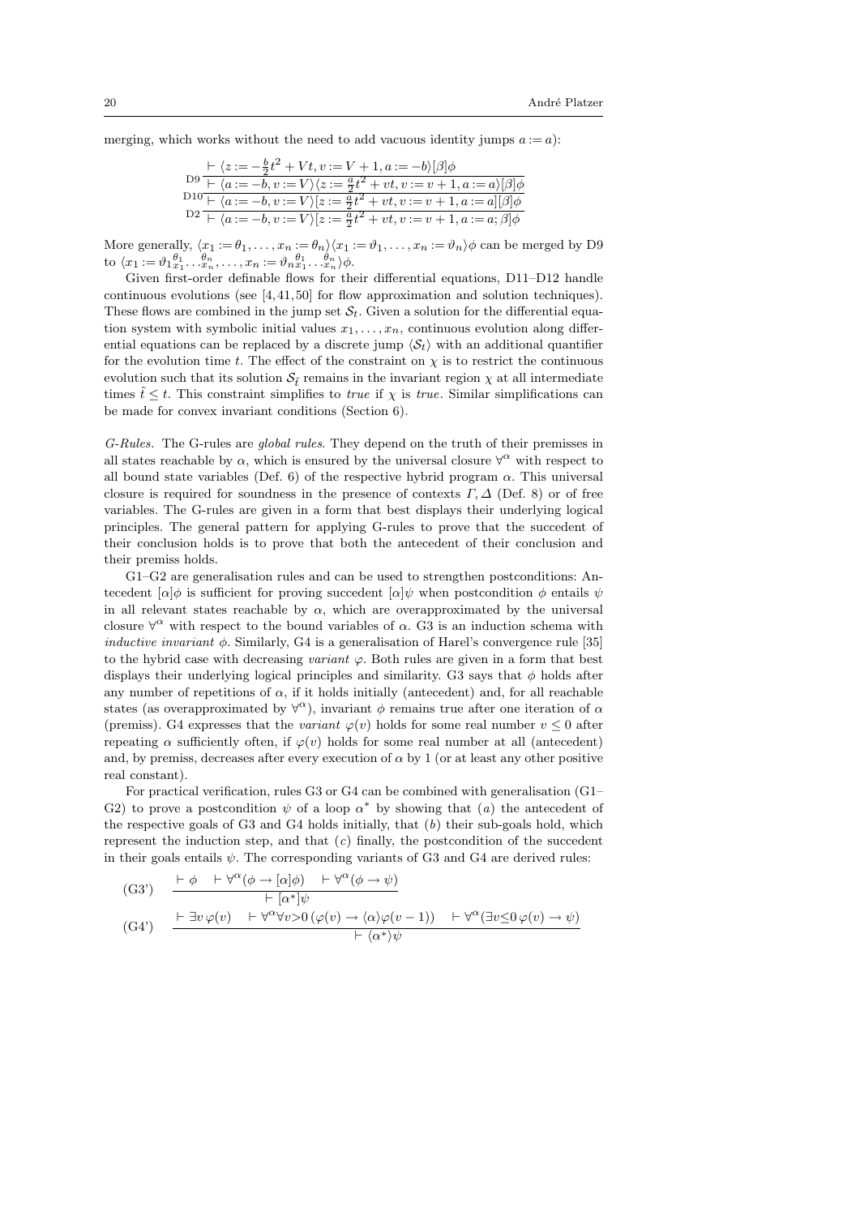merging, which works without the need to add vacuous identity jumps $a := a$):

$$\dfrac{\dfrac{\dfrac{\vdash \langle z := -\frac{b}{2}t^2 + Vt, v := V + 1, a := -b\rangle[\beta]\phi}{\vdash \langle a := -b, v := V\rangle\langle z := \frac{a}{2}t^2 + vt, v := v + 1, a := a\rangle[\beta]\phi}\text{D9}}{\vdash \langle a := -b, v := V\rangle[z := \frac{a}{2}t^2 + vt, v := v + 1, a := a][\beta]\phi}\text{D10}}{\vdash \langle a := -b, v := V\rangle[z := \frac{a}{2}t^2 + vt, v := v + 1, a := a; \beta]\phi}\text{D2}$$

More generally, $\langle x_1 := \theta_1, \dots, x_n := \theta_n\rangle\langle x_1 := \vartheta_1, \dots, x_n := \vartheta_n\rangle\phi$ can be merged by D9 to $\langle x_1 := \vartheta_1{}_{x_1}^{\theta_1} \dots {}_{x_n}^{\theta_n}, \dots, x_n := \vartheta_n{}_{x_1}^{\theta_1} \dots {}_{x_n}^{\theta_n}\rangle\phi$.

Given first-order definable flows for their differential equations, D11–D12 handle continuous evolutions (see [4, 41, 50] for flow approximation and solution techniques). These flows are combined in the jump set $\mathcal{S}_t$. Given a solution for the differential equation system with symbolic initial values $x_1, \dots, x_n$, continuous evolution along differential equations can be replaced by a discrete jump $\langle \mathcal{S}_t\rangle$ with an additional quantifier for the evolution time $t$. The effect of the constraint on $\chi$ is to restrict the continuous evolution such that its solution $\mathcal{S}_{\tilde{t}}$ remains in the invariant region $\chi$ at all intermediate times $\tilde{t} \leq t$. This constraint simplifies to *true* if $\chi$ is *true*. Similar simplifications can be made for convex invariant conditions (Section 6).

*G-Rules.* The G-rules are *global rules*. They depend on the truth of their premisses in all states reachable by $\alpha$, which is ensured by the universal closure $\forall^\alpha$ with respect to all bound state variables (Def. 6) of the respective hybrid program $\alpha$. This universal closure is required for soundness in the presence of contexts $\Gamma, \Delta$ (Def. 8) or of free variables. The G-rules are given in a form that best displays their underlying logical principles. The general pattern for applying G-rules to prove that the succedent of their conclusion holds is to prove that both the antecedent of their conclusion and their premiss holds.

G1–G2 are generalisation rules and can be used to strengthen postconditions: Antecedent $[\alpha]\phi$ is sufficient for proving succedent $[\alpha]\psi$ when postcondition $\phi$ entails $\psi$ in all relevant states reachable by $\alpha$, which are overapproximated by the universal closure $\forall^\alpha$ with respect to the bound variables of $\alpha$. G3 is an induction schema with *inductive invariant* $\phi$. Similarly, G4 is a generalisation of Harel's convergence rule [35] to the hybrid case with decreasing *variant* $\varphi$. Both rules are given in a form that best displays their underlying logical principles and similarity. G3 says that $\phi$ holds after any number of repetitions of $\alpha$, if it holds initially (antecedent) and, for all reachable states (as overapproximated by $\forall^\alpha$), invariant $\phi$ remains true after one iteration of $\alpha$ (premiss). G4 expresses that the *variant* $\varphi(v)$ holds for some real number $v \leq 0$ after repeating $\alpha$ sufficiently often, if $\varphi(v)$ holds for some real number at all (antecedent) and, by premiss, decreases after every execution of $\alpha$ by 1 (or at least any other positive real constant).

For practical verification, rules G3 or G4 can be combined with generalisation (G1–G2) to prove a postcondition $\psi$ of a loop $\alpha^*$ by showing that ($a$) the antecedent of the respective goals of G3 and G4 holds initially, that ($b$) their sub-goals hold, which represent the induction step, and that ($c$) finally, the postcondition of the succedent in their goals entails $\psi$. The corresponding variants of G3 and G4 are derived rules:

$$\text{(G3')} \quad \frac{\vdash \phi \quad \vdash \forall^\alpha(\phi \rightarrow [\alpha]\phi) \quad \vdash \forall^\alpha(\phi \rightarrow \psi)}{\vdash [\alpha^*]\psi}$$

$$\text{(G4')} \quad \frac{\vdash \exists v\, \varphi(v) \quad \vdash \forall^\alpha \forall v{>}0\, (\varphi(v) \rightarrow \langle\alpha\rangle\varphi(v-1)) \quad \vdash \forall^\alpha(\exists v{\leq}0\, \varphi(v) \rightarrow \psi)}{\vdash \langle\alpha^*\rangle\psi}$$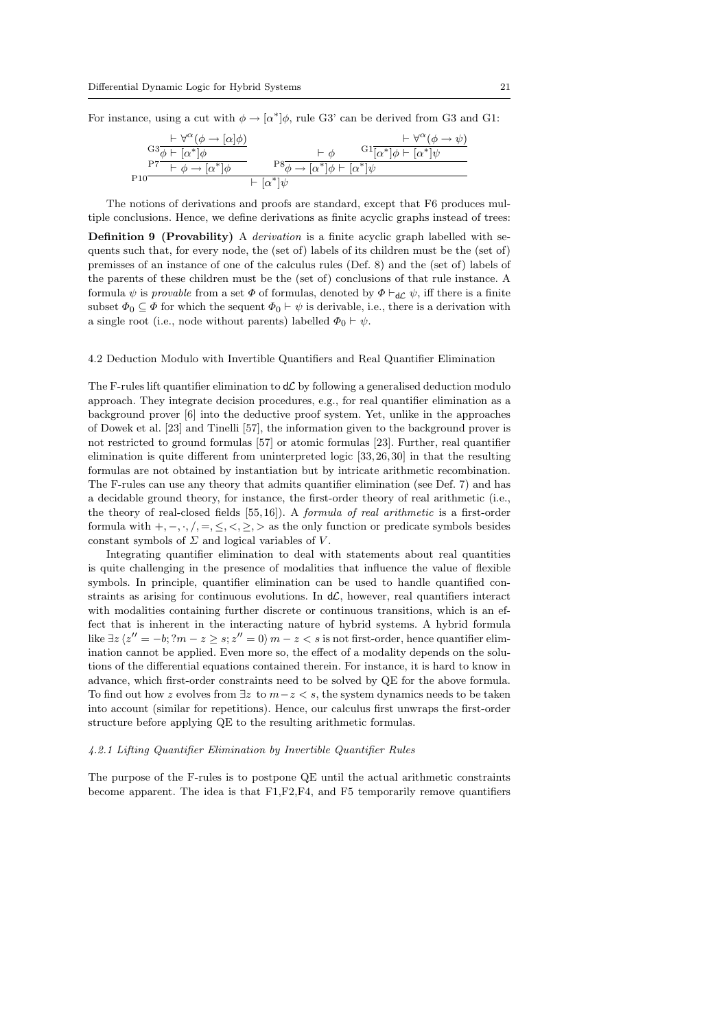For instance, using a cut with $\phi \rightarrow [\alpha^*]\phi$, rule G3' can be derived from G3 and G1:

$$
\dfrac{
  \dfrac{
    \dfrac{\vdash \forall^\alpha(\phi \rightarrow [\alpha]\phi)}{\phi \vdash [\alpha^*]\phi}\,\text{G3}
  }{\vdash \phi \rightarrow [\alpha^*]\phi}\,\text{P7}
  \qquad
  \dfrac{\vdash \phi \qquad \dfrac{\vdash \forall^\alpha(\phi \rightarrow \psi)}{[\alpha^*]\phi \vdash [\alpha^*]\psi}\,\text{G1}}{\phi \rightarrow [\alpha^*]\phi \vdash [\alpha^*]\psi}\,\text{P8}
}{\vdash [\alpha^*]\psi}\,\text{P10}
$$

The notions of derivations and proofs are standard, except that F6 produces multiple conclusions. Hence, we define derivations as finite acyclic graphs instead of trees:

**Definition 9 (Provability)** A *derivation* is a finite acyclic graph labelled with sequents such that, for every node, the (set of) labels of its children must be the (set of) premisses of an instance of one of the calculus rules (Def. 8) and the (set of) labels of the parents of these children must be the (set of) conclusions of that rule instance. A formula $\psi$ is *provable* from a set $\Phi$ of formulas, denoted by $\Phi \vdash_{\mathsf{d}\mathcal{L}} \psi$, iff there is a finite subset $\Phi_0 \subseteq \Phi$ for which the sequent $\Phi_0 \vdash \psi$ is derivable, i.e., there is a derivation with a single root (i.e., node without parents) labelled $\Phi_0 \vdash \psi$.

## 4.2 Deduction Modulo with Invertible Quantifiers and Real Quantifier Elimination

The F-rules lift quantifier elimination to $\mathsf{d}\mathcal{L}$ by following a generalised deduction modulo approach. They integrate decision procedures, e.g., for real quantifier elimination as a background prover [6] into the deductive proof system. Yet, unlike in the approaches of Dowek et al. [23] and Tinelli [57], the information given to the background prover is not restricted to ground formulas [57] or atomic formulas [23]. Further, real quantifier elimination is quite different from uninterpreted logic [33, 26, 30] in that the resulting formulas are not obtained by instantiation but by intricate arithmetic recombination. The F-rules can use any theory that admits quantifier elimination (see Def. 7) and has a decidable ground theory, for instance, the first-order theory of real arithmetic (i.e., the theory of real-closed fields [55, 16]). A *formula of real arithmetic* is a first-order formula with $+, -, \cdot, /, =, \leq, <, \geq, >$ as the only function or predicate symbols besides constant symbols of $\Sigma$ and logical variables of $V$.

Integrating quantifier elimination to deal with statements about real quantities is quite challenging in the presence of modalities that influence the value of flexible symbols. In principle, quantifier elimination can be used to handle quantified constraints as arising for continuous evolutions. In $\mathsf{d}\mathcal{L}$, however, real quantifiers interact with modalities containing further discrete or continuous transitions, which is an effect that is inherent in the interacting nature of hybrid systems. A hybrid formula like $\exists z\, \langle z'' = -b; ?m - z \geq s; z'' = 0\rangle\, m - z < s$ is not first-order, hence quantifier elimination cannot be applied. Even more so, the effect of a modality depends on the solutions of the differential equations contained therein. For instance, it is hard to know in advance, which first-order constraints need to be solved by QE for the above formula. To find out how $z$ evolves from $\exists z$ to $m - z < s$, the system dynamics needs to be taken into account (similar for repetitions). Hence, our calculus first unwraps the first-order structure before applying QE to the resulting arithmetic formulas.

### *4.2.1 Lifting Quantifier Elimination by Invertible Quantifier Rules*

The purpose of the F-rules is to postpone QE until the actual arithmetic constraints become apparent. The idea is that F1, F2, F4, and F5 temporarily remove quantifiers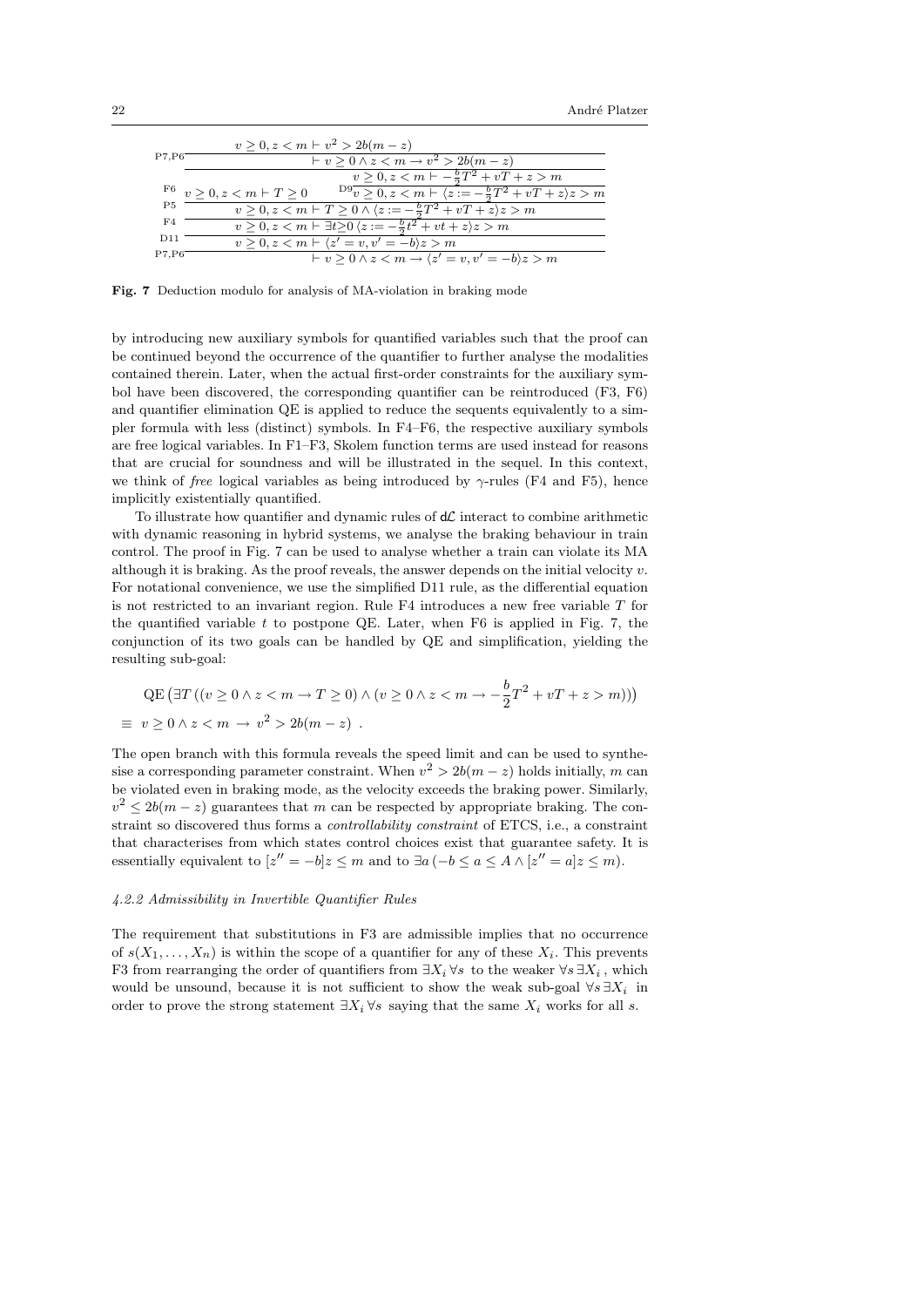$$
\dfrac{
  \dfrac{v \geq 0, z < m \vdash v^2 > 2b(m-z)}{\vdash v \geq 0 \land z < m \to v^2 > 2b(m-z)}\,\text{P7,P6}
}{
  \dfrac{
    \dfrac{
      \dfrac{
        \dfrac{}{v \geq 0, z < m \vdash T \geq 0}\,\text{F6}
        \quad
        \dfrac{v \geq 0, z < m \vdash -\frac{b}{2}T^2 + vT + z > m}{v \geq 0, z < m \vdash \langle z := -\frac{b}{2}T^2 + vT + z\rangle z > m}\,\text{D9}
      }{v \geq 0, z < m \vdash T \geq 0 \land \langle z := -\frac{b}{2}T^2 + vT + z\rangle z > m}\,\text{P5}
    }{v \geq 0, z < m \vdash \exists t {\geq} 0\, \langle z := -\frac{b}{2}t^2 + vt + z\rangle z > m}\,\text{F4}
  }{
    \dfrac{v \geq 0, z < m \vdash \langle z' = v, v' = -b\rangle z > m}{\vdash v \geq 0 \land z < m \to \langle z' = v, v' = -b\rangle z > m}\,\text{P7,P6}
  }\,\text{D11}
}
$$

**Fig. 7** Deduction modulo for analysis of MA-violation in braking mode

by introducing new auxiliary symbols for quantified variables such that the proof can be continued beyond the occurrence of the quantifier to further analyse the modalities contained therein. Later, when the actual first-order constraints for the auxiliary symbol have been discovered, the corresponding quantifier can be reintroduced (F3, F6) and quantifier elimination QE is applied to reduce the sequents equivalently to a simpler formula with less (distinct) symbols. In F4–F6, the respective auxiliary symbols are free logical variables. In F1–F3, Skolem function terms are used instead for reasons that are crucial for soundness and will be illustrated in the sequel. In this context, we think of *free* logical variables as being introduced by $\gamma$-rules (F4 and F5), hence implicitly existentially quantified.

To illustrate how quantifier and dynamic rules of $\mathsf{d}\mathcal{L}$ interact to combine arithmetic with dynamic reasoning in hybrid systems, we analyse the braking behaviour in train control. The proof in Fig. 7 can be used to analyse whether a train can violate its MA although it is braking. As the proof reveals, the answer depends on the initial velocity $v$. For notational convenience, we use the simplified D11 rule, as the differential equation is not restricted to an invariant region. Rule F4 introduces a new free variable $T$ for the quantified variable $t$ to postpone QE. Later, when F6 is applied in Fig. 7, the conjunction of its two goals can be handled by QE and simplification, yielding the resulting sub-goal:

$$
\begin{aligned}
&\text{QE}\left(\exists T\left((v \geq 0 \land z < m \to T \geq 0) \land (v \geq 0 \land z < m \to -\frac{b}{2}T^2 + vT + z > m)\right)\right) \\
&\equiv\ v \geq 0 \land z < m\ \to\ v^2 > 2b(m-z)\ .
\end{aligned}
$$

The open branch with this formula reveals the speed limit and can be used to synthesise a corresponding parameter constraint. When $v^2 > 2b(m-z)$ holds initially, $m$ can be violated even in braking mode, as the velocity exceeds the braking power. Similarly, $v^2 \leq 2b(m-z)$ guarantees that $m$ can be respected by appropriate braking. The constraint so discovered thus forms a *controllability constraint* of ETCS, i.e., a constraint that characterises from which states control choices exist that guarantee safety. It is essentially equivalent to $[z'' = -b]z \leq m$ and to $\exists a\,(-b \leq a \leq A \land [z'' = a]z \leq m)$.

#### *4.2.2 Admissibility in Invertible Quantifier Rules*

The requirement that substitutions in F3 are admissible implies that no occurrence of $s(X_1, \ldots, X_n)$ is within the scope of a quantifier for any of these $X_i$. This prevents F3 from rearranging the order of quantifiers from $\exists X_i\,\forall s$ to the weaker $\forall s\,\exists X_i$, which would be unsound, because it is not sufficient to show the weak sub-goal $\forall s\,\exists X_i$ in order to prove the strong statement $\exists X_i\,\forall s$ saying that the same $X_i$ works for all $s$.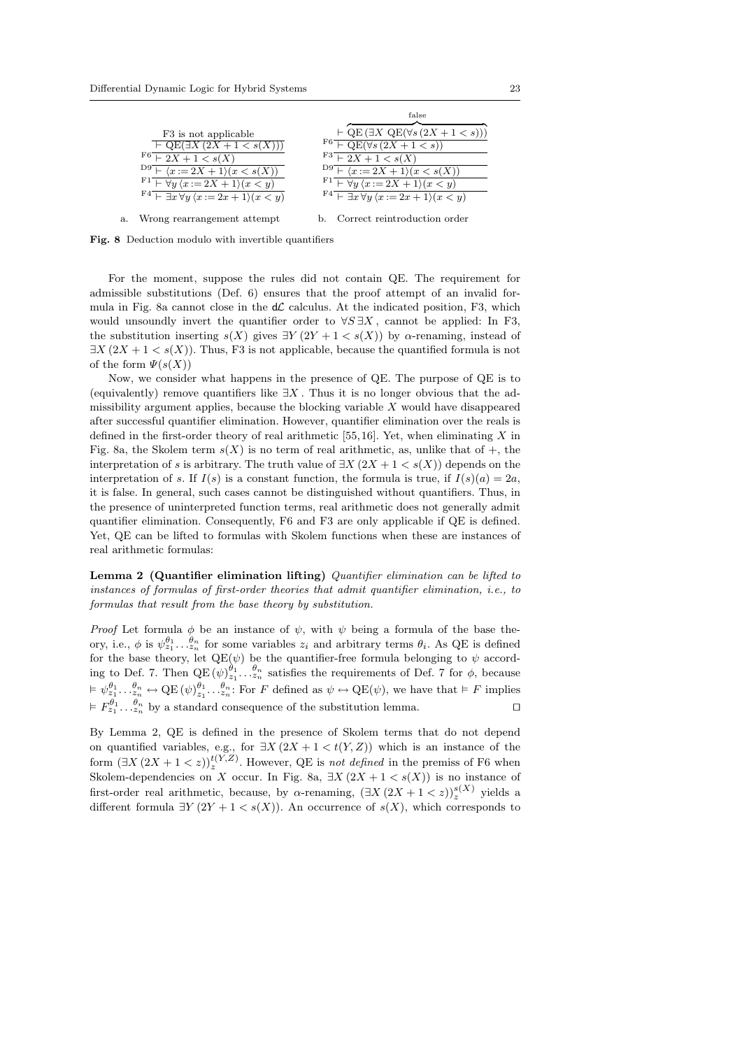$$
\dfrac{\dfrac{\dfrac{\dfrac{\dfrac{\text{F3 is not applicable}}{\vdash \mathrm{QE}(\exists X\,(2X+1 < s(X)))}}{\vdash 2X+1 < s(X)}\,\mathrm{F6}}{\vdash \langle x := 2X+1\rangle(x < s(X))}\,\mathrm{D9}}{\vdash \forall y\,\langle x := 2X+1\rangle(x < y)}\,\mathrm{F1}}{\vdash \exists x\,\forall y\,\langle x := 2x+1\rangle(x < y)}\,\mathrm{F4}
$$

a. Wrong rearrangement attempt

$$
\dfrac{\dfrac{\dfrac{\dfrac{\dfrac{\overbrace{\vdash \mathrm{QE}\,(\exists X\ \mathrm{QE}(\forall s\,(2X+1 < s)))}^{\text{false}}}{\vdash \mathrm{QE}(\forall s\,(2X+1 < s))}\,\mathrm{F6}}{\vdash 2X+1 < s(X)}\,\mathrm{F3}}{\vdash \langle x := 2X+1\rangle(x < s(X))}\,\mathrm{D9}}{\vdash \forall y\,\langle x := 2X+1\rangle(x < y)}\,\mathrm{F1}}{\vdash \exists x\,\forall y\,\langle x := 2x+1\rangle(x < y)}\,\mathrm{F4}
$$

b. Correct reintroduction order

**Fig. 8** Deduction modulo with invertible quantifiers

For the moment, suppose the rules did not contain QE. The requirement for admissible substitutions (Def. 6) ensures that the proof attempt of an invalid formula in Fig. 8a cannot close in the d$\mathcal{L}$ calculus. At the indicated position, F3, which would unsoundly invert the quantifier order to $\forall S\,\exists X$, cannot be applied: In F3, the substitution inserting $s(X)$ gives $\exists Y\,(2Y+1 < s(X))$ by $\alpha$-renaming, instead of $\exists X\,(2X+1 < s(X))$. Thus, F3 is not applicable, because the quantified formula is not of the form $\Psi(s(X))$

Now, we consider what happens in the presence of QE. The purpose of QE is to (equivalently) remove quantifiers like $\exists X$. Thus it is no longer obvious that the admissibility argument applies, because the blocking variable $X$ would have disappeared after successful quantifier elimination. However, quantifier elimination over the reals is defined in the first-order theory of real arithmetic [55,16]. Yet, when eliminating $X$ in Fig. 8a, the Skolem term $s(X)$ is no term of real arithmetic, as, unlike that of $+$, the interpretation of $s$ is arbitrary. The truth value of $\exists X\,(2X+1 < s(X))$ depends on the interpretation of $s$. If $I(s)$ is a constant function, the formula is true, if $I(s)(a) = 2a$, it is false. In general, such cases cannot be distinguished without quantifiers. Thus, in the presence of uninterpreted function terms, real arithmetic does not generally admit quantifier elimination. Consequently, F6 and F3 are only applicable if QE is defined. Yet, QE can be lifted to formulas with Skolem functions when these are instances of real arithmetic formulas:

**Lemma 2 (Quantifier elimination lifting)** *Quantifier elimination can be lifted to instances of formulas of first-order theories that admit quantifier elimination, i.e., to formulas that result from the base theory by substitution.*

*Proof* Let formula $\phi$ be an instance of $\psi$, with $\psi$ being a formula of the base theory, i.e., $\phi$ is $\psi_{z_1}^{\theta_1} \dots {}_{z_n}^{\theta_n}$ for some variables $z_i$ and arbitrary terms $\theta_i$. As QE is defined for the base theory, let $\mathrm{QE}(\psi)$ be the quantifier-free formula belonging to $\psi$ according to Def. 7. Then $\mathrm{QE}\,(\psi)_{z_1}^{\theta_1} \dots {}_{z_n}^{\theta_n}$ satisfies the requirements of Def. 7 for $\phi$, because $\vDash \psi_{z_1}^{\theta_1} \dots {}_{z_n}^{\theta_n} \leftrightarrow \mathrm{QE}\,(\psi)_{z_1}^{\theta_1} \dots {}_{z_n}^{\theta_n}$. For $F$ defined as $\psi \leftrightarrow \mathrm{QE}(\psi)$, we have that $\vDash F$ implies $\vDash F_{z_1}^{\theta_1} \dots {}_{z_n}^{\theta_n}$ by a standard consequence of the substitution lemma. $\square$

By Lemma 2, QE is defined in the presence of Skolem terms that do not depend on quantified variables, e.g., for $\exists X\,(2X+1 < t(Y,Z))$ which is an instance of the form $(\exists X\,(2X+1 < z))_z^{t(Y,Z)}$. However, QE is *not defined* in the premiss of F6 when Skolem-dependencies on $X$ occur. In Fig. 8a, $\exists X\,(2X+1 < s(X))$ is no instance of first-order real arithmetic, because, by $\alpha$-renaming, $(\exists X\,(2X+1 < z))_z^{s(X)}$ yields a different formula $\exists Y\,(2Y+1 < s(X))$. An occurrence of $s(X)$, which corresponds to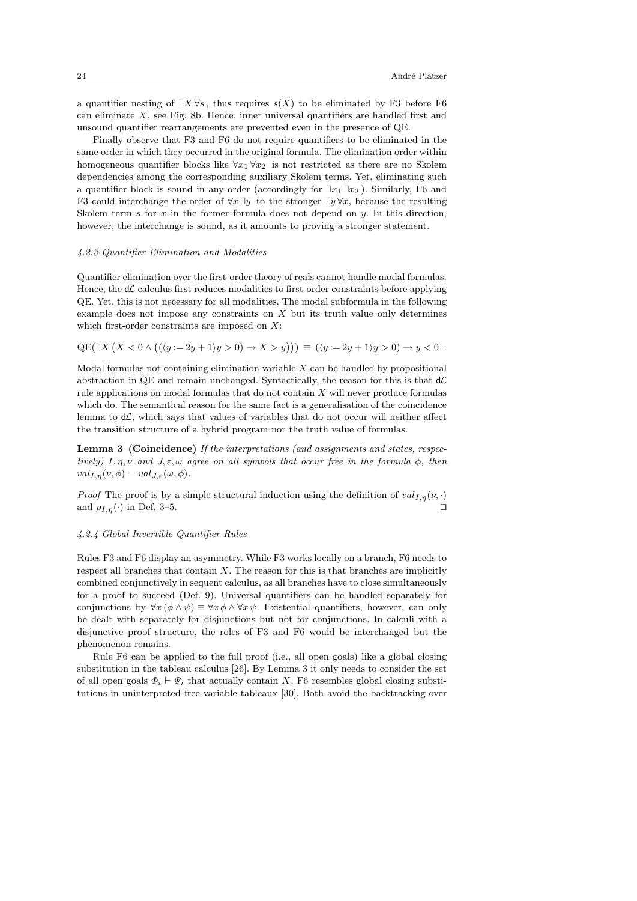a quantifier nesting of $\exists X \forall s$, thus requires $s(X)$ to be eliminated by F3 before F6 can eliminate $X$, see Fig. 8b. Hence, inner universal quantifiers are handled first and unsound quantifier rearrangements are prevented even in the presence of QE.

Finally observe that F3 and F6 do not require quantifiers to be eliminated in the same order in which they occurred in the original formula. The elimination order within homogeneous quantifier blocks like $\forall x_1 \forall x_2$ is not restricted as there are no Skolem dependencies among the corresponding auxiliary Skolem terms. Yet, eliminating such a quantifier block is sound in any order (accordingly for $\exists x_1 \exists x_2$). Similarly, F6 and F3 could interchange the order of $\forall x \exists y$ to the stronger $\exists y \forall x$, because the resulting Skolem term $s$ for $x$ in the former formula does not depend on $y$. In this direction, however, the interchange is sound, as it amounts to proving a stronger statement.

#### *4.2.3 Quantifier Elimination and Modalities*

Quantifier elimination over the first-order theory of reals cannot handle modal formulas. Hence, the d$\mathcal{L}$ calculus first reduces modalities to first-order constraints before applying QE. Yet, this is not necessary for all modalities. The modal subformula in the following example does not impose any constraints on $X$ but its truth value only determines which first-order constraints are imposed on $X$:

$$\mathrm{QE}(\exists X \left( X < 0 \land \left( (\langle y := 2y + 1\rangle y > 0) \to X > y \right) \right)) \equiv (\langle y := 2y + 1\rangle y > 0) \to y < 0 \ .$$

Modal formulas not containing elimination variable $X$ can be handled by propositional abstraction in QE and remain unchanged. Syntactically, the reason for this is that d$\mathcal{L}$ rule applications on modal formulas that do not contain $X$ will never produce formulas which do. The semantical reason for the same fact is a generalisation of the coincidence lemma to d$\mathcal{L}$, which says that values of variables that do not occur will neither affect the transition structure of a hybrid program nor the truth value of formulas.

**Lemma 3 (Coincidence)** *If the interpretations (and assignments and states, respectively) $I, \eta, \nu$ and $J, \varepsilon, \omega$ agree on all symbols that occur free in the formula $\phi$, then $val_{I,\eta}(\nu, \phi) = val_{J,\varepsilon}(\omega, \phi)$.*

*Proof* The proof is by a simple structural induction using the definition of $val_{I,\eta}(\nu, \cdot)$ and $\rho_{I,\eta}(\cdot)$ in Def. 3–5. ⊓⊔

#### *4.2.4 Global Invertible Quantifier Rules*

Rules F3 and F6 display an asymmetry. While F3 works locally on a branch, F6 needs to respect all branches that contain $X$. The reason for this is that branches are implicitly combined conjunctively in sequent calculus, as all branches have to close simultaneously for a proof to succeed (Def. 9). Universal quantifiers can be handled separately for conjunctions by $\forall x\, (\phi \land \psi) \equiv \forall x\, \phi \land \forall x\, \psi$. Existential quantifiers, however, can only be dealt with separately for disjunctions but not for conjunctions. In calculi with a disjunctive proof structure, the roles of F3 and F6 would be interchanged but the phenomenon remains.

Rule F6 can be applied to the full proof (i.e., all open goals) like a global closing substitution in the tableau calculus [26]. By Lemma 3 it only needs to consider the set of all open goals $\Phi_i \vdash \Psi_i$ that actually contain $X$. F6 resembles global closing substitutions in uninterpreted free variable tableaux [30]. Both avoid the backtracking over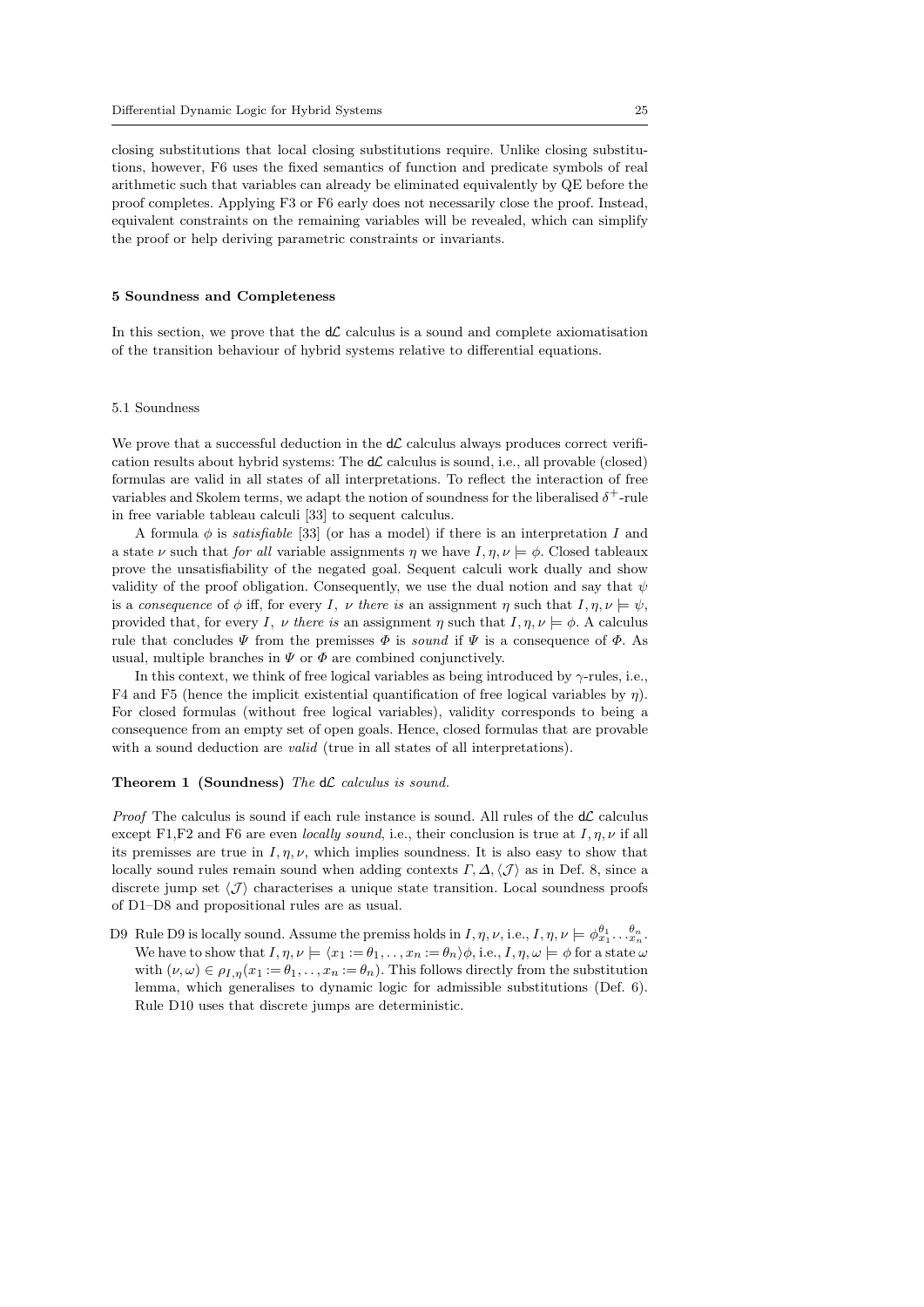closing substitutions that local closing substitutions require. Unlike closing substitutions, however, F6 uses the fixed semantics of function and predicate symbols of real arithmetic such that variables can already be eliminated equivalently by QE before the proof completes. Applying F3 or F6 early does not necessarily close the proof. Instead, equivalent constraints on the remaining variables will be revealed, which can simplify the proof or help deriving parametric constraints or invariants.

## 5 Soundness and Completeness

In this section, we prove that the d$\mathcal{L}$ calculus is a sound and complete axiomatisation of the transition behaviour of hybrid systems relative to differential equations.

### 5.1 Soundness

We prove that a successful deduction in the d$\mathcal{L}$ calculus always produces correct verification results about hybrid systems: The d$\mathcal{L}$ calculus is sound, i.e., all provable (closed) formulas are valid in all states of all interpretations. To reflect the interaction of free variables and Skolem terms, we adapt the notion of soundness for the liberalised $\delta^+$-rule in free variable tableau calculi [33] to sequent calculus.

A formula $\phi$ is *satisfiable* [33] (or has a model) if there is an interpretation $I$ and a state $\nu$ such that *for all* variable assignments $\eta$ we have $I, \eta, \nu \models \phi$. Closed tableaux prove the unsatisfiability of the negated goal. Sequent calculi work dually and show validity of the proof obligation. Consequently, we use the dual notion and say that $\psi$ is a *consequence* of $\phi$ iff, for every $I$, $\nu$ *there is* an assignment $\eta$ such that $I, \eta, \nu \models \psi$, provided that, for every $I$, $\nu$ *there is* an assignment $\eta$ such that $I, \eta, \nu \models \phi$. A calculus rule that concludes $\Psi$ from the premisses $\Phi$ is *sound* if $\Psi$ is a consequence of $\Phi$. As usual, multiple branches in $\Psi$ or $\Phi$ are combined conjunctively.

In this context, we think of free logical variables as being introduced by $\gamma$-rules, i.e., F4 and F5 (hence the implicit existential quantification of free logical variables by $\eta$). For closed formulas (without free logical variables), validity corresponds to being a consequence from an empty set of open goals. Hence, closed formulas that are provable with a sound deduction are *valid* (true in all states of all interpretations).

**Theorem 1 (Soundness)** *The* d$\mathcal{L}$ *calculus is sound.*

*Proof* The calculus is sound if each rule instance is sound. All rules of the d$\mathcal{L}$ calculus except F1,F2 and F6 are even *locally sound*, i.e., their conclusion is true at $I, \eta, \nu$ if all its premisses are true in $I, \eta, \nu$, which implies soundness. It is also easy to show that locally sound rules remain sound when adding contexts $\Gamma, \Delta, \langle \mathcal{J} \rangle$ as in Def. 8, since a discrete jump set $\langle \mathcal{J} \rangle$ characterises a unique state transition. Local soundness proofs of D1–D8 and propositional rules are as usual.

D9 Rule D9 is locally sound. Assume the premiss holds in $I, \eta, \nu$, i.e., $I, \eta, \nu \models \phi_{x_1}^{\theta_1} \dots {}_{x_n}^{\theta_n}$. We have to show that $I, \eta, \nu \models \langle x_1 := \theta_1, \dots, x_n := \theta_n \rangle \phi$, i.e., $I, \eta, \omega \models \phi$ for a state $\omega$ with $(\nu, \omega) \in \rho_{I,\eta}(x_1 := \theta_1, \dots, x_n := \theta_n)$. This follows directly from the substitution lemma, which generalises to dynamic logic for admissible substitutions (Def. 6). Rule D10 uses that discrete jumps are deterministic.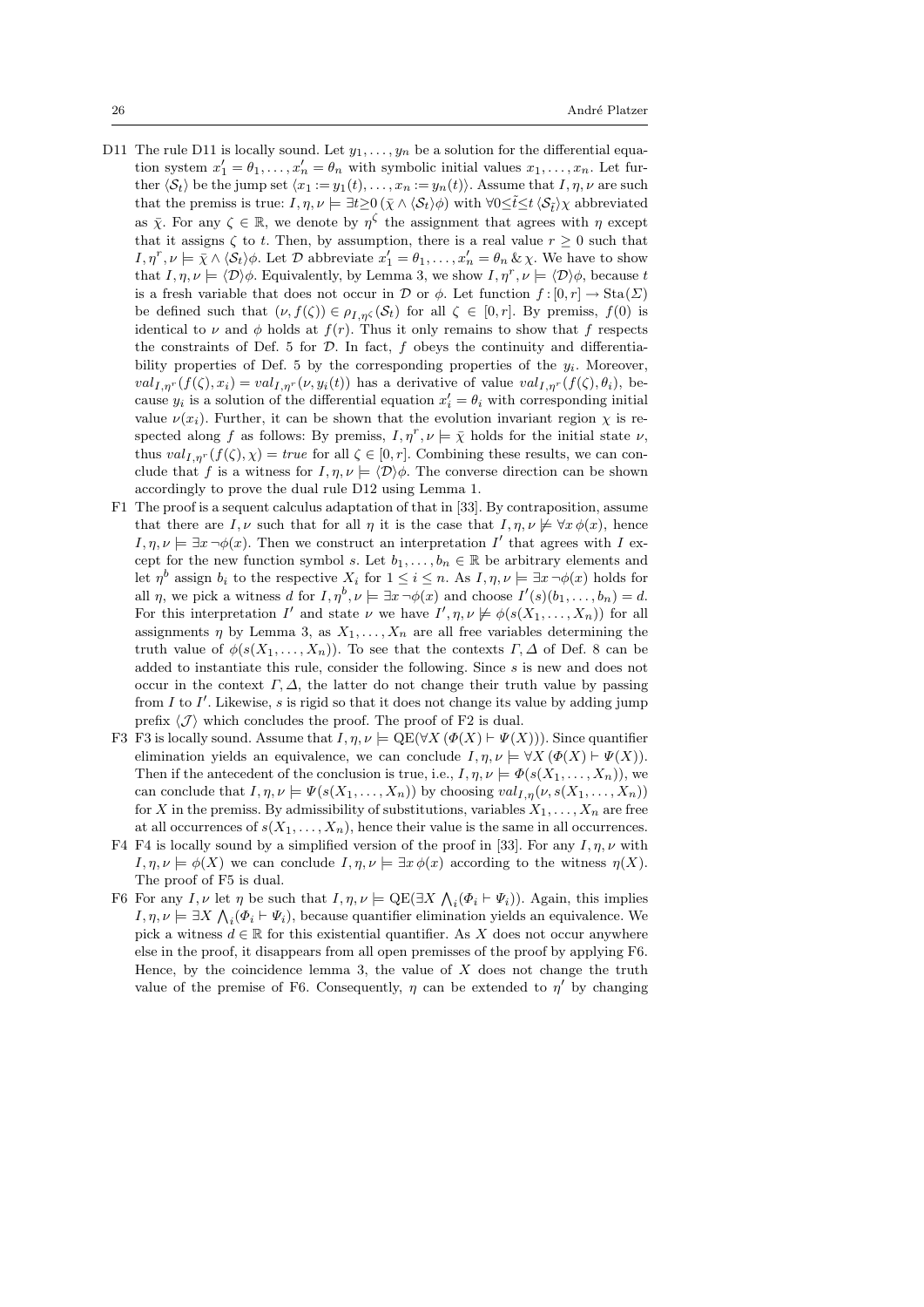D11 The rule D11 is locally sound. Let $y_1, \dots, y_n$ be a solution for the differential equation system $x_1' = \theta_1, \dots, x_n' = \theta_n$ with symbolic initial values $x_1, \dots, x_n$. Let further $\langle \mathcal{S}_t \rangle$ be the jump set $\langle x_1 := y_1(t), \dots, x_n := y_n(t) \rangle$. Assume that $I, \eta, \nu$ are such that the premiss is true: $I, \eta, \nu \models \exists t{\geq}0\, (\bar{\chi} \wedge \langle \mathcal{S}_t \rangle \phi)$ with $\forall 0{\leq}\tilde{t}{\leq}t\, \langle \mathcal{S}_{\tilde{t}} \rangle \chi$ abbreviated as $\bar{\chi}$. For any $\zeta \in \mathbb{R}$, we denote by $\eta^\zeta$ the assignment that agrees with $\eta$ except that it assigns $\zeta$ to $t$. Then, by assumption, there is a real value $r \geq 0$ such that $I, \eta^r, \nu \models \bar{\chi} \wedge \langle \mathcal{S}_t \rangle \phi$. Let $\mathcal{D}$ abbreviate $x_1' = \theta_1, \dots, x_n' = \theta_n \,\&\, \chi$. We have to show that $I, \eta, \nu \models \langle \mathcal{D} \rangle \phi$. Equivalently, by Lemma 3, we show $I, \eta^r, \nu \models \langle \mathcal{D} \rangle \phi$, because $t$ is a fresh variable that does not occur in $\mathcal{D}$ or $\phi$. Let function $f : [0, r] \to \mathrm{Sta}(\Sigma)$ be defined such that $(\nu, f(\zeta)) \in \rho_{I,\eta^\zeta}(\mathcal{S}_t)$ for all $\zeta \in [0, r]$. By premiss, $f(0)$ is identical to $\nu$ and $\phi$ holds at $f(r)$. Thus it only remains to show that $f$ respects the constraints of Def. 5 for $\mathcal{D}$. In fact, $f$ obeys the continuity and differentiability properties of Def. 5 by the corresponding properties of the $y_i$. Moreover, $val_{I,\eta^r}(f(\zeta), x_i) = val_{I,\eta^r}(\nu, y_i(t))$ has a derivative of value $val_{I,\eta^r}(f(\zeta), \theta_i)$, because $y_i$ is a solution of the differential equation $x_i' = \theta_i$ with corresponding initial value $\nu(x_i)$. Further, it can be shown that the evolution invariant region $\chi$ is respected along $f$ as follows: By premiss, $I, \eta^r, \nu \models \bar{\chi}$ holds for the initial state $\nu$, thus $val_{I,\eta^r}(f(\zeta), \chi) = \mathit{true}$ for all $\zeta \in [0, r]$. Combining these results, we can conclude that $f$ is a witness for $I, \eta, \nu \models \langle \mathcal{D} \rangle \phi$. The converse direction can be shown accordingly to prove the dual rule D12 using Lemma 1.

F1 The proof is a sequent calculus adaptation of that in [33]. By contraposition, assume that there are $I, \nu$ such that for all $\eta$ it is the case that $I, \eta, \nu \not\models \forall x\, \phi(x)$, hence $I, \eta, \nu \models \exists x\, \neg\phi(x)$. Then we construct an interpretation $I'$ that agrees with $I$ except for the new function symbol $s$. Let $b_1, \dots, b_n \in \mathbb{R}$ be arbitrary elements and let $\eta^b$ assign $b_i$ to the respective $X_i$ for $1 \leq i \leq n$. As $I, \eta, \nu \models \exists x\, \neg\phi(x)$ holds for all $\eta$, we pick a witness $d$ for $I, \eta^b, \nu \models \exists x\, \neg\phi(x)$ and choose $I'(s)(b_1, \dots, b_n) = d$. For this interpretation $I'$ and state $\nu$ we have $I', \eta, \nu \not\models \phi(s(X_1, \dots, X_n))$ for all assignments $\eta$ by Lemma 3, as $X_1, \dots, X_n$ are all free variables determining the truth value of $\phi(s(X_1, \dots, X_n))$. To see that the contexts $\Gamma, \Delta$ of Def. 8 can be added to instantiate this rule, consider the following. Since $s$ is new and does not occur in the context $\Gamma, \Delta$, the latter do not change their truth value by passing from $I$ to $I'$. Likewise, $s$ is rigid so that it does not change its value by adding jump prefix $\langle \mathcal{J} \rangle$ which concludes the proof. The proof of F2 is dual.

F3 F3 is locally sound. Assume that $I, \eta, \nu \models \mathrm{QE}(\forall X\, (\Phi(X) \vdash \Psi(X)))$. Since quantifier elimination yields an equivalence, we can conclude $I, \eta, \nu \models \forall X\, (\Phi(X) \vdash \Psi(X))$. Then if the antecedent of the conclusion is true, i.e., $I, \eta, \nu \models \Phi(s(X_1, \dots, X_n))$, we can conclude that $I, \eta, \nu \models \Psi(s(X_1, \dots, X_n))$ by choosing $val_{I,\eta}(\nu, s(X_1, \dots, X_n))$ for $X$ in the premiss. By admissibility of substitutions, variables $X_1, \dots, X_n$ are free at all occurrences of $s(X_1, \dots, X_n)$, hence their value is the same in all occurrences.

F4 F4 is locally sound by a simplified version of the proof in [33]. For any $I, \eta, \nu$ with $I, \eta, \nu \models \phi(X)$ we can conclude $I, \eta, \nu \models \exists x\, \phi(x)$ according to the witness $\eta(X)$. The proof of F5 is dual.

F6 For any $I, \nu$ let $\eta$ be such that $I, \eta, \nu \models \mathrm{QE}(\exists X \bigwedge_i (\Phi_i \vdash \Psi_i))$. Again, this implies $I, \eta, \nu \models \exists X \bigwedge_i (\Phi_i \vdash \Psi_i)$, because quantifier elimination yields an equivalence. We pick a witness $d \in \mathbb{R}$ for this existential quantifier. As $X$ does not occur anywhere else in the proof, it disappears from all open premisses of the proof by applying F6. Hence, by the coincidence lemma 3, the value of $X$ does not change the truth value of the premise of F6. Consequently, $\eta$ can be extended to $\eta'$ by changing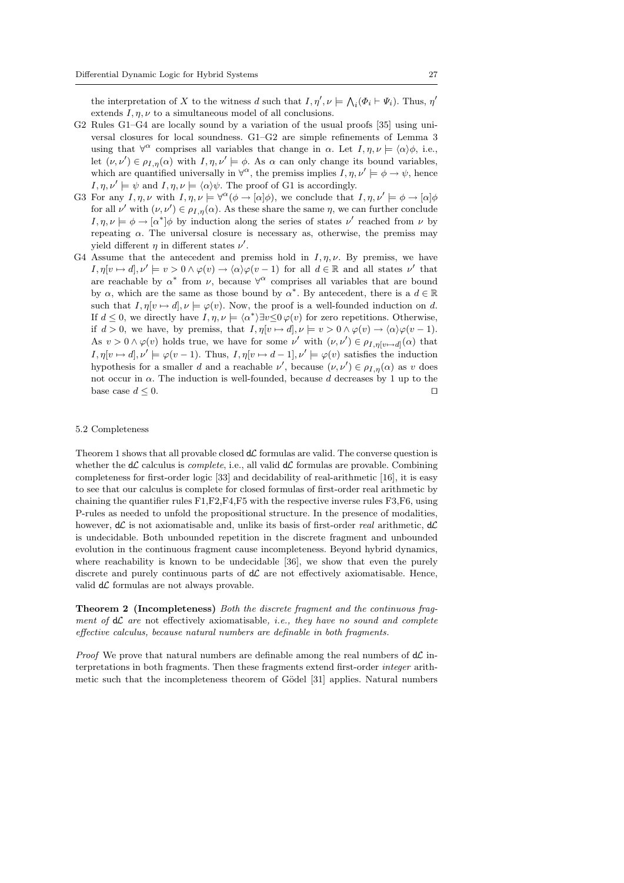the interpretation of $X$ to the witness $d$ such that $I, \eta', \nu \models \bigwedge_i (\Phi_i \vdash \Psi_i)$. Thus, $\eta'$ extends $I, \eta, \nu$ to a simultaneous model of all conclusions.

G2 Rules G1–G4 are locally sound by a variation of the usual proofs [35] using universal closures for local soundness. G1–G2 are simple refinements of Lemma 3 using that $\forall^\alpha$ comprises all variables that change in $\alpha$. Let $I, \eta, \nu \models \langle\alpha\rangle\phi$, i.e., let $(\nu, \nu') \in \rho_{I,\eta}(\alpha)$ with $I, \eta, \nu' \models \phi$. As $\alpha$ can only change its bound variables, which are quantified universally in $\forall^\alpha$, the premiss implies $I, \eta, \nu' \models \phi \rightarrow \psi$, hence $I, \eta, \nu' \models \psi$ and $I, \eta, \nu \models \langle\alpha\rangle\psi$. The proof of G1 is accordingly.

G3 For any $I, \eta, \nu$ with $I, \eta, \nu \models \forall^\alpha(\phi \rightarrow [\alpha]\phi)$, we conclude that $I, \eta, \nu' \models \phi \rightarrow [\alpha]\phi$ for all $\nu'$ with $(\nu, \nu') \in \rho_{I,\eta}(\alpha)$. As these share the same $\eta$, we can further conclude $I, \eta, \nu \models \phi \rightarrow [\alpha^*]\phi$ by induction along the series of states $\nu'$ reached from $\nu$ by repeating $\alpha$. The universal closure is necessary as, otherwise, the premiss may yield different $\eta$ in different states $\nu'$.

G4 Assume that the antecedent and premiss hold in $I, \eta, \nu$. By premiss, we have $I, \eta[v \mapsto d], \nu' \models v > 0 \wedge \varphi(v) \rightarrow \langle\alpha\rangle\varphi(v-1)$ for all $d \in \mathbb{R}$ and all states $\nu'$ that are reachable by $\alpha^*$ from $\nu$, because $\forall^\alpha$ comprises all variables that are bound by $\alpha$, which are the same as those bound by $\alpha^*$. By antecedent, there is a $d \in \mathbb{R}$ such that $I, \eta[v \mapsto d], \nu \models \varphi(v)$. Now, the proof is a well-founded induction on $d$. If $d \leq 0$, we directly have $I, \eta, \nu \models \langle\alpha^*\rangle\exists v{\leq}0\, \varphi(v)$ for zero repetitions. Otherwise, if $d > 0$, we have, by premiss, that $I, \eta[v \mapsto d], \nu \models v > 0 \wedge \varphi(v) \rightarrow \langle\alpha\rangle\varphi(v-1)$. As $v > 0 \wedge \varphi(v)$ holds true, we have for some $\nu'$ with $(\nu, \nu') \in \rho_{I,\eta[v\mapsto d]}(\alpha)$ that $I, \eta[v \mapsto d], \nu' \models \varphi(v-1)$. Thus, $I, \eta[v \mapsto d-1], \nu' \models \varphi(v)$ satisfies the induction hypothesis for a smaller $d$ and a reachable $\nu'$, because $(\nu, \nu') \in \rho_{I,\eta}(\alpha)$ as $v$ does not occur in $\alpha$. The induction is well-founded, because $d$ decreases by 1 up to the base case $d \leq 0$. ⊓⊔

### 5.2 Completeness

Theorem 1 shows that all provable closed d$\mathcal{L}$ formulas are valid. The converse question is whether the d$\mathcal{L}$ calculus is *complete*, i.e., all valid d$\mathcal{L}$ formulas are provable. Combining completeness for first-order logic [33] and decidability of real-arithmetic [16], it is easy to see that our calculus is complete for closed formulas of first-order real arithmetic by chaining the quantifier rules F1,F2,F4,F5 with the respective inverse rules F3,F6, using P-rules as needed to unfold the propositional structure. In the presence of modalities, however, d$\mathcal{L}$ is not axiomatisable and, unlike its basis of first-order *real* arithmetic, d$\mathcal{L}$ is undecidable. Both unbounded repetition in the discrete fragment and unbounded evolution in the continuous fragment cause incompleteness. Beyond hybrid dynamics, where reachability is known to be undecidable [36], we show that even the purely discrete and purely continuous parts of d$\mathcal{L}$ are not effectively axiomatisable. Hence, valid d$\mathcal{L}$ formulas are not always provable.

**Theorem 2 (Incompleteness)** *Both the discrete fragment and the continuous fragment of* d$\mathcal{L}$ *are* not *effectively axiomatisable, i.e., they have no sound and complete effective calculus, because natural numbers are definable in both fragments.*

*Proof* We prove that natural numbers are definable among the real numbers of d$\mathcal{L}$ interpretations in both fragments. Then these fragments extend first-order *integer* arithmetic such that the incompleteness theorem of Gödel [31] applies. Natural numbers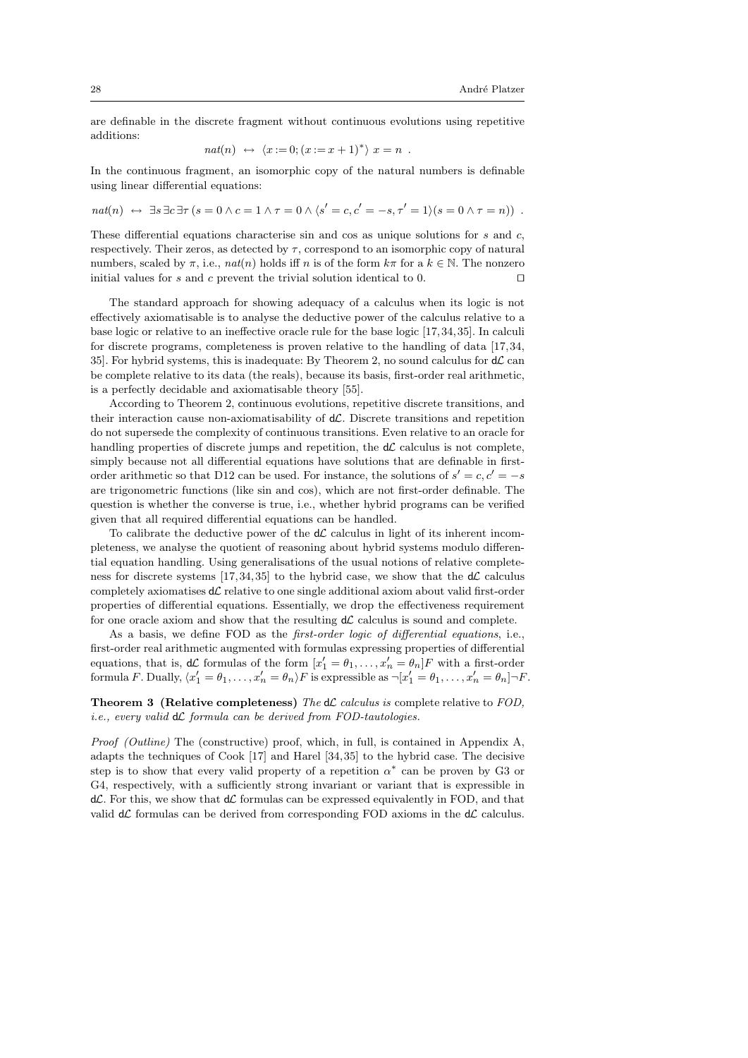are definable in the discrete fragment without continuous evolutions using repetitive additions:

$$nat(n) \leftrightarrow \langle x := 0; (x := x + 1)^* \rangle\; x = n \enspace .$$

In the continuous fragment, an isomorphic copy of the natural numbers is definable using linear differential equations:

$$nat(n) \leftrightarrow \exists s\, \exists c\, \exists \tau\, (s = 0 \land c = 1 \land \tau = 0 \land \langle s' = c, c' = -s, \tau' = 1 \rangle (s = 0 \land \tau = n)) \enspace .$$

These differential equations characterise sin and cos as unique solutions for $s$ and $c$, respectively. Their zeros, as detected by $\tau$, correspond to an isomorphic copy of natural numbers, scaled by $\pi$, i.e., $nat(n)$ holds iff $n$ is of the form $k\pi$ for a $k \in \mathbb{N}$. The nonzero initial values for $s$ and $c$ prevent the trivial solution identical to 0. ⊓⊔

The standard approach for showing adequacy of a calculus when its logic is not effectively axiomatisable is to analyse the deductive power of the calculus relative to a base logic or relative to an ineffective oracle rule for the base logic [17, 34, 35]. In calculi for discrete programs, completeness is proven relative to the handling of data [17, 34, 35]. For hybrid systems, this is inadequate: By Theorem 2, no sound calculus for d$\mathcal{L}$ can be complete relative to its data (the reals), because its basis, first-order real arithmetic, is a perfectly decidable and axiomatisable theory [55].

According to Theorem 2, continuous evolutions, repetitive discrete transitions, and their interaction cause non-axiomatisability of d$\mathcal{L}$. Discrete transitions and repetition do not supersede the complexity of continuous transitions. Even relative to an oracle for handling properties of discrete jumps and repetition, the d$\mathcal{L}$ calculus is not complete, simply because not all differential equations have solutions that are definable in first-order arithmetic so that D12 can be used. For instance, the solutions of $s' = c, c' = -s$ are trigonometric functions (like sin and cos), which are not first-order definable. The question is whether the converse is true, i.e., whether hybrid programs can be verified given that all required differential equations can be handled.

To calibrate the deductive power of the d$\mathcal{L}$ calculus in light of its inherent incompleteness, we analyse the quotient of reasoning about hybrid systems modulo differential equation handling. Using generalisations of the usual notions of relative completeness for discrete systems [17, 34, 35] to the hybrid case, we show that the d$\mathcal{L}$ calculus completely axiomatises d$\mathcal{L}$ relative to one single additional axiom about valid first-order properties of differential equations. Essentially, we drop the effectiveness requirement for one oracle axiom and show that the resulting d$\mathcal{L}$ calculus is sound and complete.

As a basis, we define FOD as the *first-order logic of differential equations*, i.e., first-order real arithmetic augmented with formulas expressing properties of differential equations, that is, d$\mathcal{L}$ formulas of the form $[x_1' = \theta_1, \ldots, x_n' = \theta_n]F$ with a first-order formula $F$. Dually, $\langle x_1' = \theta_1, \ldots, x_n' = \theta_n \rangle F$ is expressible as $\neg[x_1' = \theta_1, \ldots, x_n' = \theta_n]\neg F$.

**Theorem 3 (Relative completeness)** *The* d$\mathcal{L}$ *calculus is* complete relative to *FOD, i.e., every valid* d$\mathcal{L}$ *formula can be derived from FOD-tautologies.*

*Proof (Outline)* The (constructive) proof, which, in full, is contained in Appendix A, adapts the techniques of Cook [17] and Harel [34, 35] to the hybrid case. The decisive step is to show that every valid property of a repetition $\alpha^*$ can be proven by G3 or G4, respectively, with a sufficiently strong invariant or variant that is expressible in d$\mathcal{L}$. For this, we show that d$\mathcal{L}$ formulas can be expressed equivalently in FOD, and that valid d$\mathcal{L}$ formulas can be derived from corresponding FOD axioms in the d$\mathcal{L}$ calculus.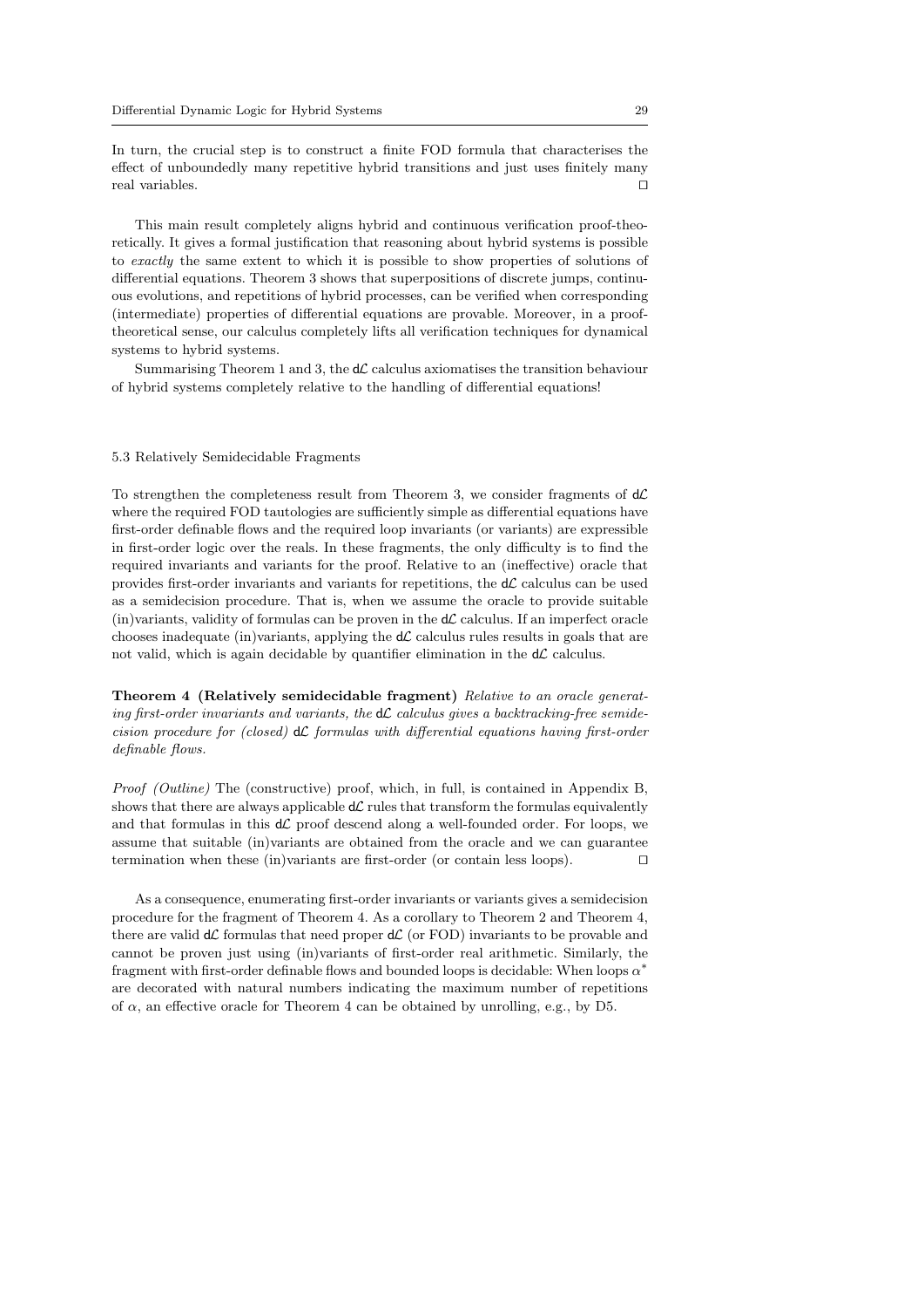In turn, the crucial step is to construct a finite FOD formula that characterises the effect of unboundedly many repetitive hybrid transitions and just uses finitely many real variables. ⊓⊔

This main result completely aligns hybrid and continuous verification proof-theoretically. It gives a formal justification that reasoning about hybrid systems is possible to *exactly* the same extent to which it is possible to show properties of solutions of differential equations. Theorem 3 shows that superpositions of discrete jumps, continuous evolutions, and repetitions of hybrid processes, can be verified when corresponding (intermediate) properties of differential equations are provable. Moreover, in a proof-theoretical sense, our calculus completely lifts all verification techniques for dynamical systems to hybrid systems.

Summarising Theorem 1 and 3, the d$\mathcal{L}$ calculus axiomatises the transition behaviour of hybrid systems completely relative to the handling of differential equations!

### 5.3 Relatively Semidecidable Fragments

To strengthen the completeness result from Theorem 3, we consider fragments of d$\mathcal{L}$ where the required FOD tautologies are sufficiently simple as differential equations have first-order definable flows and the required loop invariants (or variants) are expressible in first-order logic over the reals. In these fragments, the only difficulty is to find the required invariants and variants for the proof. Relative to an (ineffective) oracle that provides first-order invariants and variants for repetitions, the d$\mathcal{L}$ calculus can be used as a semidecision procedure. That is, when we assume the oracle to provide suitable (in)variants, validity of formulas can be proven in the d$\mathcal{L}$ calculus. If an imperfect oracle chooses inadequate (in)variants, applying the d$\mathcal{L}$ calculus rules results in goals that are not valid, which is again decidable by quantifier elimination in the d$\mathcal{L}$ calculus.

**Theorem 4 (Relatively semidecidable fragment)** *Relative to an oracle generating first-order invariants and variants, the* d$\mathcal{L}$ *calculus gives a backtracking-free semidecision procedure for (closed)* d$\mathcal{L}$ *formulas with differential equations having first-order definable flows.*

*Proof (Outline)* The (constructive) proof, which, in full, is contained in Appendix B, shows that there are always applicable d$\mathcal{L}$ rules that transform the formulas equivalently and that formulas in this d$\mathcal{L}$ proof descend along a well-founded order. For loops, we assume that suitable (in)variants are obtained from the oracle and we can guarantee termination when these (in)variants are first-order (or contain less loops). ⊓⊔

As a consequence, enumerating first-order invariants or variants gives a semidecision procedure for the fragment of Theorem 4. As a corollary to Theorem 2 and Theorem 4, there are valid d$\mathcal{L}$ formulas that need proper d$\mathcal{L}$ (or FOD) invariants to be provable and cannot be proven just using (in)variants of first-order real arithmetic. Similarly, the fragment with first-order definable flows and bounded loops is decidable: When loops $\alpha^*$ are decorated with natural numbers indicating the maximum number of repetitions of $\alpha$, an effective oracle for Theorem 4 can be obtained by unrolling, e.g., by D5.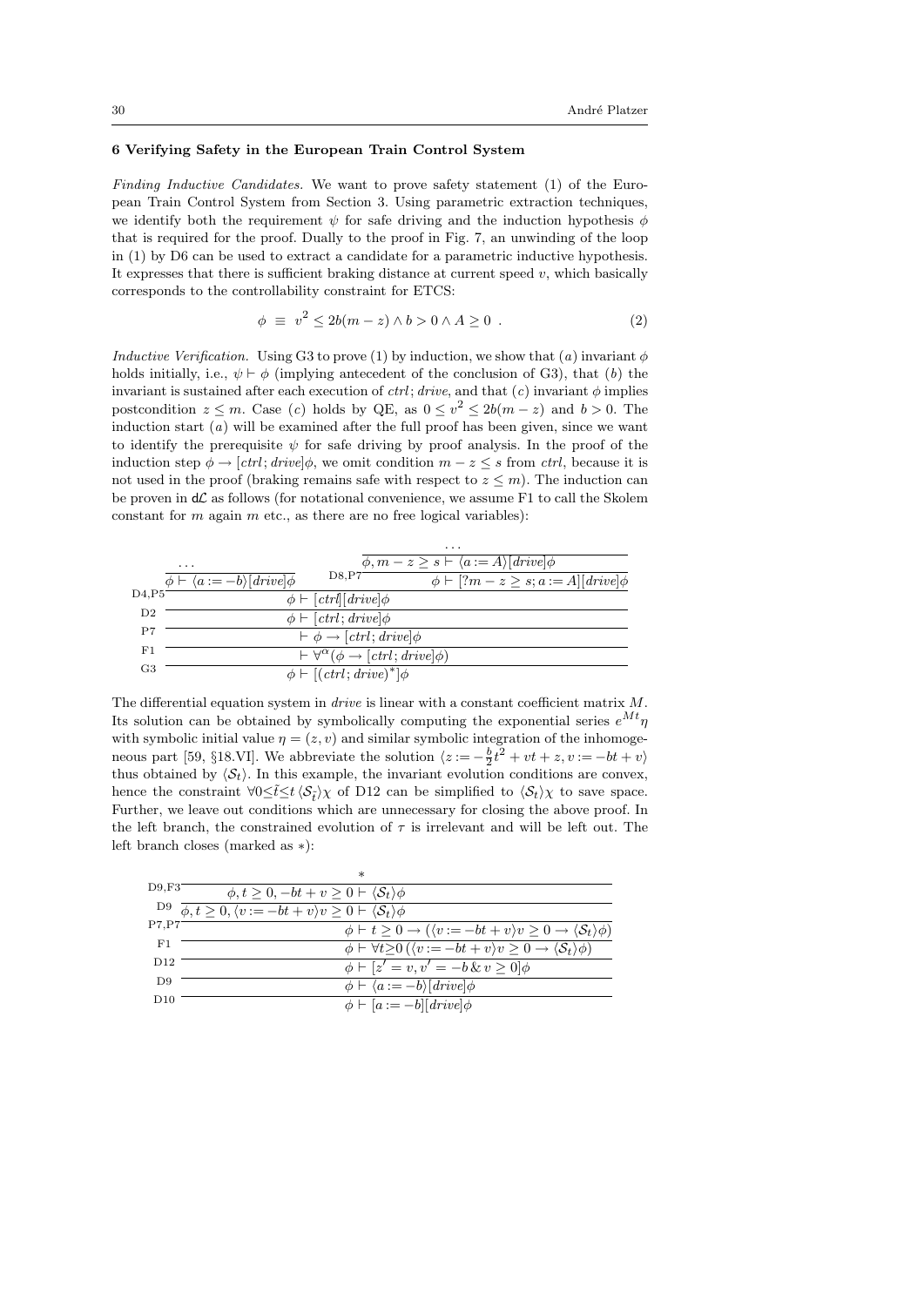### 6 Verifying Safety in the European Train Control System

*Finding Inductive Candidates.* We want to prove safety statement (1) of the European Train Control System from Section 3. Using parametric extraction techniques, we identify both the requirement $\psi$ for safe driving and the induction hypothesis $\phi$ that is required for the proof. Dually to the proof in Fig. 7, an unwinding of the loop in (1) by D6 can be used to extract a candidate for a parametric inductive hypothesis. It expresses that there is sufficient braking distance at current speed $v$, which basically corresponds to the controllability constraint for ETCS:

$$\phi \;\equiv\; v^2 \leq 2b(m-z) \wedge b > 0 \wedge A \geq 0 \;. \tag{2}$$

*Inductive Verification.* Using G3 to prove (1) by induction, we show that $(a)$ invariant $\phi$ holds initially, i.e., $\psi \vdash \phi$ (implying antecedent of the conclusion of G3), that $(b)$ the invariant is sustained after each execution of $ctrl; drive$, and that $(c)$ invariant $\phi$ implies postcondition $z \leq m$. Case $(c)$ holds by QE, as $0 \leq v^2 \leq 2b(m-z)$ and $b > 0$. The induction start $(a)$ will be examined after the full proof has been given, since we want to identify the prerequisite $\psi$ for safe driving by proof analysis. In the proof of the induction step $\phi \to [ctrl; drive]\phi$, we omit condition $m - z \leq s$ from $ctrl$, because it is not used in the proof (braking remains safe with respect to $z \leq m$). The induction can be proven in $d\mathcal{L}$ as follows (for notational convenience, we assume F1 to call the Skolem constant for $m$ again $m$ etc., as there are no free logical variables):

$$
\dfrac{
\dfrac{\dots}{\phi \vdash \langle a := -b\rangle[drive]\phi}
\qquad
\dfrac{\dfrac{\dots}{\phi, m - z \geq s \vdash \langle a := A\rangle[drive]\phi}}{\phi \vdash [?m - z \geq s; a := A][drive]\phi}\;\text{D8,P7}
}{
\dfrac{\phi \vdash [ctrl][drive]\phi}{
\dfrac{\phi \vdash [ctrl; drive]\phi}{
\dfrac{\vdash \phi \to [ctrl; drive]\phi}{
\dfrac{\vdash \forall^{\alpha}(\phi \to [ctrl; drive]\phi)}{\phi \vdash [(ctrl; drive)^*]\phi}\;\text{G3}
}\;\text{F1}
}\;\text{P7}
}\;\text{D2}
}\;\text{D4,P5}
$$

The differential equation system in *drive* is linear with a constant coefficient matrix $M$. Its solution can be obtained by symbolically computing the exponential series $e^{Mt}\eta$ with symbolic initial value $\eta = (z, v)$ and similar symbolic integration of the inhomogeneous part [59, §18.VI]. We abbreviate the solution $\langle z := -\frac{b}{2}t^2 + vt + z, v := -bt + v\rangle$ thus obtained by $\langle \mathcal{S}_t\rangle$. In this example, the invariant evolution conditions are convex, hence the constraint $\forall 0 \leq \tilde{t} \leq t\, \langle \mathcal{S}_{\tilde{t}}\rangle\chi$ of D12 can be simplified to $\langle \mathcal{S}_t\rangle\chi$ to save space. Further, we leave out conditions which are unnecessary for closing the above proof. In the left branch, the constrained evolution of $\tau$ is irrelevant and will be left out. The left branch closes (marked as $*$):

$$
\dfrac{
\dfrac{
\dfrac{
\dfrac{
\dfrac{
\dfrac{
\dfrac{*}{\phi, t \geq 0, -bt + v \geq 0 \vdash \langle \mathcal{S}_t\rangle\phi}\;\text{D9,F3}
}{\phi, t \geq 0, \langle v := -bt + v\rangle v \geq 0 \vdash \langle \mathcal{S}_t\rangle\phi}\;\text{D9}
}{\phi \vdash t \geq 0 \to (\langle v := -bt + v\rangle v \geq 0 \to \langle \mathcal{S}_t\rangle\phi)}\;\text{P7,P7}
}{\phi \vdash \forall t{\geq}0\, (\langle v := -bt + v\rangle v \geq 0 \to \langle \mathcal{S}_t\rangle\phi)}\;\text{F1}
}{\phi \vdash [z' = v, v' = -b \,\&\, v \geq 0]\phi}\;\text{D12}
}{\phi \vdash \langle a := -b\rangle[drive]\phi}\;\text{D9}
}{\phi \vdash [a := -b][drive]\phi}\;\text{D10}
$$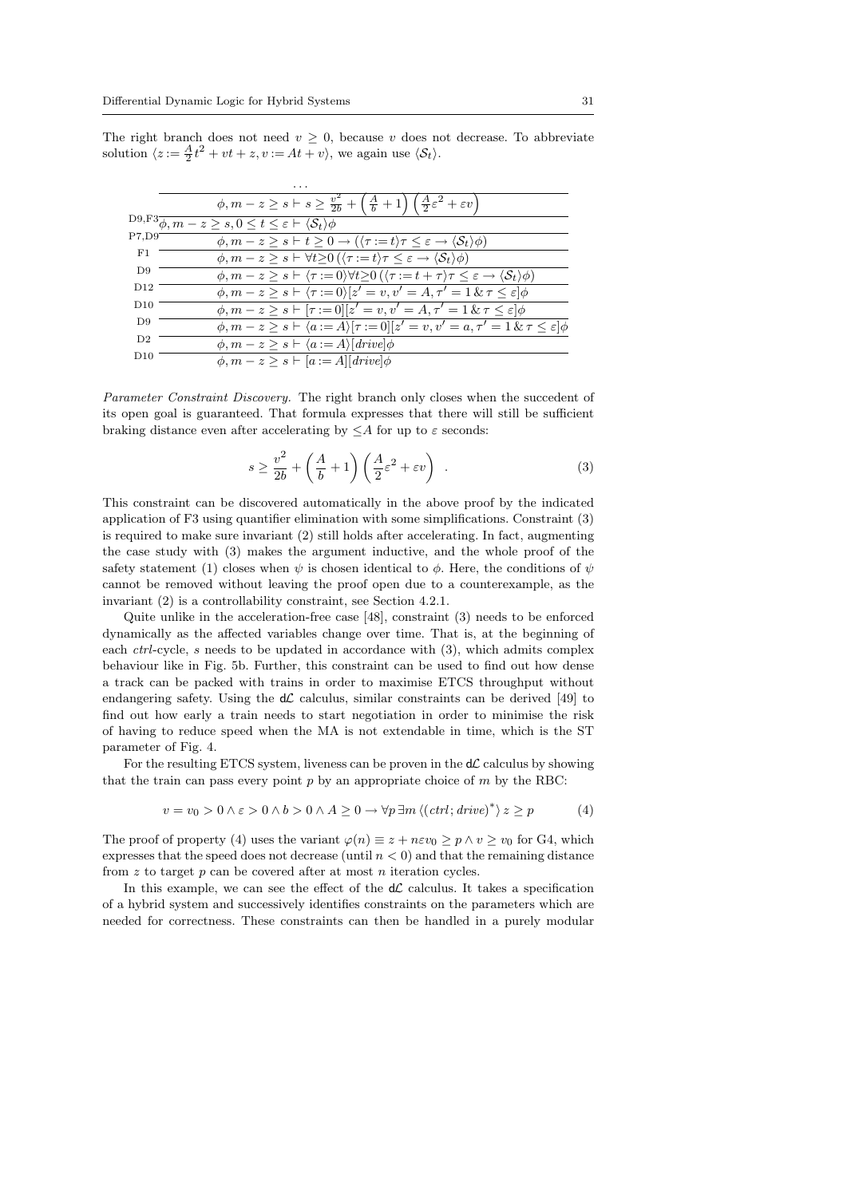The right branch does not need $v \geq 0$, because $v$ does not decrease. To abbreviate solution $\langle z := \frac{A}{2}t^2 + vt + z, v := At + v\rangle$, we again use $\langle \mathcal{S}_t \rangle$.

$$
\dfrac{\dfrac{\dfrac{\dfrac{\dfrac{\dfrac{\dfrac{\dfrac{\dfrac{\dots}{\phi, m - z \geq s \vdash s \geq \frac{v^2}{2b} + \left(\frac{A}{b} + 1\right)\left(\frac{A}{2}\varepsilon^2 + \varepsilon v\right)}}{\phi, m - z \geq s, 0 \leq t \leq \varepsilon \vdash \langle \mathcal{S}_t \rangle \phi}\text{D9,F3}}{\phi, m - z \geq s \vdash t \geq 0 \rightarrow (\langle \tau := t \rangle \tau \leq \varepsilon \rightarrow \langle \mathcal{S}_t \rangle \phi)}\text{P7,D9}}{\phi, m - z \geq s \vdash \forall t {\geq} 0\, (\langle \tau := t \rangle \tau \leq \varepsilon \rightarrow \langle \mathcal{S}_t \rangle \phi)}\text{F1}}{\phi, m - z \geq s \vdash \langle \tau := 0 \rangle \forall t {\geq} 0\, (\langle \tau := t + \tau \rangle \tau \leq \varepsilon \rightarrow \langle \mathcal{S}_t \rangle \phi)}\text{D9}}{\phi, m - z \geq s \vdash \langle \tau := 0 \rangle [z' = v, v' = A, \tau' = 1 \,\&\, \tau \leq \varepsilon] \phi}\text{D12}}{\phi, m - z \geq s \vdash [\tau := 0][z' = v, v' = A, \tau' = 1 \,\&\, \tau \leq \varepsilon] \phi}\text{D10}}{\phi, m - z \geq s \vdash \langle a := A \rangle [\tau := 0][z' = v, v' = a, \tau' = 1 \,\&\, \tau \leq \varepsilon] \phi}\text{D9}}{\phi, m - z \geq s \vdash \langle a := A \rangle [drive] \phi}\text{D2}}{\phi, m - z \geq s \vdash [a := A][drive] \phi}\text{D10}
$$

*Parameter Constraint Discovery.* The right branch only closes when the succedent of its open goal is guaranteed. That formula expresses that there will still be sufficient braking distance even after accelerating by $\leq A$ for up to $\varepsilon$ seconds:

$$
s \geq \frac{v^2}{2b} + \left(\frac{A}{b} + 1\right)\left(\frac{A}{2}\varepsilon^2 + \varepsilon v\right) \quad . \tag{3}
$$

This constraint can be discovered automatically in the above proof by the indicated application of F3 using quantifier elimination with some simplifications. Constraint (3) is required to make sure invariant (2) still holds after accelerating. In fact, augmenting the case study with (3) makes the argument inductive, and the whole proof of the safety statement (1) closes when $\psi$ is chosen identical to $\phi$. Here, the conditions of $\psi$ cannot be removed without leaving the proof open due to a counterexample, as the invariant (2) is a controllability constraint, see Section 4.2.1.

Quite unlike in the acceleration-free case [48], constraint (3) needs to be enforced dynamically as the affected variables change over time. That is, at the beginning of each *ctrl*-cycle, $s$ needs to be updated in accordance with (3), which admits complex behaviour like in Fig. 5b. Further, this constraint can be used to find out how dense a track can be packed with trains in order to maximise ETCS throughput without endangering safety. Using the $\mathsf{d}\mathcal{L}$ calculus, similar constraints can be derived [49] to find out how early a train needs to start negotiation in order to minimise the risk of having to reduce speed when the MA is not extendable in time, which is the ST parameter of Fig. 4.

For the resulting ETCS system, liveness can be proven in the $\mathsf{d}\mathcal{L}$ calculus by showing that the train can pass every point $p$ by an appropriate choice of $m$ by the RBC:

$$
v = v_0 > 0 \wedge \varepsilon > 0 \wedge b > 0 \wedge A \geq 0 \rightarrow \forall p \, \exists m \, \langle (ctrl; drive)^* \rangle \, z \geq p \tag{4}
$$

The proof of property (4) uses the variant $\varphi(n) \equiv z + n\varepsilon v_0 \geq p \wedge v \geq v_0$ for G4, which expresses that the speed does not decrease (until $n < 0$) and that the remaining distance from $z$ to target $p$ can be covered after at most $n$ iteration cycles.

In this example, we can see the effect of the $\mathsf{d}\mathcal{L}$ calculus. It takes a specification of a hybrid system and successively identifies constraints on the parameters which are needed for correctness. These constraints can then be handled in a purely modular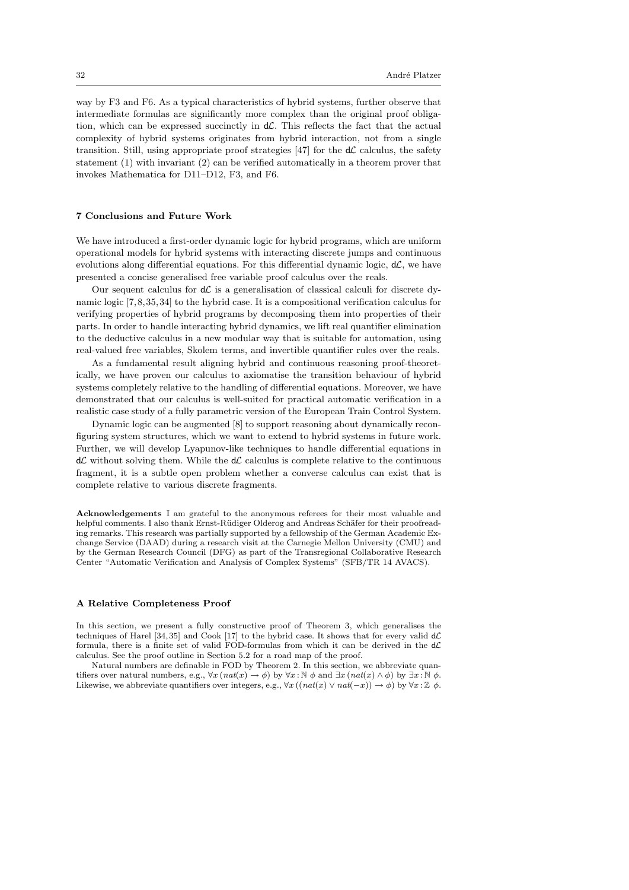way by F3 and F6. As a typical characteristics of hybrid systems, further observe that intermediate formulas are significantly more complex than the original proof obligation, which can be expressed succinctly in $\mathsf{d}\mathcal{L}$. This reflects the fact that the actual complexity of hybrid systems originates from hybrid interaction, not from a single transition. Still, using appropriate proof strategies [47] for the $\mathsf{d}\mathcal{L}$ calculus, the safety statement (1) with invariant (2) can be verified automatically in a theorem prover that invokes Mathematica for D11–D12, F3, and F6.

## 7 Conclusions and Future Work

We have introduced a first-order dynamic logic for hybrid programs, which are uniform operational models for hybrid systems with interacting discrete jumps and continuous evolutions along differential equations. For this differential dynamic logic, $\mathsf{d}\mathcal{L}$, we have presented a concise generalised free variable proof calculus over the reals.

Our sequent calculus for $\mathsf{d}\mathcal{L}$ is a generalisation of classical calculi for discrete dynamic logic [7, 8, 35, 34] to the hybrid case. It is a compositional verification calculus for verifying properties of hybrid programs by decomposing them into properties of their parts. In order to handle interacting hybrid dynamics, we lift real quantifier elimination to the deductive calculus in a new modular way that is suitable for automation, using real-valued free variables, Skolem terms, and invertible quantifier rules over the reals.

As a fundamental result aligning hybrid and continuous reasoning proof-theoretically, we have proven our calculus to axiomatise the transition behaviour of hybrid systems completely relative to the handling of differential equations. Moreover, we have demonstrated that our calculus is well-suited for practical automatic verification in a realistic case study of a fully parametric version of the European Train Control System.

Dynamic logic can be augmented [8] to support reasoning about dynamically reconfiguring system structures, which we want to extend to hybrid systems in future work. Further, we will develop Lyapunov-like techniques to handle differential equations in $\mathsf{d}\mathcal{L}$ without solving them. While the $\mathsf{d}\mathcal{L}$ calculus is complete relative to the continuous fragment, it is a subtle open problem whether a converse calculus can exist that is complete relative to various discrete fragments.

**Acknowledgements** I am grateful to the anonymous referees for their most valuable and helpful comments. I also thank Ernst-Rüdiger Olderog and Andreas Schäfer for their proofreading remarks. This research was partially supported by a fellowship of the German Academic Exchange Service (DAAD) during a research visit at the Carnegie Mellon University (CMU) and by the German Research Council (DFG) as part of the Transregional Collaborative Research Center "Automatic Verification and Analysis of Complex Systems" (SFB/TR 14 AVACS).

## A Relative Completeness Proof

In this section, we present a fully constructive proof of Theorem 3, which generalises the techniques of Harel [34, 35] and Cook [17] to the hybrid case. It shows that for every valid $\mathsf{d}\mathcal{L}$ formula, there is a finite set of valid FOD-formulas from which it can be derived in the $\mathsf{d}\mathcal{L}$ calculus. See the proof outline in Section 5.2 for a road map of the proof.

Natural numbers are definable in FOD by Theorem 2. In this section, we abbreviate quantifiers over natural numbers, e.g., $\forall x\,(nat(x) \to \phi)$ by $\forall x\!:\!\mathbb{N}\ \phi$ and $\exists x\,(nat(x) \land \phi)$ by $\exists x\!:\!\mathbb{N}\ \phi$. Likewise, we abbreviate quantifiers over integers, e.g., $\forall x\,((nat(x) \lor nat(-x)) \to \phi)$ by $\forall x\!:\!\mathbb{Z}\ \phi$.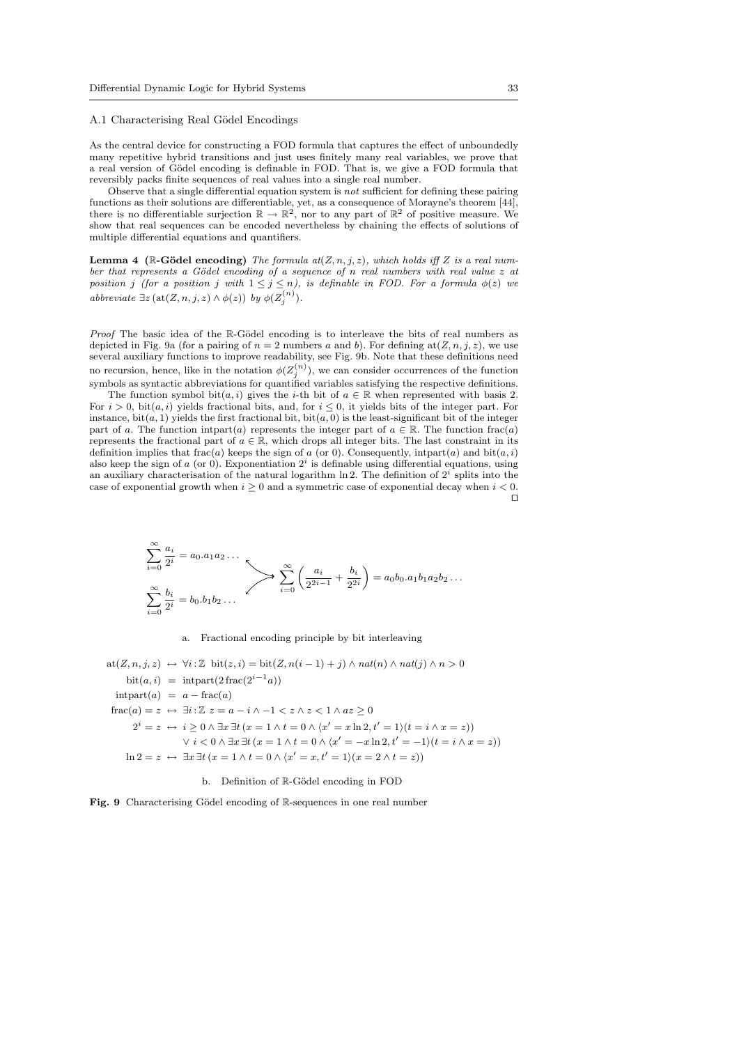### A.1 Characterising Real Gödel Encodings

As the central device for constructing a FOD formula that captures the effect of unboundedly many repetitive hybrid transitions and just uses finitely many real variables, we prove that a real version of Gödel encoding is definable in FOD. That is, we give a FOD formula that reversibly packs finite sequences of real values into a single real number.

Observe that a single differential equation system is *not* sufficient for defining these pairing functions as their solutions are differentiable, yet, as a consequence of Morayne's theorem [44], there is no differentiable surjection $\mathbb{R} \to \mathbb{R}^2$, nor to any part of $\mathbb{R}^2$ of positive measure. We show that real sequences can be encoded nevertheless by chaining the effects of solutions of multiple differential equations and quantifiers.

**Lemma 4 ($\mathbb{R}$-Gödel encoding)** *The formula $at(Z, n, j, z)$, which holds iff $Z$ is a real number that represents a Gödel encoding of a sequence of $n$ real numbers with real value $z$ at position $j$ (for a position $j$ with $1 \leq j \leq n$), is definable in FOD. For a formula $\phi(z)$ we abbreviate $\exists z\,(\mathrm{at}(Z, n, j, z) \wedge \phi(z))$ by $\phi(Z_j^{(n)})$.*

*Proof* The basic idea of the $\mathbb{R}$-Gödel encoding is to interleave the bits of real numbers as depicted in Fig. 9a (for a pairing of $n = 2$ numbers $a$ and $b$). For defining $\mathrm{at}(Z, n, j, z)$, we use several auxiliary functions to improve readability, see Fig. 9b. Note that these definitions need no recursion, hence, like in the notation $\phi(Z_j^{(n)})$, we can consider occurrences of the function symbols as syntactic abbreviations for quantified variables satisfying the respective definitions.

The function symbol $\mathrm{bit}(a, i)$ gives the $i$-th bit of $a \in \mathbb{R}$ when represented with basis 2. For $i > 0$, $\mathrm{bit}(a, i)$ yields fractional bits, and, for $i \leq 0$, it yields bits of the integer part. For instance, $\mathrm{bit}(a, 1)$ yields the first fractional bit, $\mathrm{bit}(a, 0)$ is the least-significant bit of the integer part of $a$. The function $\mathrm{intpart}(a)$ represents the integer part of $a \in \mathbb{R}$. The function $\mathrm{frac}(a)$ represents the fractional part of $a \in \mathbb{R}$, which drops all integer bits. The last constraint in its definition implies that $\mathrm{frac}(a)$ keeps the sign of $a$ (or 0). Consequently, $\mathrm{intpart}(a)$ and $\mathrm{bit}(a, i)$ also keep the sign of $a$ (or 0). Exponentiation $2^i$ is definable using differential equations, using an auxiliary characterisation of the natural logarithm $\ln 2$. The definition of $2^i$ splits into the case of exponential growth when $i \geq 0$ and a symmetric case of exponential decay when $i < 0$. $\square$

$$\sum_{i=0}^{\infty} \frac{a_i}{2^i} = a_0.a_1a_2\ldots \qquad \sum_{i=0}^{\infty} \frac{b_i}{2^i} = b_0.b_1b_2\ldots \qquad \longrightarrow \qquad \sum_{i=0}^{\infty} \left( \frac{a_i}{2^{2i-1}} + \frac{b_i}{2^{2i}} \right) = a_0b_0.a_1b_1a_2b_2\ldots$$

a. Fractional encoding principle by bit interleaving

$$
\begin{aligned}
\mathrm{at}(Z, n, j, z) &\leftrightarrow \forall i\!:\!\mathbb{Z}\ \mathrm{bit}(z, i) = \mathrm{bit}(Z, n(i-1)+j) \wedge nat(n) \wedge nat(j) \wedge n > 0 \\
\mathrm{bit}(a, i) &= \mathrm{intpart}(2\,\mathrm{frac}(2^{i-1}a)) \\
\mathrm{intpart}(a) &= a - \mathrm{frac}(a) \\
\mathrm{frac}(a) = z &\leftrightarrow \exists i\!:\!\mathbb{Z}\ z = a - i \wedge -1 < z \wedge z < 1 \wedge az \geq 0 \\
2^i = z &\leftrightarrow i \geq 0 \wedge \exists x\, \exists t\, (x = 1 \wedge t = 0 \wedge \langle x' = x \ln 2, t' = 1 \rangle (t = i \wedge x = z)) \\
&\quad\ \vee\ i < 0 \wedge \exists x\, \exists t\, (x = 1 \wedge t = 0 \wedge \langle x' = -x \ln 2, t' = -1 \rangle (t = i \wedge x = z)) \\
\ln 2 = z &\leftrightarrow \exists x\, \exists t\, (x = 1 \wedge t = 0 \wedge \langle x' = x, t' = 1 \rangle (x = 2 \wedge t = z))
\end{aligned}
$$

b. Definition of $\mathbb{R}$-Gödel encoding in FOD

**Fig. 9** Characterising Gödel encoding of $\mathbb{R}$-sequences in one real number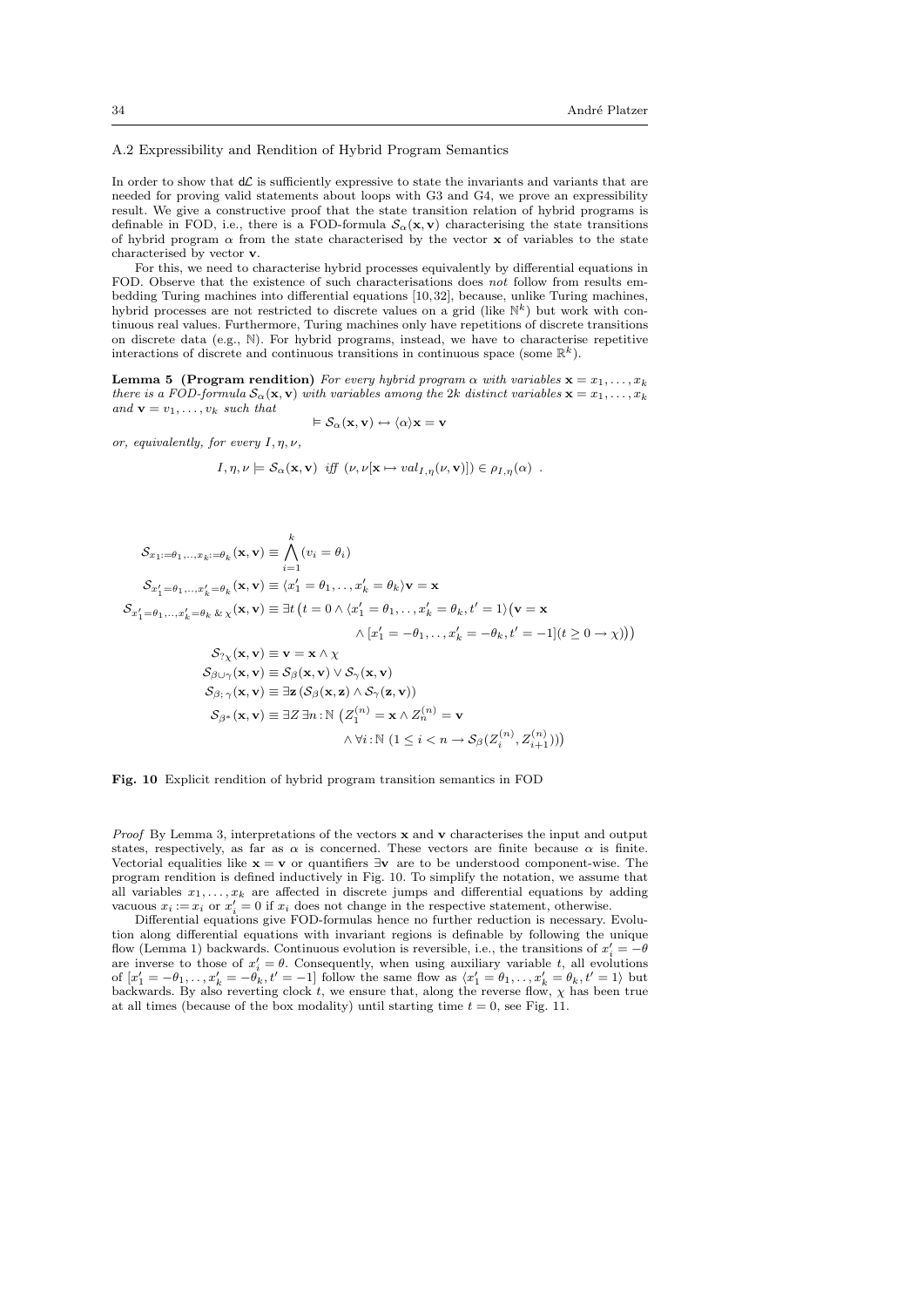### A.2 Expressibility and Rendition of Hybrid Program Semantics

In order to show that $\mathsf{d}\mathcal{L}$ is sufficiently expressive to state the invariants and variants that are needed for proving valid statements about loops with G3 and G4, we prove an expressibility result. We give a constructive proof that the state transition relation of hybrid programs is definable in FOD, i.e., there is a FOD-formula $\mathcal{S}_\alpha(\mathbf{x}, \mathbf{v})$ characterising the state transitions of hybrid program $\alpha$ from the state characterised by the vector $\mathbf{x}$ of variables to the state characterised by vector $\mathbf{v}$.

For this, we need to characterise hybrid processes equivalently by differential equations in FOD. Observe that the existence of such characterisations does *not* follow from results embedding Turing machines into differential equations [10, 32], because, unlike Turing machines, hybrid processes are not restricted to discrete values on a grid (like $\mathbb{N}^k$) but work with continuous real values. Furthermore, Turing machines only have repetitions of discrete transitions on discrete data (e.g., $\mathbb{N}$). For hybrid programs, instead, we have to characterise repetitive interactions of discrete and continuous transitions in continuous space (some $\mathbb{R}^k$).

**Lemma 5 (Program rendition)** *For every hybrid program $\alpha$ with variables $\mathbf{x} = x_1, \ldots, x_k$ there is a FOD-formula $\mathcal{S}_\alpha(\mathbf{x}, \mathbf{v})$ with variables among the $2k$ distinct variables $\mathbf{x} = x_1, \ldots, x_k$ and $\mathbf{v} = v_1, \ldots, v_k$ such that*

$$\vDash \mathcal{S}_\alpha(\mathbf{x}, \mathbf{v}) \leftrightarrow \langle\alpha\rangle \mathbf{x} = \mathbf{v}$$

*or, equivalently, for every $I, \eta, \nu$,*

$$I, \eta, \nu \models \mathcal{S}_\alpha(\mathbf{x}, \mathbf{v}) \text{ iff } (\nu, \nu[\mathbf{x} \mapsto val_{I,\eta}(\nu, \mathbf{v})]) \in \rho_{I,\eta}(\alpha) \ .$$

$$
\begin{aligned}
\mathcal{S}_{x_1:=\theta_1,\ldots,x_k:=\theta_k}(\mathbf{x}, \mathbf{v}) &\equiv \bigwedge_{i=1}^{k} (v_i = \theta_i) \\
\mathcal{S}_{x_1'=\theta_1,\ldots,x_k'=\theta_k}(\mathbf{x}, \mathbf{v}) &\equiv \langle x_1' = \theta_1, \ldots, x_k' = \theta_k \rangle \mathbf{v} = \mathbf{x} \\
\mathcal{S}_{x_1'=\theta_1,\ldots,x_k'=\theta_k \,\&\, \chi}(\mathbf{x}, \mathbf{v}) &\equiv \exists t \big( t = 0 \wedge \langle x_1' = \theta_1, \ldots, x_k' = \theta_k, t' = 1 \rangle \big( \mathbf{v} = \mathbf{x} \\
&\qquad \wedge [x_1' = -\theta_1, \ldots, x_k' = -\theta_k, t' = -1](t \geq 0 \rightarrow \chi) \big) \big) \\
\mathcal{S}_{?\chi}(\mathbf{x}, \mathbf{v}) &\equiv \mathbf{v} = \mathbf{x} \wedge \chi \\
\mathcal{S}_{\beta \cup \gamma}(\mathbf{x}, \mathbf{v}) &\equiv \mathcal{S}_\beta(\mathbf{x}, \mathbf{v}) \vee \mathcal{S}_\gamma(\mathbf{x}, \mathbf{v}) \\
\mathcal{S}_{\beta;\, \gamma}(\mathbf{x}, \mathbf{v}) &\equiv \exists \mathbf{z} \, (\mathcal{S}_\beta(\mathbf{x}, \mathbf{z}) \wedge \mathcal{S}_\gamma(\mathbf{z}, \mathbf{v})) \\
\mathcal{S}_{\beta^*}(\mathbf{x}, \mathbf{v}) &\equiv \exists Z \, \exists n \!:\! \mathbb{N} \, \big( Z_1^{(n)} = \mathbf{x} \wedge Z_n^{(n)} = \mathbf{v} \\
&\qquad \wedge \forall i \!:\! \mathbb{N} \, (1 \leq i < n \rightarrow \mathcal{S}_\beta(Z_i^{(n)}, Z_{i+1}^{(n)})) \big)
\end{aligned}
$$

**Fig. 10** Explicit rendition of hybrid program transition semantics in FOD

*Proof* By Lemma 3, interpretations of the vectors $\mathbf{x}$ and $\mathbf{v}$ characterises the input and output states, respectively, as far as $\alpha$ is concerned. These vectors are finite because $\alpha$ is finite. Vectorial equalities like $\mathbf{x} = \mathbf{v}$ or quantifiers $\exists \mathbf{v}$ are to be understood component-wise. The program rendition is defined inductively in Fig. 10. To simplify the notation, we assume that all variables $x_1, \ldots, x_k$ are affected in discrete jumps and differential equations by adding vacuous $x_i := x_i$ or $x_i' = 0$ if $x_i$ does not change in the respective statement, otherwise.

Differential equations give FOD-formulas hence no further reduction is necessary. Evolution along differential equations with invariant regions is definable by following the unique flow (Lemma 1) backwards. Continuous evolution is reversible, i.e., the transitions of $x_i' = -\theta$ are inverse to those of $x_i' = \theta$. Consequently, when using auxiliary variable $t$, all evolutions of $[x_1' = -\theta_1, \ldots, x_k' = -\theta_k, t' = -1]$ follow the same flow as $\langle x_1' = \theta_1, \ldots, x_k' = \theta_k, t' = 1 \rangle$ but backwards. By also reverting clock $t$, we ensure that, along the reverse flow, $\chi$ has been true at all times (because of the box modality) until starting time $t = 0$, see Fig. 11.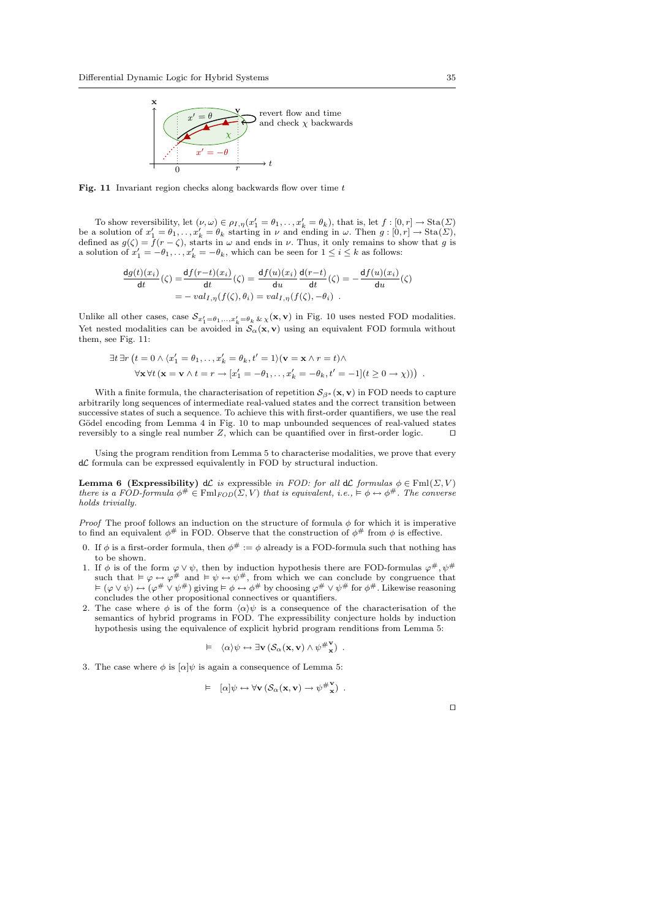**Fig. 11** Invariant region checks along backwards flow over time $t$

To show reversibility, let $(\nu, \omega) \in \rho_{I,\eta}(x_1' = \theta_1, \ldots, x_k' = \theta_k)$, that is, let $f : [0, r] \to \mathrm{Sta}(\Sigma)$ be a solution of $x_1' = \theta_1, \ldots, x_k' = \theta_k$ starting in $\nu$ and ending in $\omega$. Then $g : [0, r] \to \mathrm{Sta}(\Sigma)$, defined as $g(\zeta) = f(r - \zeta)$, starts in $\omega$ and ends in $\nu$. Thus, it only remains to show that $g$ is a solution of $x_1' = -\theta_1, \ldots, x_k' = -\theta_k$, which can be seen for $1 \le i \le k$ as follows:

$$\frac{\mathsf{d}g(t)(x_i)}{\mathsf{d}t}(\zeta) = \frac{\mathsf{d}f(r-t)(x_i)}{\mathsf{d}t}(\zeta) = \frac{\mathsf{d}f(u)(x_i)}{\mathsf{d}u}\frac{\mathsf{d}(r-t)}{\mathsf{d}t}(\zeta) = -\frac{\mathsf{d}f(u)(x_i)}{\mathsf{d}u}(\zeta)$$
$$= -\,val_{I,\eta}(f(\zeta), \theta_i) = val_{I,\eta}(f(\zeta), -\theta_i) \ .$$

Unlike all other cases, case $\mathcal{S}_{x_1'=\theta_1,\ldots,x_k'=\theta_k \,\&\, \chi}(\mathbf{x}, \mathbf{v})$ in Fig. 10 uses nested FOD modalities. Yet nested modalities can be avoided in $\mathcal{S}_\alpha(\mathbf{x}, \mathbf{v})$ using an equivalent FOD formula without them, see Fig. 11:

$$\exists t\, \exists r\, \big(t = 0 \land \langle x_1' = \theta_1, \ldots, x_k' = \theta_k, t' = 1\rangle(\mathbf{v} = \mathbf{x} \land r = t) \land$$
$$\forall \mathbf{x}\, \forall t\, (\mathbf{x} = \mathbf{v} \land t = r \to [x_1' = -\theta_1, \ldots, x_k' = -\theta_k, t' = -1](t \ge 0 \to \chi))\big) \ .$$

With a finite formula, the characterisation of repetition $\mathcal{S}_{\beta^*}(\mathbf{x}, \mathbf{v})$ in FOD needs to capture arbitrarily long sequences of intermediate real-valued states and the correct transition between successive states of such a sequence. To achieve this with first-order quantifiers, we use the real Gödel encoding from Lemma 4 in Fig. 10 to map unbounded sequences of real-valued states reversibly to a single real number $Z$, which can be quantified over in first-order logic. ◻

Using the program rendition from Lemma 5 to characterise modalities, we prove that every $\mathsf{d}\mathcal{L}$ formula can be expressed equivalently in FOD by structural induction.

**Lemma 6 (Expressibility)** *$\mathsf{d}\mathcal{L}$ is expressible in FOD: for all $\mathsf{d}\mathcal{L}$ formulas $\phi \in \mathrm{Fml}(\Sigma, V)$ there is a FOD-formula $\phi^\# \in \mathrm{Fml}_{FOD}(\Sigma, V)$ that is equivalent, i.e., $\vDash \phi \leftrightarrow \phi^\#$. The converse holds trivially.*

*Proof* The proof follows an induction on the structure of formula $\phi$ for which it is imperative to find an equivalent $\phi^\#$ in FOD. Observe that the construction of $\phi^\#$ from $\phi$ is effective.

0. If $\phi$ is a first-order formula, then $\phi^\# := \phi$ already is a FOD-formula such that nothing has to be shown.
1. If $\phi$ is of the form $\varphi \lor \psi$, then by induction hypothesis there are FOD-formulas $\varphi^\#, \psi^\#$ such that $\vDash \varphi \leftrightarrow \varphi^\#$ and $\vDash \psi \leftrightarrow \psi^\#$, from which we can conclude by congruence that $\vDash (\varphi \lor \psi) \leftrightarrow (\varphi^\# \lor \psi^\#)$ giving $\vDash \phi \leftrightarrow \phi^\#$ by choosing $\varphi^\# \lor \psi^\#$ for $\phi^\#$. Likewise reasoning concludes the other propositional connectives or quantifiers.
2. The case where $\phi$ is of the form $\langle\alpha\rangle\psi$ is a consequence of the characterisation of the semantics of hybrid programs in FOD. The expressibility conjecture holds by induction hypothesis using the equivalence of explicit hybrid program renditions from Lemma 5:
$$\vDash \quad \langle\alpha\rangle\psi \leftrightarrow \exists \mathbf{v}\, (\mathcal{S}_\alpha(\mathbf{x}, \mathbf{v}) \land {\psi^\#}_{\mathbf{x}}^{\mathbf{v}}) \ .$$
3. The case where $\phi$ is $[\alpha]\psi$ is again a consequence of Lemma 5:
$$\vDash \quad [\alpha]\psi \leftrightarrow \forall \mathbf{v}\, (\mathcal{S}_\alpha(\mathbf{x}, \mathbf{v}) \to {\psi^\#}_{\mathbf{x}}^{\mathbf{v}}) \ .$$

◻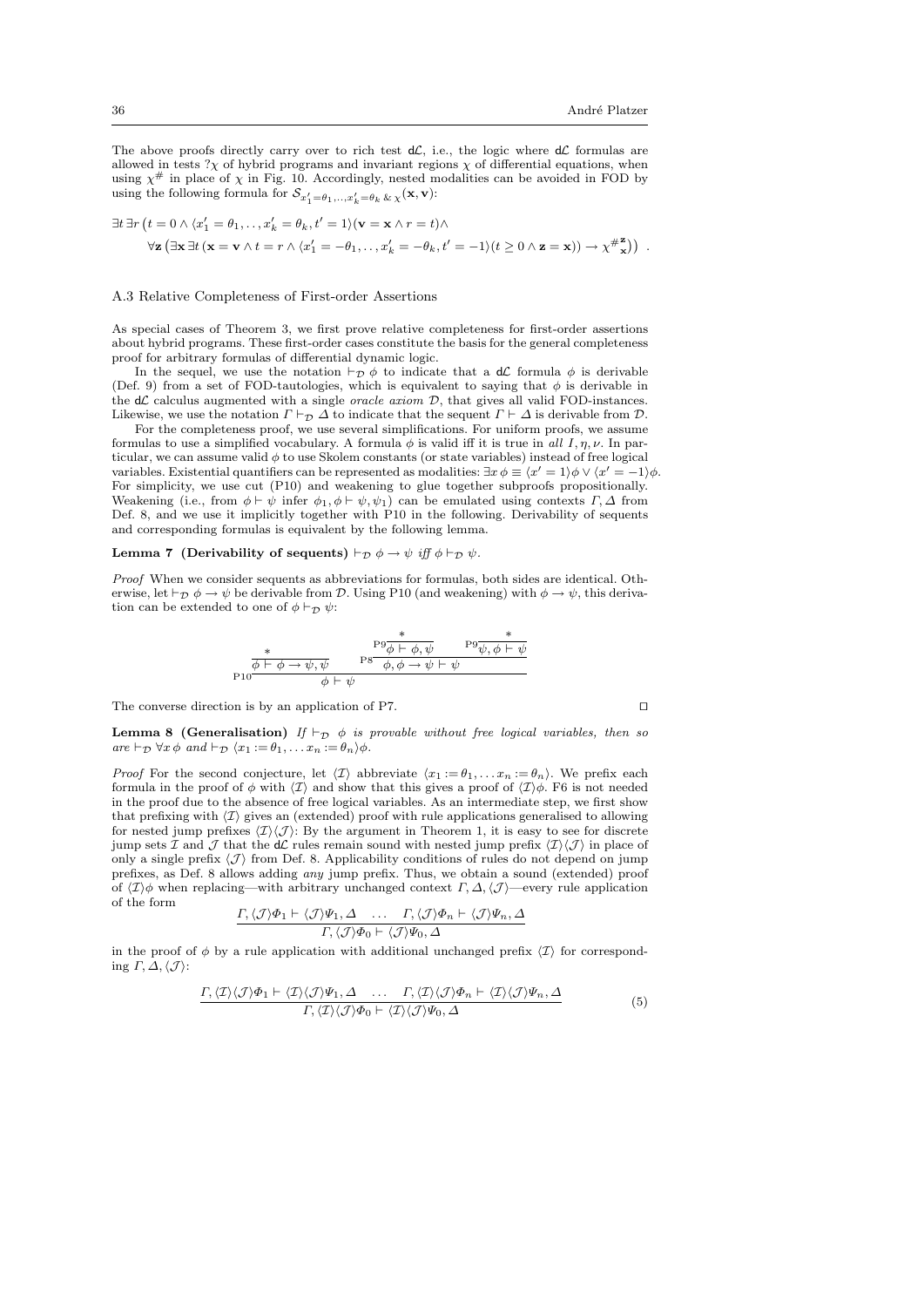The above proofs directly carry over to rich test $\mathsf{d}\mathcal{L}$, i.e., the logic where $\mathsf{d}\mathcal{L}$ formulas are allowed in tests $?\chi$ of hybrid programs and invariant regions $\chi$ of differential equations, when using $\chi^{\#}$ in place of $\chi$ in Fig. 10. Accordingly, nested modalities can be avoided in FOD by using the following formula for $\mathcal{S}_{x_1'=\theta_1,\ldots,x_k'=\theta_k \,\&\, \chi}(\mathbf{x},\mathbf{v})$:

$$\exists t\, \exists r\, \big(t = 0 \land \langle x_1' = \theta_1, \ldots, x_k' = \theta_k, t' = 1\rangle(\mathbf{v} = \mathbf{x} \land r = t) \land$$
$$\forall \mathbf{z}\, \big(\exists \mathbf{x}\, \exists t\, (\mathbf{x} = \mathbf{v} \land t = r \land \langle x_1' = -\theta_1, \ldots, x_k' = -\theta_k, t' = -1\rangle(t \geq 0 \land \mathbf{z} = \mathbf{x})) \to {\chi^{\#}}^{\mathbf{z}}_{\mathbf{x}}\big)\big) \enspace .$$

### A.3 Relative Completeness of First-order Assertions

As special cases of Theorem 3, we first prove relative completeness for first-order assertions about hybrid programs. These first-order cases constitute the basis for the general completeness proof for arbitrary formulas of differential dynamic logic.

In the sequel, we use the notation $\vdash_{\mathcal{D}} \phi$ to indicate that a $\mathsf{d}\mathcal{L}$ formula $\phi$ is derivable (Def. 9) from a set of FOD-tautologies, which is equivalent to saying that $\phi$ is derivable in the $\mathsf{d}\mathcal{L}$ calculus augmented with a single *oracle axiom* $\mathcal{D}$, that gives all valid FOD-instances. Likewise, we use the notation $\Gamma \vdash_{\mathcal{D}} \Delta$ to indicate that the sequent $\Gamma \vdash \Delta$ is derivable from $\mathcal{D}$.

For the completeness proof, we use several simplifications. For uniform proofs, we assume formulas to use a simplified vocabulary. A formula $\phi$ is valid iff it is true in *all* $I, \eta, \nu$. In particular, we can assume valid $\phi$ to use Skolem constants (or state variables) instead of free logical variables. Existential quantifiers can be represented as modalities: $\exists x\, \phi \equiv \langle x' = 1\rangle\phi \lor \langle x' = -1\rangle\phi$. For simplicity, we use cut (P10) and weakening to glue together subproofs propositionally. Weakening (i.e., from $\phi \vdash \psi$ infer $\phi_1, \phi \vdash \psi, \psi_1$) can be emulated using contexts $\Gamma, \Delta$ from Def. 8, and we use it implicitly together with P10 in the following. Derivability of sequents and corresponding formulas is equivalent by the following lemma.

**Lemma 7 (Derivability of sequents)** $\vdash_{\mathcal{D}} \phi \to \psi$ *iff* $\phi \vdash_{\mathcal{D}} \psi$.

*Proof* When we consider sequents as abbreviations for formulas, both sides are identical. Otherwise, let $\vdash_{\mathcal{D}} \phi \to \psi$ be derivable from $\mathcal{D}$. Using P10 (and weakening) with $\phi \to \psi$, this derivation can be extended to one of $\phi \vdash_{\mathcal{D}} \psi$:

$$\text{P10}\dfrac{\dfrac{*}{\phi \vdash \phi \to \psi, \psi} \qquad \text{P8}\dfrac{\text{P9}\dfrac{*}{\phi \vdash \phi, \psi} \qquad \text{P9}\dfrac{*}{\psi, \phi \vdash \psi}}{\phi, \phi \to \psi \vdash \psi}}{\phi \vdash \psi}$$

The converse direction is by an application of P7. ⊓⊔

**Lemma 8 (Generalisation)** *If $\vdash_{\mathcal{D}} \phi$ is provable without free logical variables, then so are $\vdash_{\mathcal{D}} \forall x\, \phi$ and $\vdash_{\mathcal{D}} \langle x_1 := \theta_1, \ldots x_n := \theta_n\rangle\phi$.*

*Proof* For the second conjecture, let $\langle\mathcal{I}\rangle$ abbreviate $\langle x_1 := \theta_1, \ldots x_n := \theta_n\rangle$. We prefix each formula in the proof of $\phi$ with $\langle\mathcal{I}\rangle$ and show that this gives a proof of $\langle\mathcal{I}\rangle\phi$. F6 is not needed in the proof due to the absence of free logical variables. As an intermediate step, we first show that prefixing with $\langle\mathcal{I}\rangle$ gives an (extended) proof with rule applications generalised to allowing for nested jump prefixes $\langle\mathcal{I}\rangle\langle\mathcal{J}\rangle$: By the argument in Theorem 1, it is easy to see for discrete jump sets $\mathcal{I}$ and $\mathcal{J}$ that the $\mathsf{d}\mathcal{L}$ rules remain sound with nested jump prefix $\langle\mathcal{I}\rangle\langle\mathcal{J}\rangle$ in place of only a single prefix $\langle\mathcal{J}\rangle$ from Def. 8. Applicability conditions of rules do not depend on jump prefixes, as Def. 8 allows adding *any* jump prefix. Thus, we obtain a sound (extended) proof of $\langle\mathcal{I}\rangle\phi$ when replacing—with arbitrary unchanged context $\Gamma, \Delta, \langle\mathcal{J}\rangle$—every rule application of the form

$$\frac{\Gamma, \langle\mathcal{J}\rangle\Phi_1 \vdash \langle\mathcal{J}\rangle\Psi_1, \Delta \quad \ldots \quad \Gamma, \langle\mathcal{J}\rangle\Phi_n \vdash \langle\mathcal{J}\rangle\Psi_n, \Delta}{\Gamma, \langle\mathcal{J}\rangle\Phi_0 \vdash \langle\mathcal{J}\rangle\Psi_0, \Delta}$$

in the proof of $\phi$ by a rule application with additional unchanged prefix $\langle\mathcal{I}\rangle$ for corresponding $\Gamma, \Delta, \langle\mathcal{J}\rangle$:

$$\frac{\Gamma, \langle\mathcal{I}\rangle\langle\mathcal{J}\rangle\Phi_1 \vdash \langle\mathcal{I}\rangle\langle\mathcal{J}\rangle\Psi_1, \Delta \quad \ldots \quad \Gamma, \langle\mathcal{I}\rangle\langle\mathcal{J}\rangle\Phi_n \vdash \langle\mathcal{I}\rangle\langle\mathcal{J}\rangle\Psi_n, \Delta}{\Gamma, \langle\mathcal{I}\rangle\langle\mathcal{J}\rangle\Phi_0 \vdash \langle\mathcal{I}\rangle\langle\mathcal{J}\rangle\Psi_0, \Delta} \tag{5}$$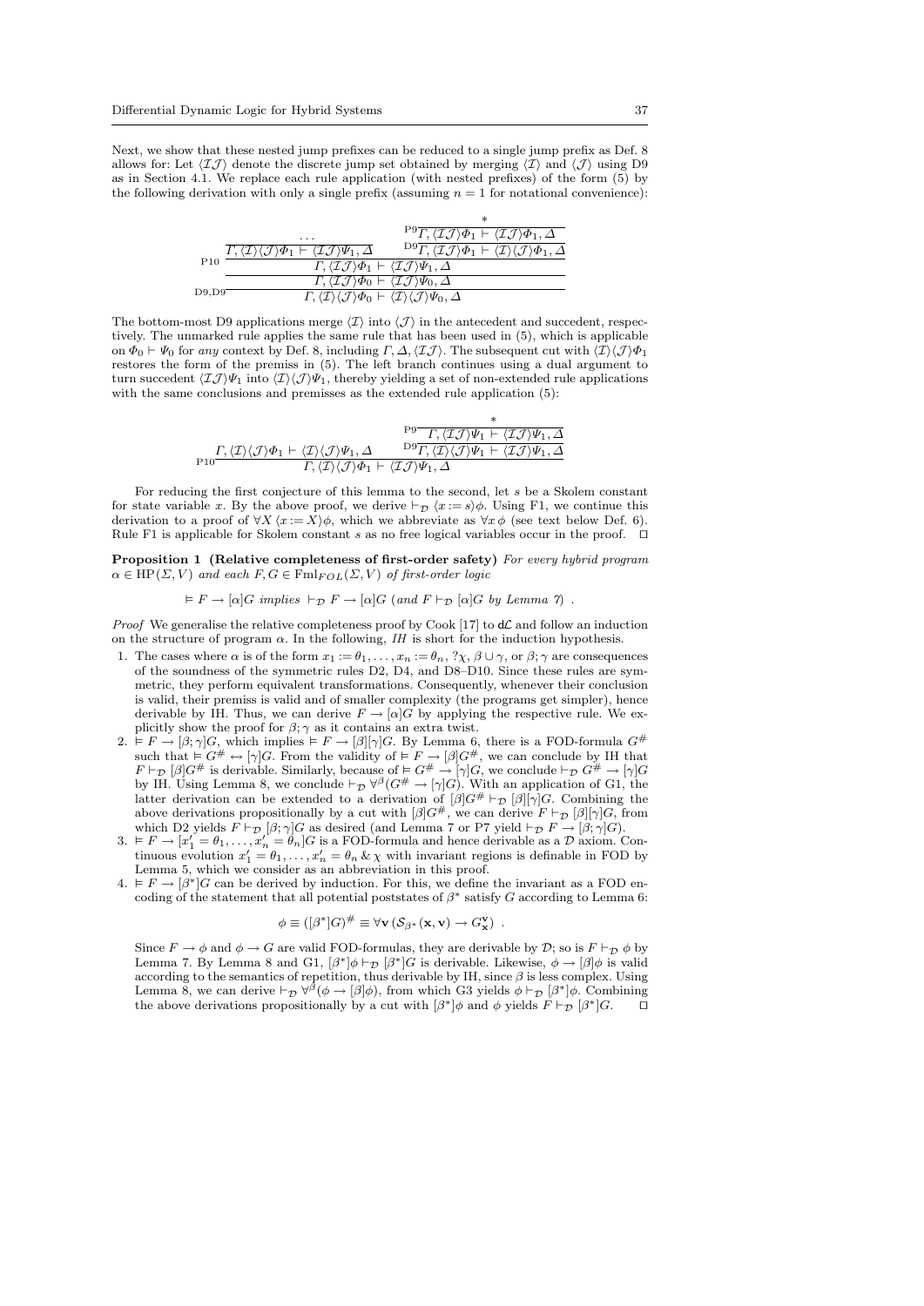Next, we show that these nested jump prefixes can be reduced to a single jump prefix as Def. 8 allows for: Let $\langle \mathcal{I}\mathcal{J}\rangle$ denote the discrete jump set obtained by merging $\langle \mathcal{I}\rangle$ and $\langle \mathcal{J}\rangle$ using D9 as in Section 4.1. We replace each rule application (with nested prefixes) of the form (5) by the following derivation with only a single prefix (assuming $n = 1$ for notational convenience):

$$
\dfrac{\dfrac{\dfrac{\dots}{\Gamma, \langle \mathcal{I}\rangle\langle \mathcal{J}\rangle\Phi_1 \vdash \langle \mathcal{I}\mathcal{J}\rangle\Psi_1, \Delta} \qquad \dfrac{\dfrac{*}{\Gamma, \langle \mathcal{I}\mathcal{J}\rangle\Phi_1 \vdash \langle \mathcal{I}\mathcal{J}\rangle\Phi_1, \Delta}\,\text{P9}}{\Gamma, \langle \mathcal{I}\mathcal{J}\rangle\Phi_1 \vdash \langle \mathcal{I}\rangle\langle \mathcal{J}\rangle\Phi_1, \Delta}\,\text{D9}}{\dfrac{\Gamma, \langle \mathcal{I}\mathcal{J}\rangle\Phi_1 \vdash \langle \mathcal{I}\mathcal{J}\rangle\Psi_1, \Delta}{\Gamma, \langle \mathcal{I}\mathcal{J}\rangle\Phi_0 \vdash \langle \mathcal{I}\mathcal{J}\rangle\Psi_0, \Delta}}\,\text{P10}}{\Gamma, \langle \mathcal{I}\rangle\langle \mathcal{J}\rangle\Phi_0 \vdash \langle \mathcal{I}\rangle\langle \mathcal{J}\rangle\Psi_0, \Delta}\,\text{D9,D9}
$$

The bottom-most D9 applications merge $\langle \mathcal{I}\rangle$ into $\langle \mathcal{J}\rangle$ in the antecedent and succedent, respectively. The unmarked rule applies the same rule that has been used in (5), which is applicable on $\Phi_0 \vdash \Psi_0$ for *any* context by Def. 8, including $\Gamma, \Delta, \langle \mathcal{I}\mathcal{J}\rangle$. The subsequent cut with $\langle \mathcal{I}\rangle\langle \mathcal{J}\rangle\Phi_1$ restores the form of the premiss in (5). The left branch continues using a dual argument to turn succedent $\langle \mathcal{I}\mathcal{J}\rangle\Psi_1$ into $\langle \mathcal{I}\rangle\langle \mathcal{J}\rangle\Psi_1$, thereby yielding a set of non-extended rule applications with the same conclusions and premisses as the extended rule application (5):

$$
\dfrac{\Gamma, \langle \mathcal{I}\rangle\langle \mathcal{J}\rangle\Phi_1 \vdash \langle \mathcal{I}\rangle\langle \mathcal{J}\rangle\Psi_1, \Delta \qquad \dfrac{\dfrac{*}{\Gamma, \langle \mathcal{I}\mathcal{J}\rangle\Psi_1 \vdash \langle \mathcal{I}\mathcal{J}\rangle\Psi_1, \Delta}\,\text{P9}}{\Gamma, \langle \mathcal{I}\rangle\langle \mathcal{J}\rangle\Psi_1 \vdash \langle \mathcal{I}\mathcal{J}\rangle\Psi_1, \Delta}\,\text{D9}}{\Gamma, \langle \mathcal{I}\rangle\langle \mathcal{J}\rangle\Phi_1 \vdash \langle \mathcal{I}\mathcal{J}\rangle\Psi_1, \Delta}\,\text{P10}
$$

For reducing the first conjecture of this lemma to the second, let $s$ be a Skolem constant for state variable $x$. By the above proof, we derive $\vdash_{\mathcal{D}} \langle x := s\rangle\phi$. Using F1, we continue this derivation to a proof of $\forall X\, \langle x := X\rangle\phi$, which we abbreviate as $\forall x\, \phi$ (see text below Def. 6). Rule F1 is applicable for Skolem constant $s$ as no free logical variables occur in the proof. ◻

**Proposition 1 (Relative completeness of first-order safety)** *For every hybrid program $\alpha \in \mathrm{HP}(\Sigma, V)$ and each $F, G \in \mathrm{Fml}_{FOL}(\Sigma, V)$ of first-order logic*

$$\vDash F \to [\alpha]G \text{ implies } \vdash_{\mathcal{D}} F \to [\alpha]G \text{ (and } F \vdash_{\mathcal{D}} [\alpha]G \text{ by Lemma 7)}\ .$$

*Proof* We generalise the relative completeness proof by Cook [17] to d$\mathcal{L}$ and follow an induction on the structure of program $\alpha$. In the following, *IH* is short for the induction hypothesis.

1. The cases where $\alpha$ is of the form $x_1 := \theta_1, \dots, x_n := \theta_n$, $?\chi$, $\beta \cup \gamma$, or $\beta;\gamma$ are consequences of the soundness of the symmetric rules D2, D4, and D8–D10. Since these rules are symmetric, they perform equivalent transformations. Consequently, whenever their conclusion is valid, their premiss is valid and of smaller complexity (the programs get simpler), hence derivable by IH. Thus, we can derive $F \to [\alpha]G$ by applying the respective rule. We explicitly show the proof for $\beta;\gamma$ as it contains an extra twist.
2. $\vDash F \to [\beta;\gamma]G$, which implies $\vDash F \to [\beta][\gamma]G$. By Lemma 6, there is a FOD-formula $G^{\#}$ such that $\vDash G^{\#} \leftrightarrow [\gamma]G$. From the validity of $\vDash F \to [\beta]G^{\#}$, we can conclude by IH that $F \vdash_{\mathcal{D}} [\beta]G^{\#}$ is derivable. Similarly, because of $\vDash G^{\#} \to [\gamma]G$, we conclude $\vdash_{\mathcal{D}} G^{\#} \to [\gamma]G$ by IH. Using Lemma 8, we conclude $\vdash_{\mathcal{D}} \forall^{\beta}(G^{\#} \to [\gamma]G)$. With an application of G1, the latter derivation can be extended to a derivation of $[\beta]G^{\#} \vdash_{\mathcal{D}} [\beta][\gamma]G$. Combining the above derivations propositionally by a cut with $[\beta]G^{\#}$, we can derive $F \vdash_{\mathcal{D}} [\beta][\gamma]G$, from which D2 yields $F \vdash_{\mathcal{D}} [\beta;\gamma]G$ as desired (and Lemma 7 or P7 yield $\vdash_{\mathcal{D}} F \to [\beta;\gamma]G$).
3. $\vDash F \to [x_1' = \theta_1, \dots, x_n' = \theta_n]G$ is a FOD-formula and hence derivable as a $\mathcal{D}$ axiom. Continuous evolution $x_1' = \theta_1, \dots, x_n' = \theta_n \,\&\, \chi$ with invariant regions is definable in FOD by Lemma 5, which we consider as an abbreviation in this proof.
4. $\vDash F \to [\beta^*]G$ can be derived by induction. For this, we define the invariant as a FOD encoding of the statement that all potential poststates of $\beta^*$ satisfy $G$ according to Lemma 6:

$$\phi \equiv ([\beta^*]G)^{\#} \equiv \forall \mathbf{v}\, (\mathcal{S}_{\beta^*}(\mathbf{x}, \mathbf{v}) \to G^{\mathbf{v}}_{\mathbf{x}})\ .$$

   Since $F \to \phi$ and $\phi \to G$ are valid FOD-formulas, they are derivable by $\mathcal{D}$; so is $F \vdash_{\mathcal{D}} \phi$ by Lemma 7. By Lemma 8 and G1, $[\beta^*]\phi \vdash_{\mathcal{D}} [\beta^*]G$ is derivable. Likewise, $\phi \to [\beta]\phi$ is valid according to the semantics of repetition, thus derivable by IH, since $\beta$ is less complex. Using Lemma 8, we can derive $\vdash_{\mathcal{D}} \forall^{\beta}(\phi \to [\beta]\phi)$, from which G3 yields $\phi \vdash_{\mathcal{D}} [\beta^*]\phi$. Combining the above derivations propositionally by a cut with $[\beta^*]\phi$ and $\phi$ yields $F \vdash_{\mathcal{D}} [\beta^*]G$. ◻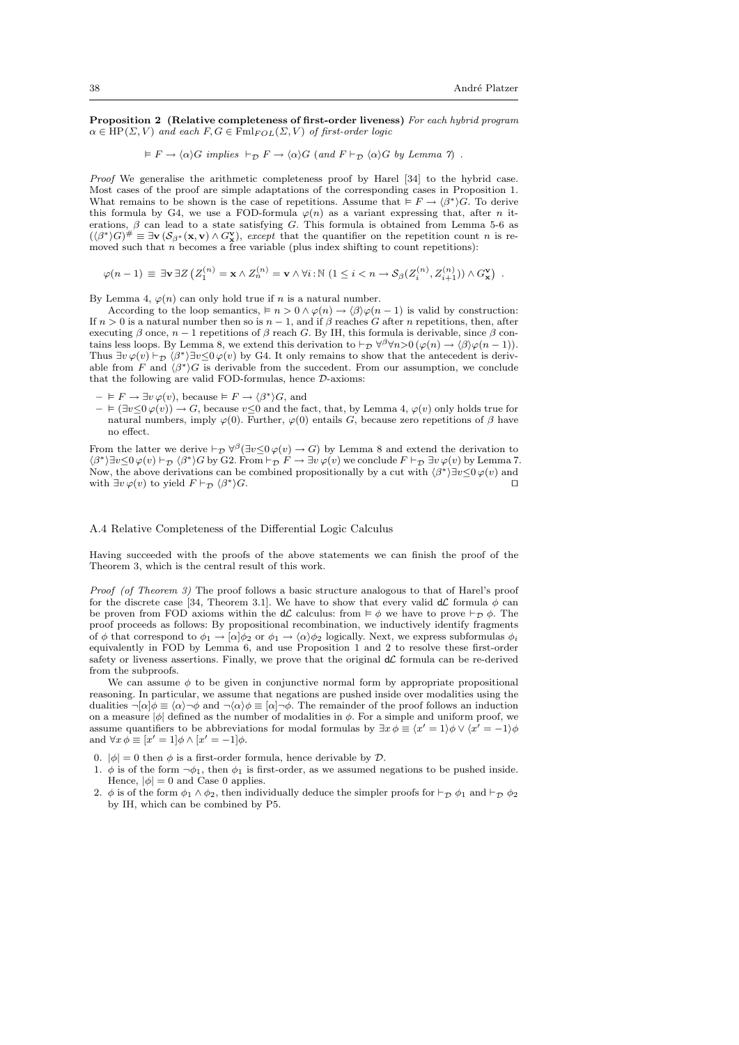**Proposition 2 (Relative completeness of first-order liveness)** *For each hybrid program $\alpha \in \mathrm{HP}(\Sigma, V)$ and each $F, G \in \mathrm{Fml}_{FOL}(\Sigma, V)$ of first-order logic*

$$\vDash F \rightarrow \langle\alpha\rangle G \text{ implies } \vdash_{\mathcal{D}} F \rightarrow \langle\alpha\rangle G \text{ (and } F \vdash_{\mathcal{D}} \langle\alpha\rangle G \text{ by Lemma 7)} .$$

*Proof* We generalise the arithmetic completeness proof by Harel [34] to the hybrid case. Most cases of the proof are simple adaptations of the corresponding cases in Proposition 1. What remains to be shown is the case of repetitions. Assume that $\vDash F \rightarrow \langle\beta^*\rangle G$. To derive this formula by G4, we use a FOD-formula $\varphi(n)$ as a variant expressing that, after $n$ iterations, $\beta$ can lead to a state satisfying $G$. This formula is obtained from Lemma 5-6 as $(\langle\beta^*\rangle G)^\# \equiv \exists \mathbf{v}\, (\mathcal{S}_{\beta^*}(\mathbf{x}, \mathbf{v}) \wedge G^{\mathbf{v}}_{\mathbf{x}})$, *except* that the quantifier on the repetition count $n$ is removed such that $n$ becomes a free variable (plus index shifting to count repetitions):

$$\varphi(n-1) \equiv \exists \mathbf{v}\, \exists Z \left( Z^{(n)}_1 = \mathbf{x} \wedge Z^{(n)}_n = \mathbf{v} \wedge \forall i : \mathbb{N}\ (1 \leq i < n \rightarrow \mathcal{S}_\beta(Z^{(n)}_i, Z^{(n)}_{i+1})) \wedge G^{\mathbf{v}}_{\mathbf{x}} \right) .$$

By Lemma 4, $\varphi(n)$ can only hold true if $n$ is a natural number.

According to the loop semantics, $\vDash n > 0 \wedge \varphi(n) \rightarrow \langle\beta\rangle\varphi(n-1)$ is valid by construction: If $n > 0$ is a natural number then so is $n-1$, and if $\beta$ reaches $G$ after $n$ repetitions, then, after executing $\beta$ once, $n-1$ repetitions of $\beta$ reach $G$. By IH, this formula is derivable, since $\beta$ contains less loops. By Lemma 8, we extend this derivation to $\vdash_{\mathcal{D}} \forall^\beta \forall n{>}0\, (\varphi(n) \rightarrow \langle\beta\rangle\varphi(n-1))$. Thus $\exists v\, \varphi(v) \vdash_{\mathcal{D}} \langle\beta^*\rangle \exists v{\leq}0\, \varphi(v)$ by G4. It only remains to show that the antecedent is derivable from $F$ and $\langle\beta^*\rangle G$ is derivable from the succedent. From our assumption, we conclude that the following are valid FOD-formulas, hence $\mathcal{D}$-axioms:

- $\vDash F \rightarrow \exists v\, \varphi(v)$, because $\vDash F \rightarrow \langle\beta^*\rangle G$, and
- $\vDash (\exists v{\leq}0\, \varphi(v)) \rightarrow G$, because $v{\leq}0$ and the fact, that, by Lemma 4, $\varphi(v)$ only holds true for natural numbers, imply $\varphi(0)$. Further, $\varphi(0)$ entails $G$, because zero repetitions of $\beta$ have no effect.

From the latter we derive $\vdash_{\mathcal{D}} \forall^\beta(\exists v{\leq}0\, \varphi(v) \rightarrow G)$ by Lemma 8 and extend the derivation to $\langle\beta^*\rangle\exists v{\leq}0\, \varphi(v) \vdash_{\mathcal{D}} \langle\beta^*\rangle G$ by G2. From $\vdash_{\mathcal{D}} F \rightarrow \exists v\, \varphi(v)$ we conclude $F \vdash_{\mathcal{D}} \exists v\, \varphi(v)$ by Lemma 7. Now, the above derivations can be combined propositionally by a cut with $\langle\beta^*\rangle\exists v{\leq}0\, \varphi(v)$ and with $\exists v\, \varphi(v)$ to yield $F \vdash_{\mathcal{D}} \langle\beta^*\rangle G$. ⊓⊔

### A.4 Relative Completeness of the Differential Logic Calculus

Having succeeded with the proofs of the above statements we can finish the proof of the Theorem 3, which is the central result of this work.

*Proof (of Theorem 3)* The proof follows a basic structure analogous to that of Harel's proof for the discrete case [34, Theorem 3.1]. We have to show that every valid d$\mathcal{L}$ formula $\phi$ can be proven from FOD axioms within the d$\mathcal{L}$ calculus: from $\vDash \phi$ we have to prove $\vdash_{\mathcal{D}} \phi$. The proof proceeds as follows: By propositional recombination, we inductively identify fragments of $\phi$ that correspond to $\phi_1 \rightarrow [\alpha]\phi_2$ or $\phi_1 \rightarrow \langle\alpha\rangle\phi_2$ logically. Next, we express subformulas $\phi_i$ equivalently in FOD by Lemma 6, and use Proposition 1 and 2 to resolve these first-order safety or liveness assertions. Finally, we prove that the original d$\mathcal{L}$ formula can be re-derived from the subproofs.

We can assume $\phi$ to be given in conjunctive normal form by appropriate propositional reasoning. In particular, we assume that negations are pushed inside over modalities using the dualities $\neg[\alpha]\phi \equiv \langle\alpha\rangle\neg\phi$ and $\neg\langle\alpha\rangle\phi \equiv [\alpha]\neg\phi$. The remainder of the proof follows an induction on a measure $|\phi|$ defined as the number of modalities in $\phi$. For a simple and uniform proof, we assume quantifiers to be abbreviations for modal formulas by $\exists x\, \phi \equiv \langle x' = 1\rangle\phi \vee \langle x' = -1\rangle\phi$ and $\forall x\, \phi \equiv [x' = 1]\phi \wedge [x' = -1]\phi$.

0. $|\phi| = 0$ then $\phi$ is a first-order formula, hence derivable by $\mathcal{D}$.
1. $\phi$ is of the form $\neg\phi_1$, then $\phi_1$ is first-order, as we assumed negations to be pushed inside. Hence, $|\phi| = 0$ and Case 0 applies.
2. $\phi$ is of the form $\phi_1 \wedge \phi_2$, then individually deduce the simpler proofs for $\vdash_{\mathcal{D}} \phi_1$ and $\vdash_{\mathcal{D}} \phi_2$ by IH, which can be combined by P5.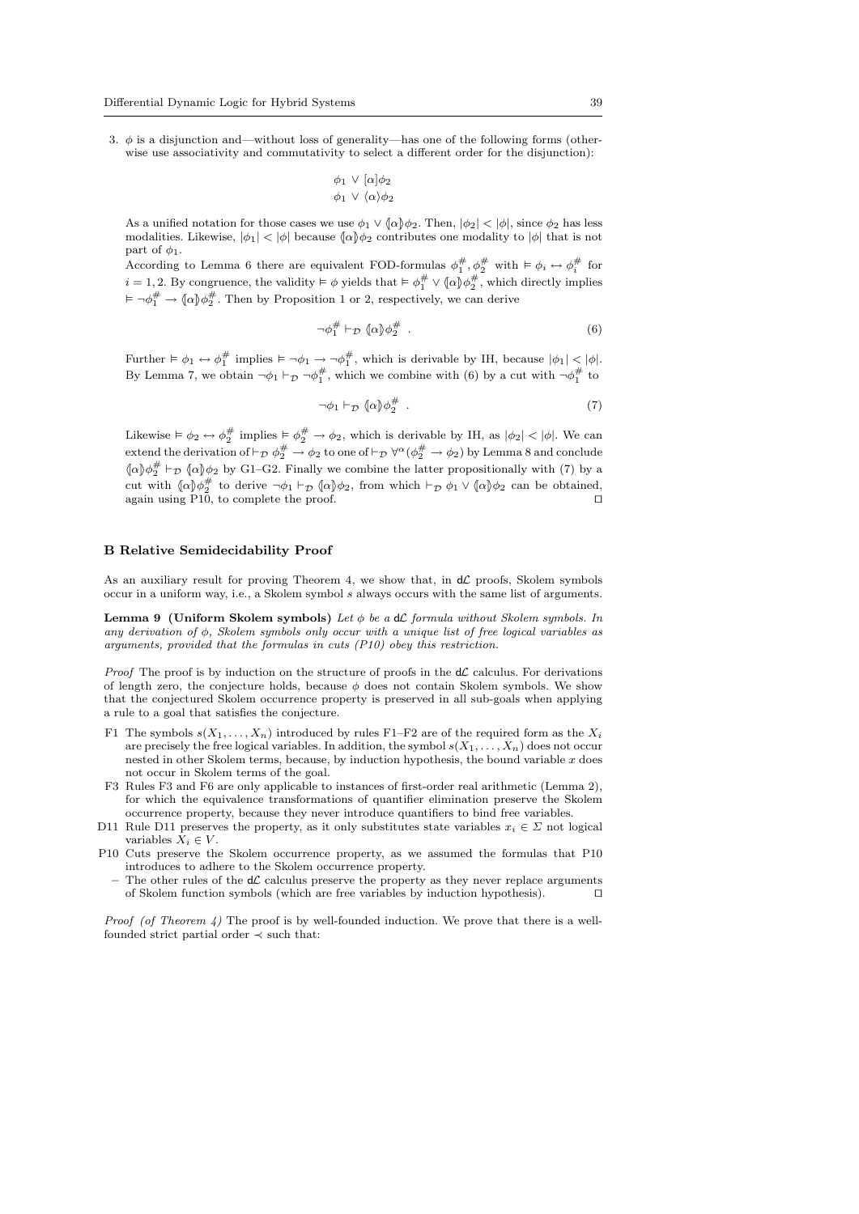3. $\phi$ is a disjunction and—without loss of generality—has one of the following forms (otherwise use associativity and commutativity to select a different order for the disjunction):

$$\phi_1 \lor [\alpha]\phi_2$$
$$\phi_1 \lor \langle\alpha\rangle\phi_2$$

As a unified notation for those cases we use $\phi_1 \lor \langle\!\![\alpha]\!\!\rangle\phi_2$. Then, $|\phi_2| < |\phi|$, since $\phi_2$ has less modalities. Likewise, $|\phi_1| < |\phi|$ because $\langle\!\![\alpha]\!\!\rangle\phi_2$ contributes one modality to $|\phi|$ that is not part of $\phi_1$.

According to Lemma 6 there are equivalent FOD-formulas $\phi_1^\#, \phi_2^\#$ with $\vDash \phi_i \leftrightarrow \phi_i^\#$ for $i = 1, 2$. By congruence, the validity $\vDash \phi$ yields that $\vDash \phi_1^\# \lor \langle\!\![\alpha]\!\!\rangle\phi_2^\#$, which directly implies $\vDash \neg\phi_1^\# \to \langle\!\![\alpha]\!\!\rangle\phi_2^\#$. Then by Proposition 1 or 2, respectively, we can derive

$$\neg\phi_1^\# \vdash_{\mathcal{D}} \langle\!\![\alpha]\!\!\rangle\phi_2^\# \ . \tag{6}$$

Further $\vDash \phi_1 \leftrightarrow \phi_1^\#$ implies $\vDash \neg\phi_1 \to \neg\phi_1^\#$, which is derivable by IH, because $|\phi_1| < |\phi|$. By Lemma 7, we obtain $\neg\phi_1 \vdash_{\mathcal{D}} \neg\phi_1^\#$, which we combine with (6) by a cut with $\neg\phi_1^\#$ to

$$\neg\phi_1 \vdash_{\mathcal{D}} \langle\!\![\alpha]\!\!\rangle\phi_2^\# \ . \tag{7}$$

Likewise $\vDash \phi_2 \leftrightarrow \phi_2^\#$ implies $\vDash \phi_2^\# \to \phi_2$, which is derivable by IH, as $|\phi_2| < |\phi|$. We can extend the derivation of $\vdash_{\mathcal{D}} \phi_2^\# \to \phi_2$ to one of $\vdash_{\mathcal{D}} \forall^\alpha(\phi_2^\# \to \phi_2)$ by Lemma 8 and conclude $\langle\!\![\alpha]\!\!\rangle\phi_2^\# \vdash_{\mathcal{D}} \langle\!\![\alpha]\!\!\rangle\phi_2$ by G1–G2. Finally we combine the latter propositionally with (7) by a cut with $\langle\!\![\alpha]\!\!\rangle\phi_2^\#$ to derive $\neg\phi_1 \vdash_{\mathcal{D}} \langle\!\![\alpha]\!\!\rangle\phi_2$, from which $\vdash_{\mathcal{D}} \phi_1 \lor \langle\!\![\alpha]\!\!\rangle\phi_2$ can be obtained, again using P10, to complete the proof. ⊓⊔

## B Relative Semidecidability Proof

As an auxiliary result for proving Theorem 4, we show that, in d$\mathcal{L}$ proofs, Skolem symbols occur in a uniform way, i.e., a Skolem symbol $s$ always occurs with the same list of arguments.

**Lemma 9 (Uniform Skolem symbols)** *Let $\phi$ be a* d$\mathcal{L}$ *formula without Skolem symbols. In any derivation of $\phi$, Skolem symbols only occur with a unique list of free logical variables as arguments, provided that the formulas in cuts (P10) obey this restriction.*

*Proof* The proof is by induction on the structure of proofs in the d$\mathcal{L}$ calculus. For derivations of length zero, the conjecture holds, because $\phi$ does not contain Skolem symbols. We show that the conjectured Skolem occurrence property is preserved in all sub-goals when applying a rule to a goal that satisfies the conjecture.

- F1 The symbols $s(X_1, \ldots, X_n)$ introduced by rules F1–F2 are of the required form as the $X_i$ are precisely the free logical variables. In addition, the symbol $s(X_1, \ldots, X_n)$ does not occur nested in other Skolem terms, because, by induction hypothesis, the bound variable $x$ does not occur in Skolem terms of the goal.
- F3 Rules F3 and F6 are only applicable to instances of first-order real arithmetic (Lemma 2), for which the equivalence transformations of quantifier elimination preserve the Skolem occurrence property, because they never introduce quantifiers to bind free variables.
- D11 Rule D11 preserves the property, as it only substitutes state variables $x_i \in \Sigma$ not logical variables $X_i \in V$.
- P10 Cuts preserve the Skolem occurrence property, as we assumed the formulas that P10 introduces to adhere to the Skolem occurrence property.
- – The other rules of the d$\mathcal{L}$ calculus preserve the property as they never replace arguments of Skolem function symbols (which are free variables by induction hypothesis). ⊓⊔

*Proof (of Theorem 4)* The proof is by well-founded induction. We prove that there is a well-founded strict partial order $\prec$ such that: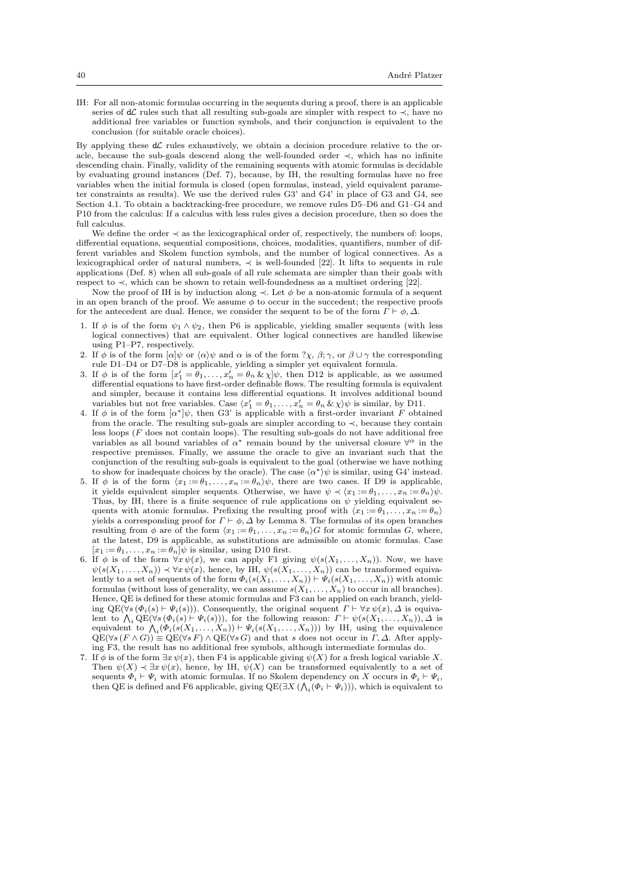IH: For all non-atomic formulas occurring in the sequents during a proof, there is an applicable series of d$\mathcal{L}$ rules such that all resulting sub-goals are simpler with respect to $\prec$, have no additional free variables or function symbols, and their conjunction is equivalent to the conclusion (for suitable oracle choices).

By applying these d$\mathcal{L}$ rules exhaustively, we obtain a decision procedure relative to the oracle, because the sub-goals descend along the well-founded order $\prec$, which has no infinite descending chain. Finally, validity of the remaining sequents with atomic formulas is decidable by evaluating ground instances (Def. 7), because, by IH, the resulting formulas have no free variables when the initial formula is closed (open formulas, instead, yield equivalent parameter constraints as results). We use the derived rules G3' and G4' in place of G3 and G4, see Section 4.1. To obtain a backtracking-free procedure, we remove rules D5–D6 and G1–G4 and P10 from the calculus: If a calculus with less rules gives a decision procedure, then so does the full calculus.

We define the order $\prec$ as the lexicographical order of, respectively, the numbers of: loops, differential equations, sequential compositions, choices, modalities, quantifiers, number of different variables and Skolem function symbols, and the number of logical connectives. As a lexicographical order of natural numbers, $\prec$ is well-founded [22]. It lifts to sequents in rule applications (Def. 8) when all sub-goals of all rule schemata are simpler than their goals with respect to $\prec$, which can be shown to retain well-foundedness as a multiset ordering [22].

Now the proof of IH is by induction along $\prec$. Let $\phi$ be a non-atomic formula of a sequent in an open branch of the proof. We assume $\phi$ to occur in the succedent; the respective proofs for the antecedent are dual. Hence, we consider the sequent to be of the form $\Gamma \vdash \phi, \Delta$.

1. If $\phi$ is of the form $\psi_1 \wedge \psi_2$, then P6 is applicable, yielding smaller sequents (with less logical connectives) that are equivalent. Other logical connectives are handled likewise using P1–P7, respectively.
2. If $\phi$ is of the form $[\alpha]\psi$ or $\langle\alpha\rangle\psi$ and $\alpha$ is of the form $?\chi$, $\beta;\gamma$, or $\beta \cup \gamma$ the corresponding rule D1–D4 or D7–D8 is applicable, yielding a simpler yet equivalent formula.
3. If $\phi$ is of the form $[x_1' = \theta_1, \dots, x_n' = \theta_n \,\&\, \chi]\psi$, then D12 is applicable, as we assumed differential equations to have first-order definable flows. The resulting formula is equivalent and simpler, because it contains less differential equations. It involves additional bound variables but not free variables. Case $\langle x_1' = \theta_1, \dots, x_n' = \theta_n \,\&\, \chi\rangle\psi$ is similar, by D11.
4. If $\phi$ is of the form $[\alpha^*]\psi$, then G3' is applicable with a first-order invariant $F$ obtained from the oracle. The resulting sub-goals are simpler according to $\prec$, because they contain less loops ($F$ does not contain loops). The resulting sub-goals do not have additional free variables as all bound variables of $\alpha^*$ remain bound by the universal closure $\forall^\alpha$ in the respective premisses. Finally, we assume the oracle to give an invariant such that the conjunction of the resulting sub-goals is equivalent to the goal (otherwise we have nothing to show for inadequate choices by the oracle). The case $\langle\alpha^*\rangle\psi$ is similar, using G4' instead.
5. If $\phi$ is of the form $\langle x_1 := \theta_1, \dots, x_n := \theta_n\rangle\psi$, there are two cases. If D9 is applicable, it yields equivalent simpler sequents. Otherwise, we have $\psi \prec \langle x_1 := \theta_1, \dots, x_n := \theta_n\rangle\psi$. Thus, by IH, there is a finite sequence of rule applications on $\psi$ yielding equivalent sequents with atomic formulas. Prefixing the resulting proof with $\langle x_1 := \theta_1, \dots, x_n := \theta_n\rangle$ yields a corresponding proof for $\Gamma \vdash \phi, \Delta$ by Lemma 8. The formulas of its open branches resulting from $\phi$ are of the form $\langle x_1 := \theta_1, \dots, x_n := \theta_n\rangle G$ for atomic formulas $G$, where, at the latest, D9 is applicable, as substitutions are admissible on atomic formulas. Case $[x_1 := \theta_1, \dots, x_n := \theta_n]\psi$ is similar, using D10 first.
6. If $\phi$ is of the form $\forall x\, \psi(x)$, we can apply F1 giving $\psi(s(X_1, \dots, X_n))$. Now, we have $\psi(s(X_1, \dots, X_n)) \prec \forall x\, \psi(x)$, hence, by IH, $\psi(s(X_1, \dots, X_n))$ can be transformed equivalently to a set of sequents of the form $\Phi_i(s(X_1, \dots, X_n)) \vdash \Psi_i(s(X_1, \dots, X_n))$ with atomic formulas (without loss of generality, we can assume $s(X_1, \dots, X_n)$ to occur in all branches). Hence, QE is defined for these atomic formulas and F3 can be applied on each branch, yielding $\mathrm{QE}(\forall s\, (\Phi_i(s) \vdash \Psi_i(s)))$. Consequently, the original sequent $\Gamma \vdash \forall x\, \psi(x), \Delta$ is equivalent to $\bigwedge_i \mathrm{QE}(\forall s\, (\Phi_i(s) \vdash \Psi_i(s)))$, for the following reason: $\Gamma \vdash \psi(s(X_1, \dots, X_n)), \Delta$ is equivalent to $\bigwedge_i (\Phi_i(s(X_1, \dots, X_n)) \vdash \Psi_i(s(X_1, \dots, X_n)))$ by IH, using the equivalence $\mathrm{QE}(\forall s\, (F \wedge G)) \equiv \mathrm{QE}(\forall s\, F) \wedge \mathrm{QE}(\forall s\, G)$ and that $s$ does not occur in $\Gamma, \Delta$. After applying F3, the result has no additional free symbols, although intermediate formulas do.
7. If $\phi$ is of the form $\exists x\, \psi(x)$, then F4 is applicable giving $\psi(X)$ for a fresh logical variable $X$. Then $\psi(X) \prec \exists x\, \psi(x)$, hence, by IH, $\psi(X)$ can be transformed equivalently to a set of sequents $\Phi_i \vdash \Psi_i$ with atomic formulas. If no Skolem dependency on $X$ occurs in $\Phi_i \vdash \Psi_i$, then QE is defined and F6 applicable, giving $\mathrm{QE}(\exists X\, (\bigwedge_i (\Phi_i \vdash \Psi_i)))$, which is equivalent to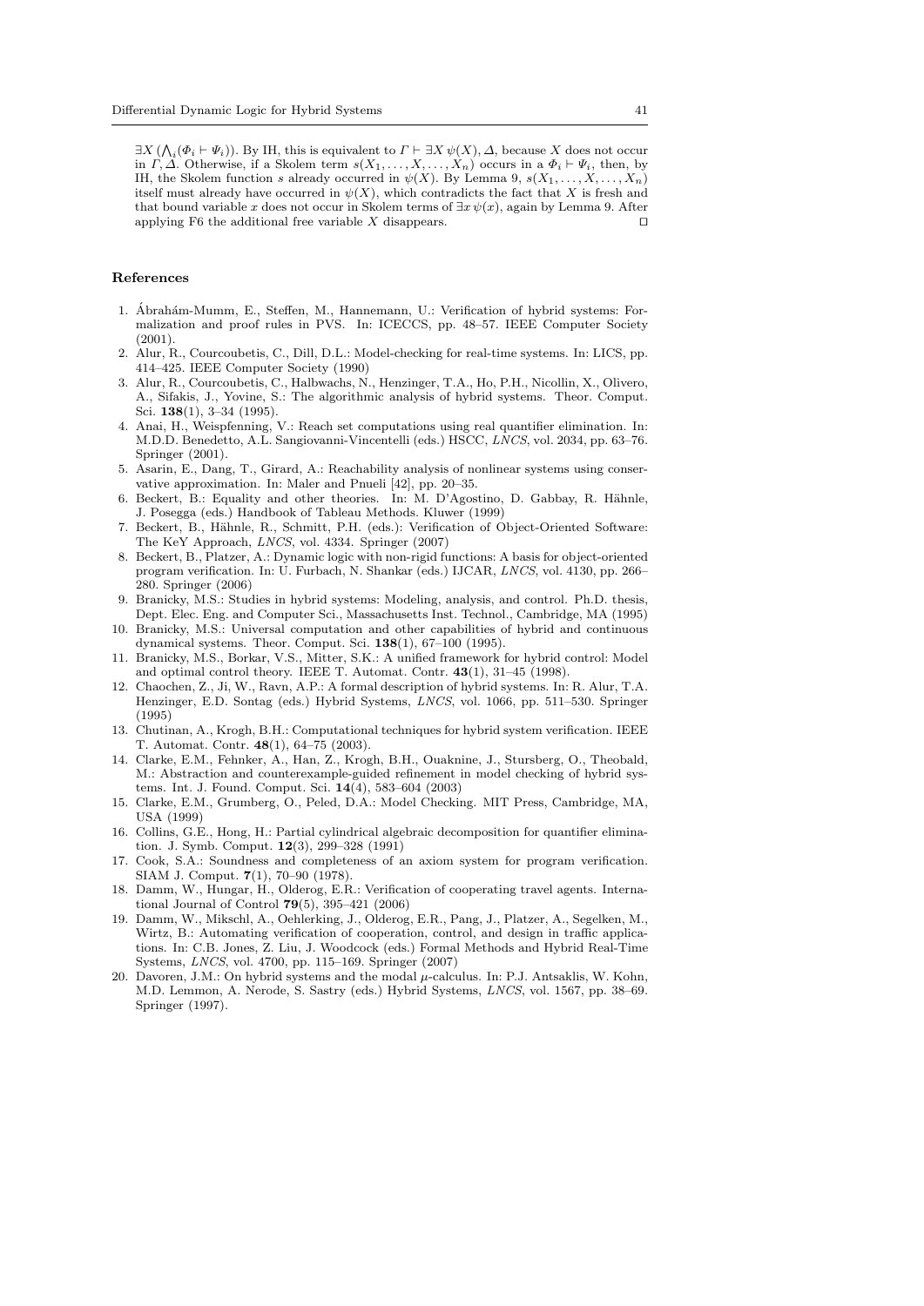$\exists X\, (\bigwedge_i (\Phi_i \vdash \Psi_i))$. By IH, this is equivalent to $\Gamma \vdash \exists X\, \psi(X), \Delta$, because $X$ does not occur in $\Gamma, \Delta$. Otherwise, if a Skolem term $s(X_1, \ldots, X, \ldots, X_n)$ occurs in a $\Phi_i \vdash \Psi_i$, then, by IH, the Skolem function $s$ already occurred in $\psi(X)$. By Lemma 9, $s(X_1, \ldots, X, \ldots, X_n)$ itself must already have occurred in $\psi(X)$, which contradicts the fact that $X$ is fresh and that bound variable $x$ does not occur in Skolem terms of $\exists x\, \psi(x)$, again by Lemma 9. After applying F6 the additional free variable $X$ disappears. ⊓⊔

## References

1. Ábrahám-Mumm, E., Steffen, M., Hannemann, U.: Verification of hybrid systems: Formalization and proof rules in PVS. In: ICECCS, pp. 48–57. IEEE Computer Society (2001).
2. Alur, R., Courcoubetis, C., Dill, D.L.: Model-checking for real-time systems. In: LICS, pp. 414–425. IEEE Computer Society (1990)
3. Alur, R., Courcoubetis, C., Halbwachs, N., Henzinger, T.A., Ho, P.H., Nicollin, X., Olivero, A., Sifakis, J., Yovine, S.: The algorithmic analysis of hybrid systems. Theor. Comput. Sci. **138**(1), 3–34 (1995).
4. Anai, H., Weispfenning, V.: Reach set computations using real quantifier elimination. In: M.D.D. Benedetto, A.L. Sangiovanni-Vincentelli (eds.) HSCC, *LNCS*, vol. 2034, pp. 63–76. Springer (2001).
5. Asarin, E., Dang, T., Girard, A.: Reachability analysis of nonlinear systems using conservative approximation. In: Maler and Pnueli [42], pp. 20–35.
6. Beckert, B.: Equality and other theories. In: M. D'Agostino, D. Gabbay, R. Hähnle, J. Posegga (eds.) Handbook of Tableau Methods. Kluwer (1999)
7. Beckert, B., Hähnle, R., Schmitt, P.H. (eds.): Verification of Object-Oriented Software: The KeY Approach, *LNCS*, vol. 4334. Springer (2007)
8. Beckert, B., Platzer, A.: Dynamic logic with non-rigid functions: A basis for object-oriented program verification. In: U. Furbach, N. Shankar (eds.) IJCAR, *LNCS*, vol. 4130, pp. 266–280. Springer (2006)
9. Branicky, M.S.: Studies in hybrid systems: Modeling, analysis, and control. Ph.D. thesis, Dept. Elec. Eng. and Computer Sci., Massachusetts Inst. Technol., Cambridge, MA (1995)
10. Branicky, M.S.: Universal computation and other capabilities of hybrid and continuous dynamical systems. Theor. Comput. Sci. **138**(1), 67–100 (1995).
11. Branicky, M.S., Borkar, V.S., Mitter, S.K.: A unified framework for hybrid control: Model and optimal control theory. IEEE T. Automat. Contr. **43**(1), 31–45 (1998).
12. Chaochen, Z., Ji, W., Ravn, A.P.: A formal description of hybrid systems. In: R. Alur, T.A. Henzinger, E.D. Sontag (eds.) Hybrid Systems, *LNCS*, vol. 1066, pp. 511–530. Springer (1995)
13. Chutinan, A., Krogh, B.H.: Computational techniques for hybrid system verification. IEEE T. Automat. Contr. **48**(1), 64–75 (2003).
14. Clarke, E.M., Fehnker, A., Han, Z., Krogh, B.H., Ouaknine, J., Stursberg, O., Theobald, M.: Abstraction and counterexample-guided refinement in model checking of hybrid systems. Int. J. Found. Comput. Sci. **14**(4), 583–604 (2003)
15. Clarke, E.M., Grumberg, O., Peled, D.A.: Model Checking. MIT Press, Cambridge, MA, USA (1999)
16. Collins, G.E., Hong, H.: Partial cylindrical algebraic decomposition for quantifier elimination. J. Symb. Comput. **12**(3), 299–328 (1991)
17. Cook, S.A.: Soundness and completeness of an axiom system for program verification. SIAM J. Comput. **7**(1), 70–90 (1978).
18. Damm, W., Hungar, H., Olderog, E.R.: Verification of cooperating travel agents. International Journal of Control **79**(5), 395–421 (2006)
19. Damm, W., Mikschl, A., Oehlerking, J., Olderog, E.R., Pang, J., Platzer, A., Segelken, M., Wirtz, B.: Automating verification of cooperation, control, and design in traffic applications. In: C.B. Jones, Z. Liu, J. Woodcock (eds.) Formal Methods and Hybrid Real-Time Systems, *LNCS*, vol. 4700, pp. 115–169. Springer (2007)
20. Davoren, J.M.: On hybrid systems and the modal $\mu$-calculus. In: P.J. Antsaklis, W. Kohn, M.D. Lemmon, A. Nerode, S. Sastry (eds.) Hybrid Systems, *LNCS*, vol. 1567, pp. 38–69. Springer (1997).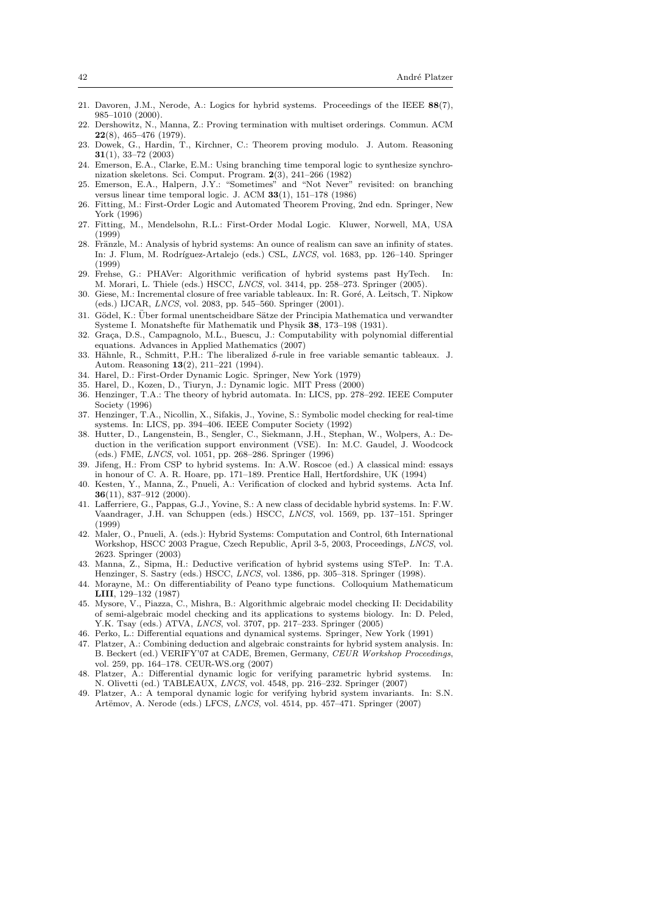21. Davoren, J.M., Nerode, A.: Logics for hybrid systems. Proceedings of the IEEE **88**(7), 985–1010 (2000).
22. Dershowitz, N., Manna, Z.: Proving termination with multiset orderings. Commun. ACM **22**(8), 465–476 (1979).
23. Dowek, G., Hardin, T., Kirchner, C.: Theorem proving modulo. J. Autom. Reasoning **31**(1), 33–72 (2003)
24. Emerson, E.A., Clarke, E.M.: Using branching time temporal logic to synthesize synchronization skeletons. Sci. Comput. Program. **2**(3), 241–266 (1982)
25. Emerson, E.A., Halpern, J.Y.: "Sometimes" and "Not Never" revisited: on branching versus linear time temporal logic. J. ACM **33**(1), 151–178 (1986)
26. Fitting, M.: First-Order Logic and Automated Theorem Proving, 2nd edn. Springer, New York (1996)
27. Fitting, M., Mendelsohn, R.L.: First-Order Modal Logic. Kluwer, Norwell, MA, USA (1999)
28. Fränzle, M.: Analysis of hybrid systems: An ounce of realism can save an infinity of states. In: J. Flum, M. Rodríguez-Artalejo (eds.) CSL, *LNCS*, vol. 1683, pp. 126–140. Springer (1999)
29. Frehse, G.: PHAVer: Algorithmic verification of hybrid systems past HyTech. In: M. Morari, L. Thiele (eds.) HSCC, *LNCS*, vol. 3414, pp. 258–273. Springer (2005).
30. Giese, M.: Incremental closure of free variable tableaux. In: R. Goré, A. Leitsch, T. Nipkow (eds.) IJCAR, *LNCS*, vol. 2083, pp. 545–560. Springer (2001).
31. Gödel, K.: Über formal unentscheidbare Sätze der Principia Mathematica und verwandter Systeme I. Monatshefte für Mathematik und Physik **38**, 173–198 (1931).
32. Graça, D.S., Campagnolo, M.L., Buescu, J.: Computability with polynomial differential equations. Advances in Applied Mathematics (2007)
33. Hähnle, R., Schmitt, P.H.: The liberalized $\delta$-rule in free variable semantic tableaux. J. Autom. Reasoning **13**(2), 211–221 (1994).
34. Harel, D.: First-Order Dynamic Logic. Springer, New York (1979)
35. Harel, D., Kozen, D., Tiuryn, J.: Dynamic logic. MIT Press (2000)
36. Henzinger, T.A.: The theory of hybrid automata. In: LICS, pp. 278–292. IEEE Computer Society (1996)
37. Henzinger, T.A., Nicollin, X., Sifakis, J., Yovine, S.: Symbolic model checking for real-time systems. In: LICS, pp. 394–406. IEEE Computer Society (1992)
38. Hutter, D., Langenstein, B., Sengler, C., Siekmann, J.H., Stephan, W., Wolpers, A.: Deduction in the verification support environment (VSE). In: M.C. Gaudel, J. Woodcock (eds.) FME, *LNCS*, vol. 1051, pp. 268–286. Springer (1996)
39. Jifeng, H.: From CSP to hybrid systems. In: A.W. Roscoe (ed.) A classical mind: essays in honour of C. A. R. Hoare, pp. 171–189. Prentice Hall, Hertfordshire, UK (1994)
40. Kesten, Y., Manna, Z., Pnueli, A.: Verification of clocked and hybrid systems. Acta Inf. **36**(11), 837–912 (2000).
41. Lafferriere, G., Pappas, G.J., Yovine, S.: A new class of decidable hybrid systems. In: F.W. Vaandrager, J.H. van Schuppen (eds.) HSCC, *LNCS*, vol. 1569, pp. 137–151. Springer (1999)
42. Maler, O., Pnueli, A. (eds.): Hybrid Systems: Computation and Control, 6th International Workshop, HSCC 2003 Prague, Czech Republic, April 3-5, 2003, Proceedings, *LNCS*, vol. 2623. Springer (2003)
43. Manna, Z., Sipma, H.: Deductive verification of hybrid systems using STeP. In: T.A. Henzinger, S. Sastry (eds.) HSCC, *LNCS*, vol. 1386, pp. 305–318. Springer (1998).
44. Morayne, M.: On differentiability of Peano type functions. Colloquium Mathematicum **LIII**, 129–132 (1987)
45. Mysore, V., Piazza, C., Mishra, B.: Algorithmic algebraic model checking II: Decidability of semi-algebraic model checking and its applications to systems biology. In: D. Peled, Y.K. Tsay (eds.) ATVA, *LNCS*, vol. 3707, pp. 217–233. Springer (2005)
46. Perko, L.: Differential equations and dynamical systems. Springer, New York (1991)
47. Platzer, A.: Combining deduction and algebraic constraints for hybrid system analysis. In: B. Beckert (ed.) VERIFY'07 at CADE, Bremen, Germany, *CEUR Workshop Proceedings*, vol. 259, pp. 164–178. CEUR-WS.org (2007)
48. Platzer, A.: Differential dynamic logic for verifying parametric hybrid systems. In: N. Olivetti (ed.) TABLEAUX, *LNCS*, vol. 4548, pp. 216–232. Springer (2007)
49. Platzer, A.: A temporal dynamic logic for verifying hybrid system invariants. In: S.N. Artëmov, A. Nerode (eds.) LFCS, *LNCS*, vol. 4514, pp. 457–471. Springer (2007)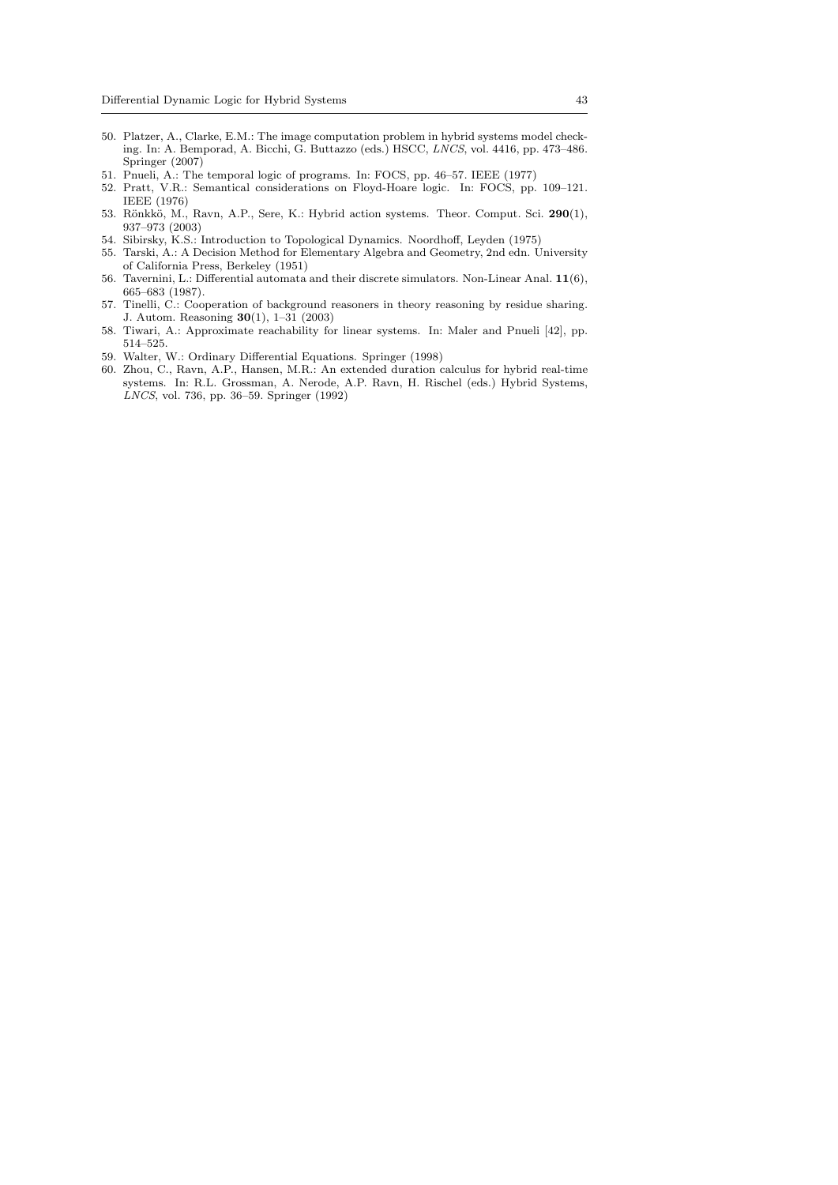50. Platzer, A., Clarke, E.M.: The image computation problem in hybrid systems model checking. In: A. Bemporad, A. Bicchi, G. Buttazzo (eds.) HSCC, *LNCS*, vol. 4416, pp. 473–486. Springer (2007)
51. Pnueli, A.: The temporal logic of programs. In: FOCS, pp. 46–57. IEEE (1977)
52. Pratt, V.R.: Semantical considerations on Floyd-Hoare logic. In: FOCS, pp. 109–121. IEEE (1976)
53. Rönkkö, M., Ravn, A.P., Sere, K.: Hybrid action systems. Theor. Comput. Sci. **290**(1), 937–973 (2003)
54. Sibirsky, K.S.: Introduction to Topological Dynamics. Noordhoff, Leyden (1975)
55. Tarski, A.: A Decision Method for Elementary Algebra and Geometry, 2nd edn. University of California Press, Berkeley (1951)
56. Tavernini, L.: Differential automata and their discrete simulators. Non-Linear Anal. **11**(6), 665–683 (1987).
57. Tinelli, C.: Cooperation of background reasoners in theory reasoning by residue sharing. J. Autom. Reasoning **30**(1), 1–31 (2003)
58. Tiwari, A.: Approximate reachability for linear systems. In: Maler and Pnueli [42], pp. 514–525.
59. Walter, W.: Ordinary Differential Equations. Springer (1998)
60. Zhou, C., Ravn, A.P., Hansen, M.R.: An extended duration calculus for hybrid real-time systems. In: R.L. Grossman, A. Nerode, A.P. Ravn, H. Rischel (eds.) Hybrid Systems, *LNCS*, vol. 736, pp. 36–59. Springer (1992)